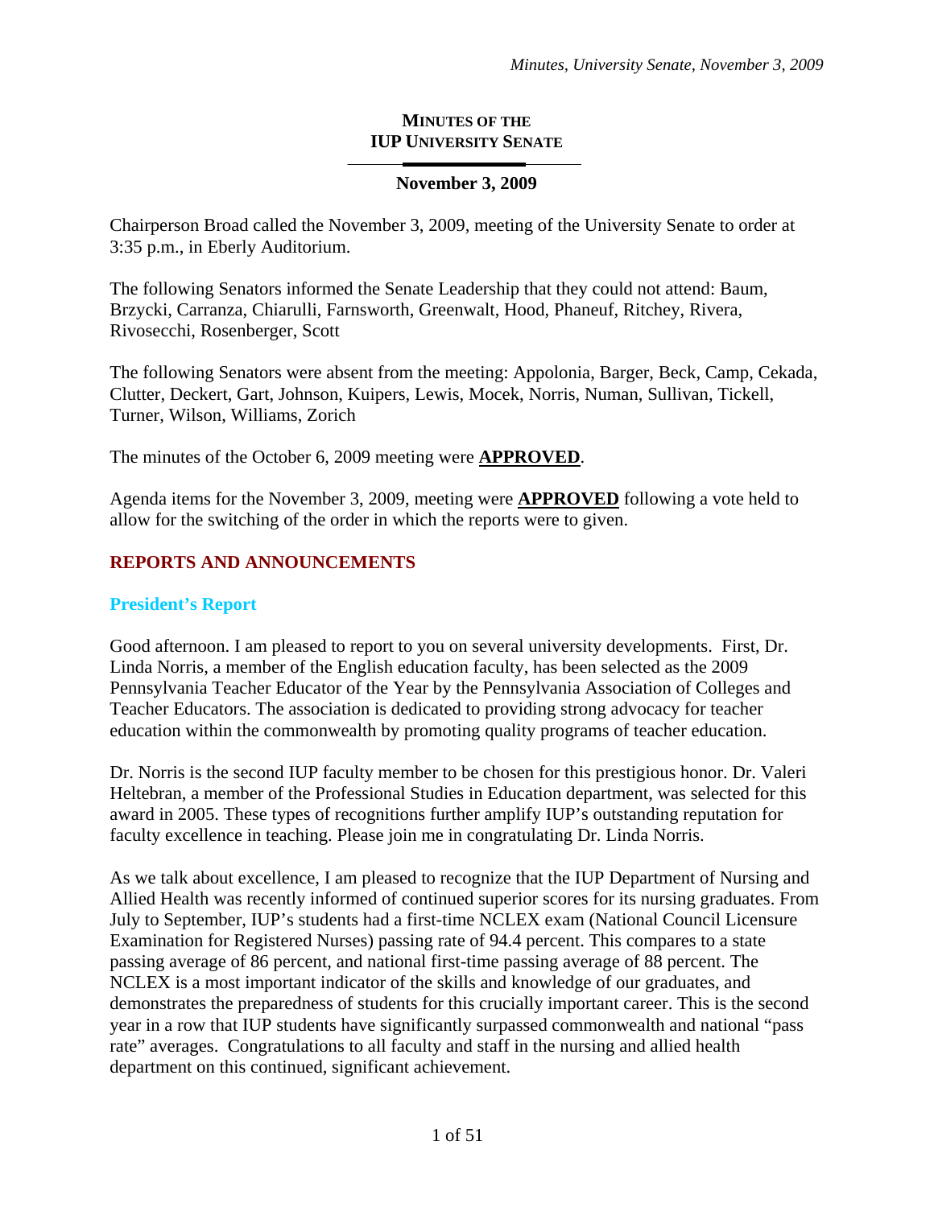# MINUTES OF THE IUP UNIVERSITY SENATE

## November 3, 2009

Chairperson Broad called the November 3, 2009, meeting of the University Senate to order at 3:35 p.m., in Eberly Auditorium.

The following Senators informed the Senate Leadership that they could not attend: Baum, Brzycki, Carranza, Chiarulli, Farnsworth, Greenwalt, Hood, Phaneuf, Ritchey, Rivera, Rivosecchi, Rosenberger, Scott

The following Senators were absent from the meeting: Appolonia, Barger, Beck, Camp, Cekada, Clutter, Deckert, Gart, Johnson, Kuipers, Lewis, Mocek, Norris, Numan, Sullivan, Tickell, Turner, Wilson, Williams, Zorich

The minutes of the October 6, 2009 meeting were **APPROVED**.

Agenda items for the November 3, 2009, meeting were **APPROVED** following a vote held to allow for the switching of the order in which the reports were to given.

## REPORTS AND ANNOUNCEMENTS

### President's Report

Good afternoon. I am pleased to report to you on several university developments. First, Dr. Linda Norris, a member of the English education faculty, has been selected as the 2009 Pennsylvania Teacher Educator of the Year by the Pennsylvania Association of Colleges and Teacher Educators. The association is dedicated to providing strong advocacy for teacher education within the commonwealth by promoting quality programs of teacher education.

Dr. Norris is the second IUP faculty member to be chosen for this prestigious honor. Dr. Valeri Heltebran, a member of the Professional Studies in Education department, was selected for this award in 2005. These types of recognitions further amplify IUP's outstanding reputation for faculty excellence in teaching. Please join me in congratulating Dr. Linda Norris.

As we talk about excellence, I am pleased to recognize that the IUP Department of Nursing and Allied Health was recently informed of continued superior scores for its nursing graduates. From July to September, IUP's students had a first-time NCLEX exam (National Council Licensure Examination for Registered Nurses) passing rate of 94.4 percent. This compares to a state passing average of 86 percent, and national first-time passing average of 88 percent. The NCLEX is a most important indicator of the skills and knowledge of our graduates, and demonstrates the preparedness of students for this crucially important career. This is the second year in a row that IUP students have significantly surpassed commonwealth and national "pass rate" averages. Congratulations to all faculty and staff in the nursing and allied health department on this continued, significant achievement.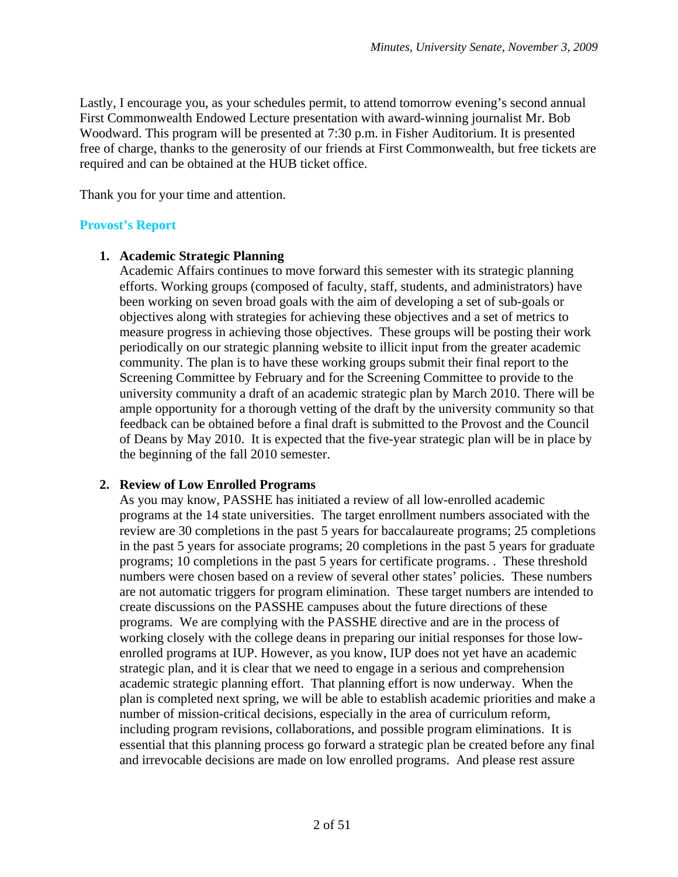Lastly, I encourage you, as your schedules permit, to attend tomorrow evening's second annual First Commonwealth Endowed Lecture presentation with award-winning journalist Mr. Bob Woodward. This program will be presented at 7:30 p.m. in Fisher Auditorium. It is presented free of charge, thanks to the generosity of our friends at First Commonwealth, but free tickets are required and can be obtained at the HUB ticket office.

Thank you for your time and attention.

## Provost's Report

1. **Academic Strategic Planning**
   Academic Affairs continues to move forward this semester with its strategic planning efforts. Working groups (composed of faculty, staff, students, and administrators) have been working on seven broad goals with the aim of developing a set of sub-goals or objectives along with strategies for achieving these objectives and a set of metrics to measure progress in achieving those objectives. These groups will be posting their work periodically on our strategic planning website to illicit input from the greater academic community. The plan is to have these working groups submit their final report to the Screening Committee by February and for the Screening Committee to provide to the university community a draft of an academic strategic plan by March 2010. There will be ample opportunity for a thorough vetting of the draft by the university community so that feedback can be obtained before a final draft is submitted to the Provost and the Council of Deans by May 2010. It is expected that the five-year strategic plan will be in place by the beginning of the fall 2010 semester.

2. **Review of Low Enrolled Programs**
   As you may know, PASSHE has initiated a review of all low-enrolled academic programs at the 14 state universities. The target enrollment numbers associated with the review are 30 completions in the past 5 years for baccalaureate programs; 25 completions in the past 5 years for associate programs; 20 completions in the past 5 years for graduate programs; 10 completions in the past 5 years for certificate programs. . These threshold numbers were chosen based on a review of several other states' policies. These numbers are not automatic triggers for program elimination. These target numbers are intended to create discussions on the PASSHE campuses about the future directions of these programs. We are complying with the PASSHE directive and are in the process of working closely with the college deans in preparing our initial responses for those low-enrolled programs at IUP. However, as you know, IUP does not yet have an academic strategic plan, and it is clear that we need to engage in a serious and comprehension academic strategic planning effort. That planning effort is now underway. When the plan is completed next spring, we will be able to establish academic priorities and make a number of mission-critical decisions, especially in the area of curriculum reform, including program revisions, collaborations, and possible program eliminations. It is essential that this planning process go forward a strategic plan be created before any final and irrevocable decisions are made on low enrolled programs. And please rest assure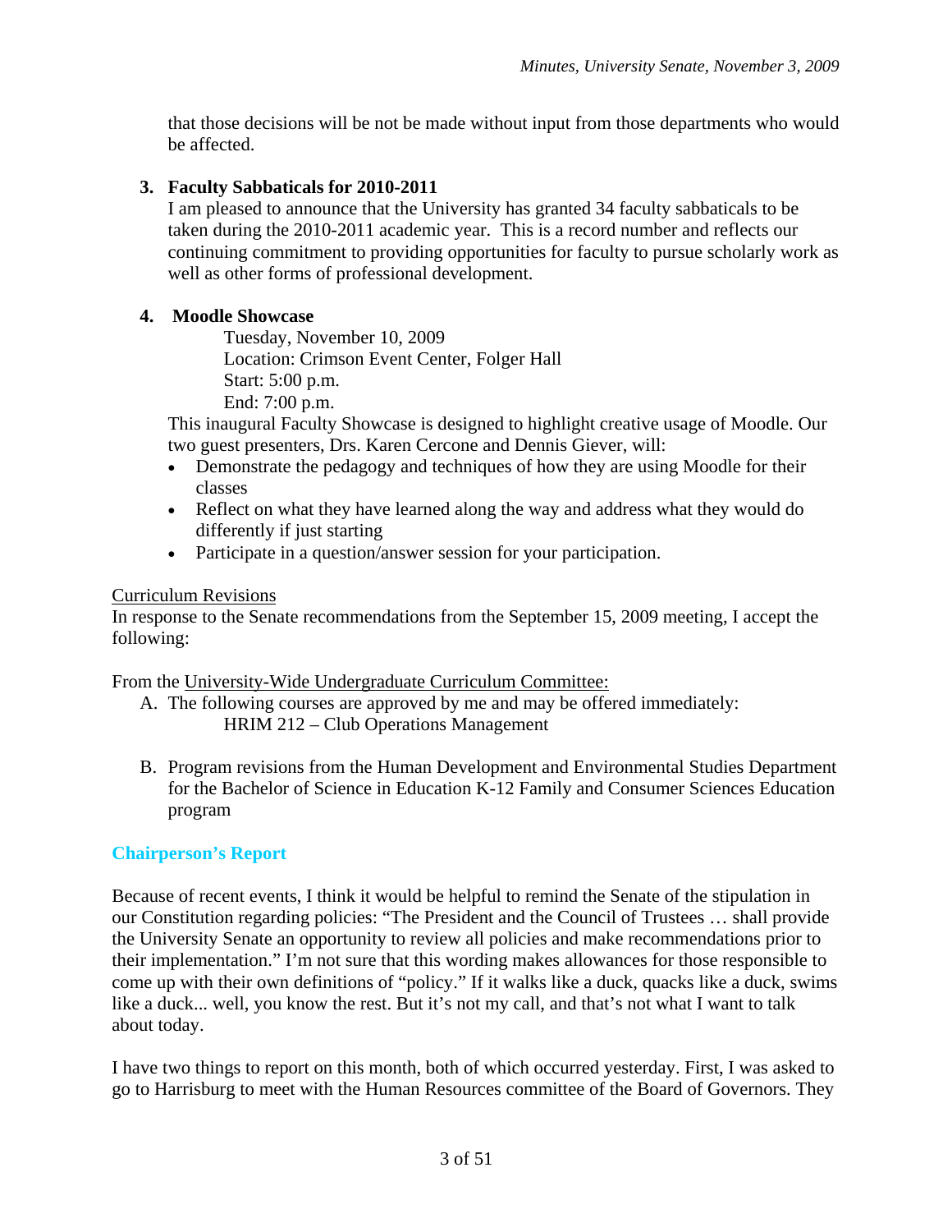that those decisions will be not be made without input from those departments who would be affected.

3. **Faculty Sabbaticals for 2010-2011**

   I am pleased to announce that the University has granted 34 faculty sabbaticals to be taken during the 2010-2011 academic year. This is a record number and reflects our continuing commitment to providing opportunities for faculty to pursue scholarly work as well as other forms of professional development.

4. **Moodle Showcase**

   Tuesday, November 10, 2009
   Location: Crimson Event Center, Folger Hall
   Start: 5:00 p.m.
   End: 7:00 p.m.

   This inaugural Faculty Showcase is designed to highlight creative usage of Moodle. Our two guest presenters, Drs. Karen Cercone and Dennis Giever, will:

   - Demonstrate the pedagogy and techniques of how they are using Moodle for their classes
   - Reflect on what they have learned along the way and address what they would do differently if just starting
   - Participate in a question/answer session for your participation.

Curriculum Revisions

In response to the Senate recommendations from the September 15, 2009 meeting, I accept the following:

From the University-Wide Undergraduate Curriculum Committee:

A. The following courses are approved by me and may be offered immediately:
   HRIM 212 – Club Operations Management

B. Program revisions from the Human Development and Environmental Studies Department for the Bachelor of Science in Education K-12 Family and Consumer Sciences Education program

## Chairperson's Report

Because of recent events, I think it would be helpful to remind the Senate of the stipulation in our Constitution regarding policies: "The President and the Council of Trustees … shall provide the University Senate an opportunity to review all policies and make recommendations prior to their implementation." I'm not sure that this wording makes allowances for those responsible to come up with their own definitions of "policy." If it walks like a duck, quacks like a duck, swims like a duck... well, you know the rest. But it's not my call, and that's not what I want to talk about today.

I have two things to report on this month, both of which occurred yesterday. First, I was asked to go to Harrisburg to meet with the Human Resources committee of the Board of Governors. They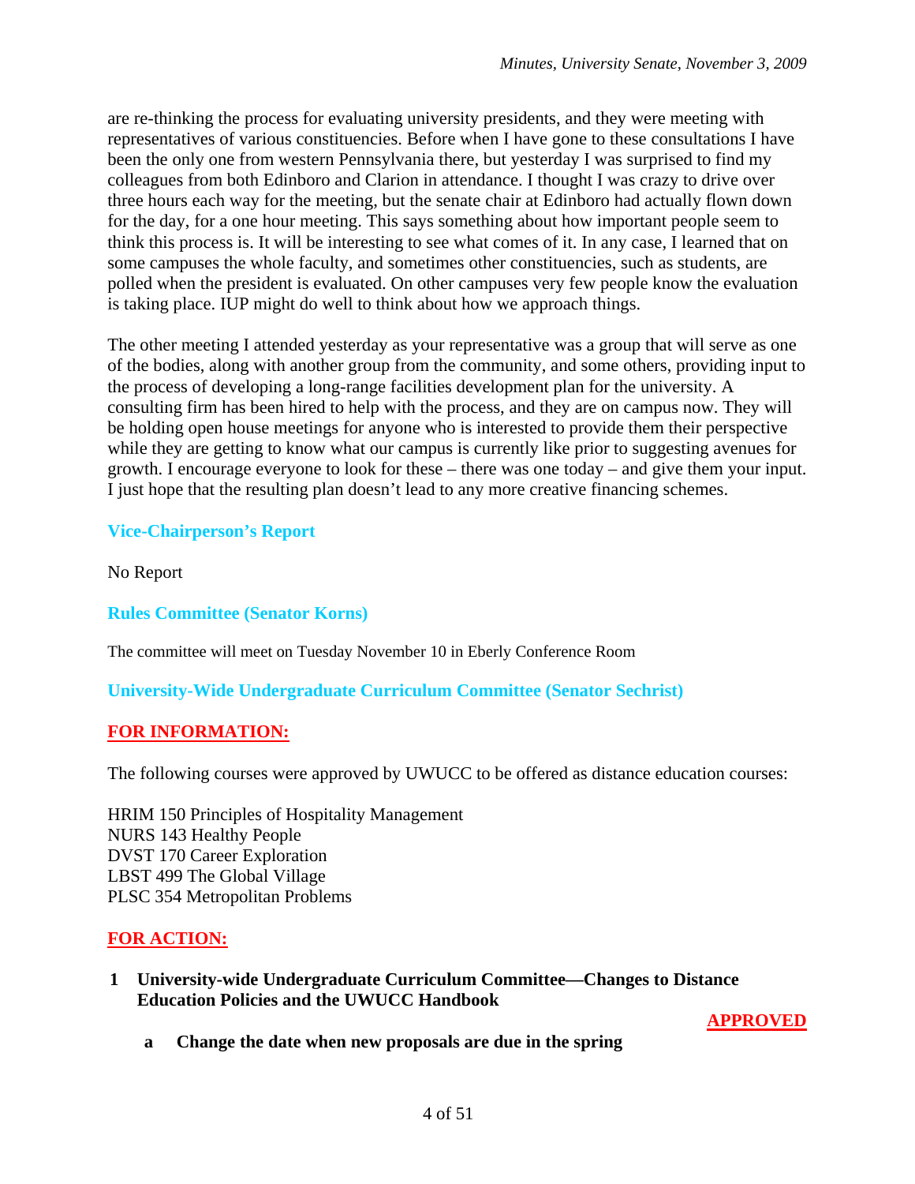are re-thinking the process for evaluating university presidents, and they were meeting with representatives of various constituencies. Before when I have gone to these consultations I have been the only one from western Pennsylvania there, but yesterday I was surprised to find my colleagues from both Edinboro and Clarion in attendance. I thought I was crazy to drive over three hours each way for the meeting, but the senate chair at Edinboro had actually flown down for the day, for a one hour meeting. This says something about how important people seem to think this process is. It will be interesting to see what comes of it. In any case, I learned that on some campuses the whole faculty, and sometimes other constituencies, such as students, are polled when the president is evaluated. On other campuses very few people know the evaluation is taking place. IUP might do well to think about how we approach things.

The other meeting I attended yesterday as your representative was a group that will serve as one of the bodies, along with another group from the community, and some others, providing input to the process of developing a long-range facilities development plan for the university. A consulting firm has been hired to help with the process, and they are on campus now. They will be holding open house meetings for anyone who is interested to provide them their perspective while they are getting to know what our campus is currently like prior to suggesting avenues for growth. I encourage everyone to look for these – there was one today – and give them your input. I just hope that the resulting plan doesn't lead to any more creative financing schemes.

## Vice-Chairperson's Report

No Report

## Rules Committee (Senator Korns)

The committee will meet on Tuesday November 10 in Eberly Conference Room

## University-Wide Undergraduate Curriculum Committee (Senator Sechrist)

**FOR INFORMATION:**

The following courses were approved by UWUCC to be offered as distance education courses:

HRIM 150 Principles of Hospitality Management
NURS 143 Healthy People
DVST 170 Career Exploration
LBST 499 The Global Village
PLSC 354 Metropolitan Problems

**FOR ACTION:**

**1 University-wide Undergraduate Curriculum Committee—Changes to Distance Education Policies and the UWUCC Handbook**

**APPROVED**

**a Change the date when new proposals are due in the spring**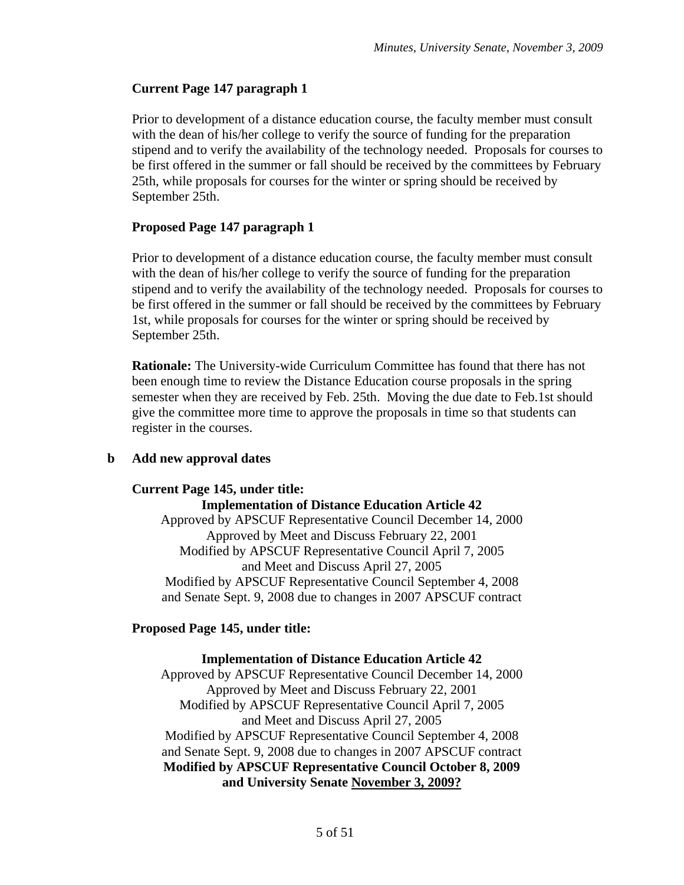**Current Page 147 paragraph 1**

Prior to development of a distance education course, the faculty member must consult with the dean of his/her college to verify the source of funding for the preparation stipend and to verify the availability of the technology needed. Proposals for courses to be first offered in the summer or fall should be received by the committees by February 25th, while proposals for courses for the winter or spring should be received by September 25th.

**Proposed Page 147 paragraph 1**

Prior to development of a distance education course, the faculty member must consult with the dean of his/her college to verify the source of funding for the preparation stipend and to verify the availability of the technology needed. Proposals for courses to be first offered in the summer or fall should be received by the committees by February 1st, while proposals for courses for the winter or spring should be received by September 25th.

**Rationale:** The University-wide Curriculum Committee has found that there has not been enough time to review the Distance Education course proposals in the spring semester when they are received by Feb. 25th. Moving the due date to Feb.1st should give the committee more time to approve the proposals in time so that students can register in the courses.

**b Add new approval dates**

**Current Page 145, under title:**

**Implementation of Distance Education Article 42**
Approved by APSCUF Representative Council December 14, 2000
Approved by Meet and Discuss February 22, 2001
Modified by APSCUF Representative Council April 7, 2005
and Meet and Discuss April 27, 2005
Modified by APSCUF Representative Council September 4, 2008
and Senate Sept. 9, 2008 due to changes in 2007 APSCUF contract

**Proposed Page 145, under title:**

**Implementation of Distance Education Article 42**
Approved by APSCUF Representative Council December 14, 2000
Approved by Meet and Discuss February 22, 2001
Modified by APSCUF Representative Council April 7, 2005
and Meet and Discuss April 27, 2005
Modified by APSCUF Representative Council September 4, 2008
and Senate Sept. 9, 2008 due to changes in 2007 APSCUF contract
**Modified by APSCUF Representative Council October 8, 2009**
**and University Senate <u>November 3, 2009?</u>**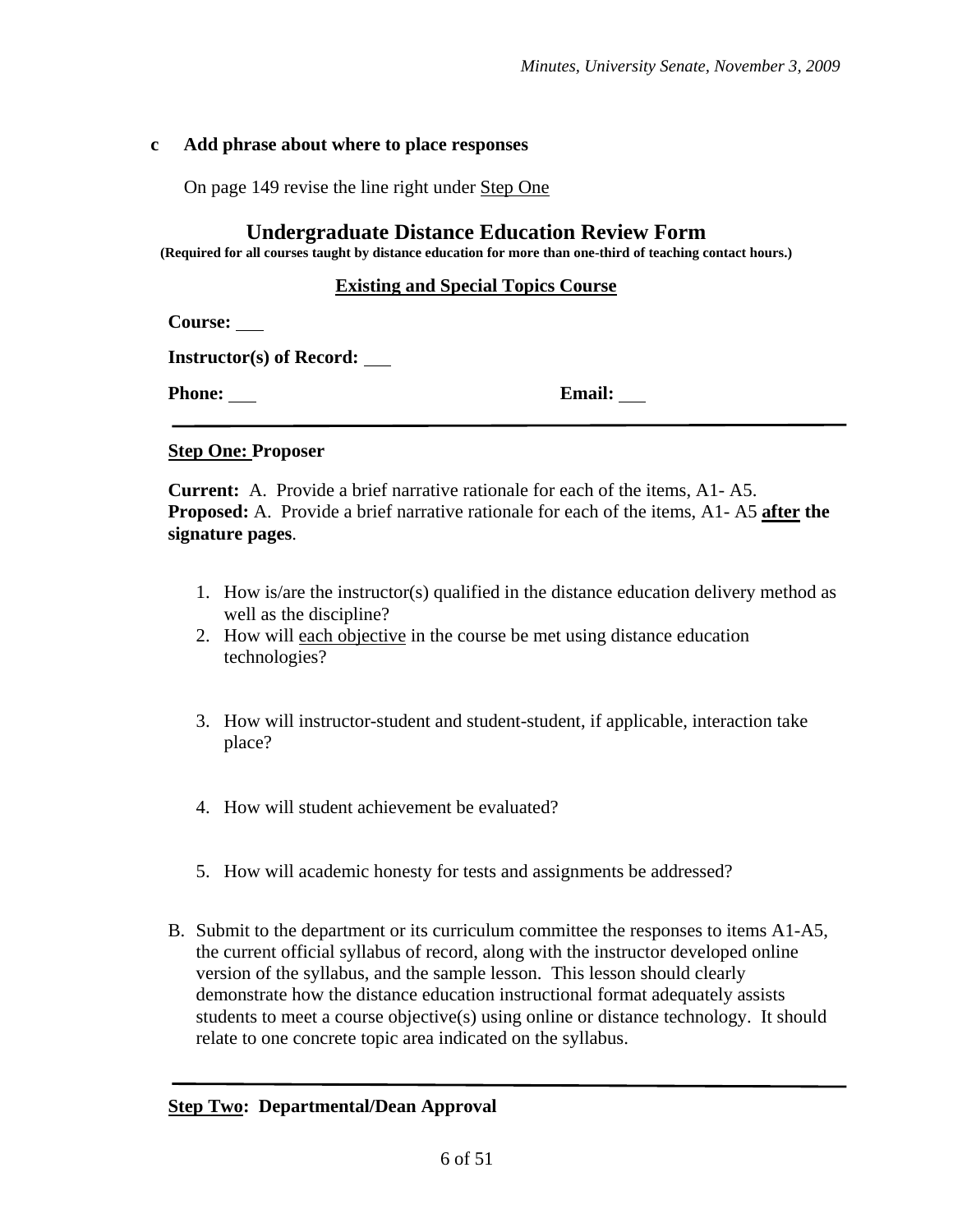**c Add phrase about where to place responses**

On page 149 revise the line right under Step One

## Undergraduate Distance Education Review Form

**(Required for all courses taught by distance education for more than one-third of teaching contact hours.)**

**Existing and Special Topics Course**

**Course:** ___

**Instructor(s) of Record:** ___

**Phone:** ___ **Email:** ___

---

**Step One: Proposer**

**Current:** A. Provide a brief narrative rationale for each of the items, A1- A5.
**Proposed:** A. Provide a brief narrative rationale for each of the items, A1- A5 **after the signature pages**.

1. How is/are the instructor(s) qualified in the distance education delivery method as well as the discipline?
2. How will each objective in the course be met using distance education technologies?
3. How will instructor-student and student-student, if applicable, interaction take place?
4. How will student achievement be evaluated?
5. How will academic honesty for tests and assignments be addressed?

B. Submit to the department or its curriculum committee the responses to items A1-A5, the current official syllabus of record, along with the instructor developed online version of the syllabus, and the sample lesson. This lesson should clearly demonstrate how the distance education instructional format adequately assists students to meet a course objective(s) using online or distance technology. It should relate to one concrete topic area indicated on the syllabus.

---

**Step Two: Departmental/Dean Approval**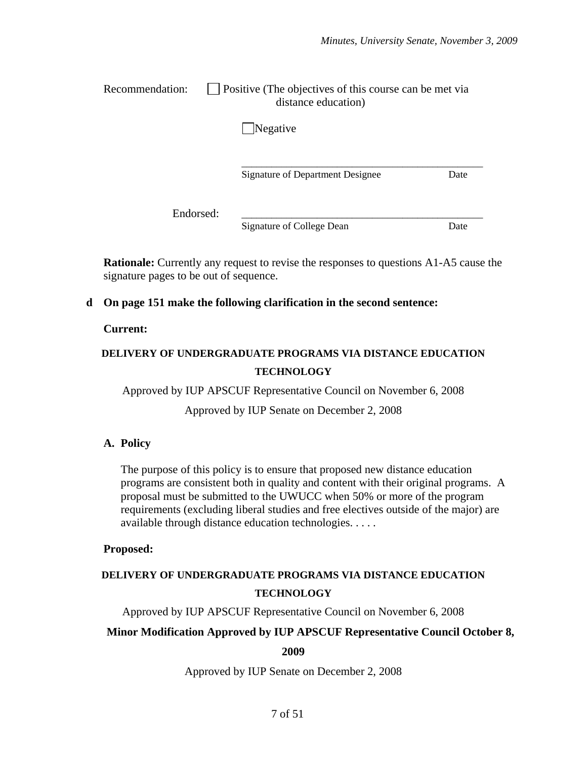Recommendation: ☐ Positive (The objectives of this course can be met via distance education)

☐ Negative

\_\_\_\_\_\_\_\_\_\_\_\_\_\_\_\_\_\_\_\_\_\_\_\_\_\_\_\_\_\_\_\_\_\_\_\_\_\_\_\_\_\_\_\_

Signature of Department Designee Date

Endorsed: \_\_\_\_\_\_\_\_\_\_\_\_\_\_\_\_\_\_\_\_\_\_\_\_\_\_\_\_\_\_\_\_\_\_\_\_\_\_\_\_\_\_\_\_

Signature of College Dean Date

**Rationale:** Currently any request to revise the responses to questions A1-A5 cause the signature pages to be out of sequence.

**d On page 151 make the following clarification in the second sentence:**

**Current:**

**DELIVERY OF UNDERGRADUATE PROGRAMS VIA DISTANCE EDUCATION TECHNOLOGY**

Approved by IUP APSCUF Representative Council on November 6, 2008

Approved by IUP Senate on December 2, 2008

**A. Policy**

The purpose of this policy is to ensure that proposed new distance education programs are consistent both in quality and content with their original programs. A proposal must be submitted to the UWUCC when 50% or more of the program requirements (excluding liberal studies and free electives outside of the major) are available through distance education technologies. . . . .

**Proposed:**

**DELIVERY OF UNDERGRADUATE PROGRAMS VIA DISTANCE EDUCATION TECHNOLOGY**

Approved by IUP APSCUF Representative Council on November 6, 2008

**Minor Modification Approved by IUP APSCUF Representative Council October 8, 2009**

Approved by IUP Senate on December 2, 2008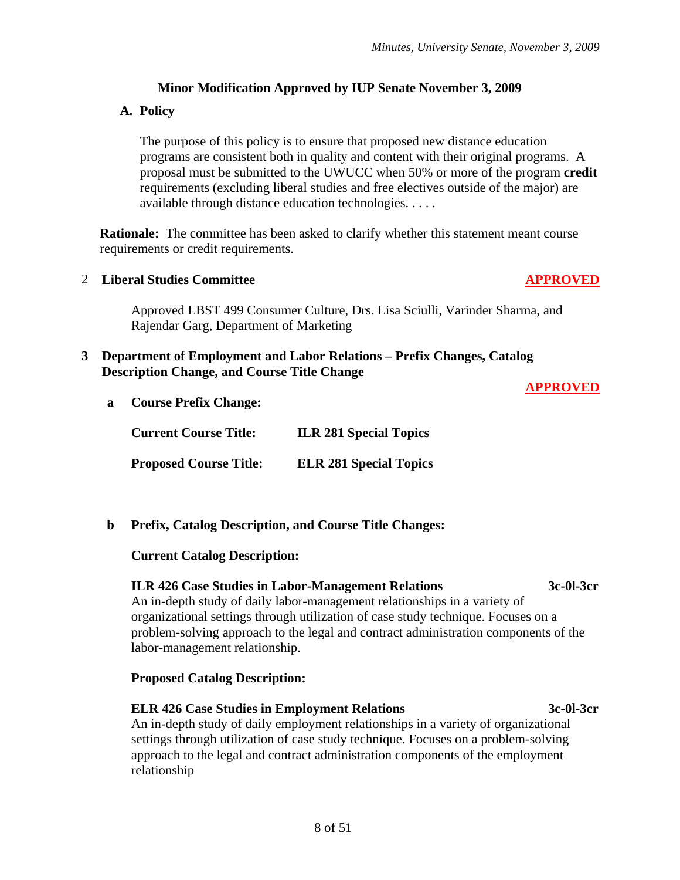**Minor Modification Approved by IUP Senate November 3, 2009**

**A. Policy**

The purpose of this policy is to ensure that proposed new distance education programs are consistent both in quality and content with their original programs. A proposal must be submitted to the UWUCC when 50% or more of the program **credit** requirements (excluding liberal studies and free electives outside of the major) are available through distance education technologies. . . . .

**Rationale:** The committee has been asked to clarify whether this statement meant course requirements or credit requirements.

2 **Liberal Studies Committee** **APPROVED**

Approved LBST 499 Consumer Culture, Drs. Lisa Sciulli, Varinder Sharma, and Rajendar Garg, Department of Marketing

3 **Department of Employment and Labor Relations – Prefix Changes, Catalog Description Change, and Course Title Change**

**APPROVED**

a **Course Prefix Change:**

**Current Course Title:** **ILR 281 Special Topics**

**Proposed Course Title:** **ELR 281 Special Topics**

b **Prefix, Catalog Description, and Course Title Changes:**

**Current Catalog Description:**

**ILR 426 Case Studies in Labor-Management Relations** **3c-0l-3cr**
An in-depth study of daily labor-management relationships in a variety of organizational settings through utilization of case study technique. Focuses on a problem-solving approach to the legal and contract administration components of the labor-management relationship.

**Proposed Catalog Description:**

**ELR 426 Case Studies in Employment Relations** **3c-0l-3cr**
An in-depth study of daily employment relationships in a variety of organizational settings through utilization of case study technique. Focuses on a problem-solving approach to the legal and contract administration components of the employment relationship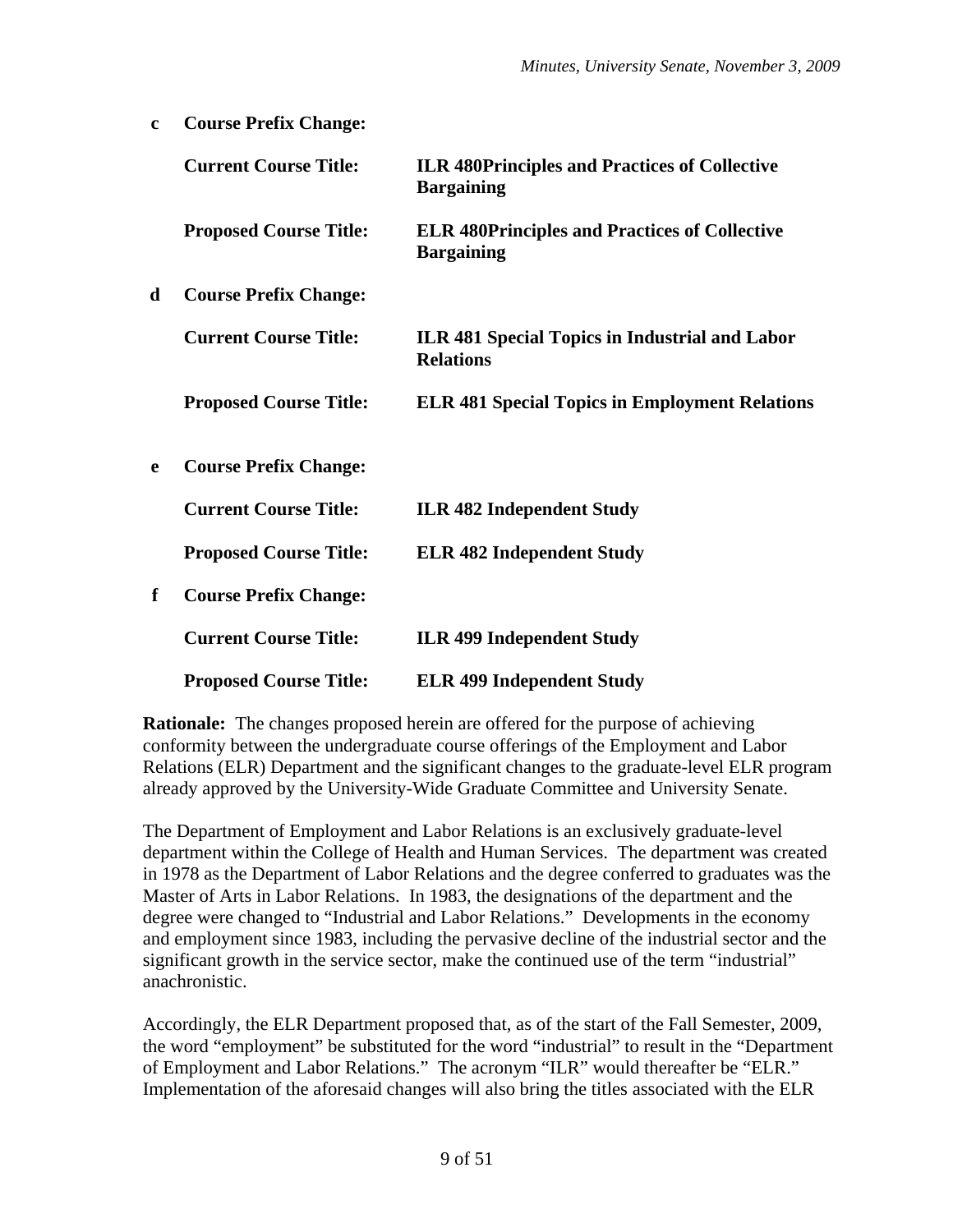**c Course Prefix Change:**

**Current Course Title:** **ILR 480Principles and Practices of Collective Bargaining**

**Proposed Course Title:** **ELR 480Principles and Practices of Collective Bargaining**

**d Course Prefix Change:**

**Current Course Title:** **ILR 481 Special Topics in Industrial and Labor Relations**

**Proposed Course Title:** **ELR 481 Special Topics in Employment Relations**

**e Course Prefix Change:**

**Current Course Title:** **ILR 482 Independent Study**

**Proposed Course Title:** **ELR 482 Independent Study**

**f Course Prefix Change:**

**Current Course Title:** **ILR 499 Independent Study**

**Proposed Course Title:** **ELR 499 Independent Study**

**Rationale:** The changes proposed herein are offered for the purpose of achieving conformity between the undergraduate course offerings of the Employment and Labor Relations (ELR) Department and the significant changes to the graduate-level ELR program already approved by the University-Wide Graduate Committee and University Senate.

The Department of Employment and Labor Relations is an exclusively graduate-level department within the College of Health and Human Services. The department was created in 1978 as the Department of Labor Relations and the degree conferred to graduates was the Master of Arts in Labor Relations. In 1983, the designations of the department and the degree were changed to "Industrial and Labor Relations." Developments in the economy and employment since 1983, including the pervasive decline of the industrial sector and the significant growth in the service sector, make the continued use of the term "industrial" anachronistic.

Accordingly, the ELR Department proposed that, as of the start of the Fall Semester, 2009, the word "employment" be substituted for the word "industrial" to result in the "Department of Employment and Labor Relations." The acronym "ILR" would thereafter be "ELR." Implementation of the aforesaid changes will also bring the titles associated with the ELR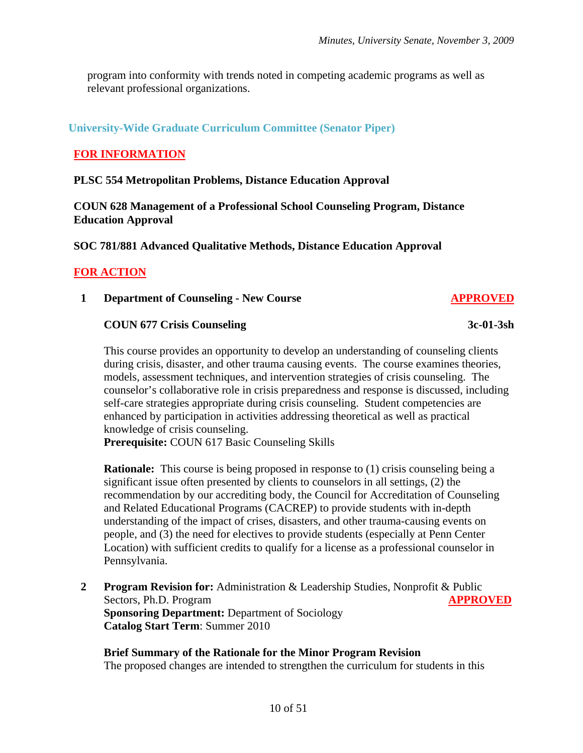program into conformity with trends noted in competing academic programs as well as relevant professional organizations.

### University-Wide Graduate Curriculum Committee (Senator Piper)

**FOR INFORMATION**

**PLSC 554 Metropolitan Problems, Distance Education Approval**

**COUN 628 Management of a Professional School Counseling Program, Distance Education Approval**

**SOC 781/881 Advanced Qualitative Methods, Distance Education Approval**

**FOR ACTION**

**1 Department of Counseling - New Course** **APPROVED**

**COUN 677 Crisis Counseling** **3c-01-3sh**

This course provides an opportunity to develop an understanding of counseling clients during crisis, disaster, and other trauma causing events. The course examines theories, models, assessment techniques, and intervention strategies of crisis counseling. The counselor's collaborative role in crisis preparedness and response is discussed, including self-care strategies appropriate during crisis counseling. Student competencies are enhanced by participation in activities addressing theoretical as well as practical knowledge of crisis counseling.
**Prerequisite:** COUN 617 Basic Counseling Skills

**Rationale:** This course is being proposed in response to (1) crisis counseling being a significant issue often presented by clients to counselors in all settings, (2) the recommendation by our accrediting body, the Council for Accreditation of Counseling and Related Educational Programs (CACREP) to provide students with in-depth understanding of the impact of crises, disasters, and other trauma-causing events on people, and (3) the need for electives to provide students (especially at Penn Center Location) with sufficient credits to qualify for a license as a professional counselor in Pennsylvania.

**2 Program Revision for:** Administration & Leadership Studies, Nonprofit & Public Sectors, Ph.D. Program **APPROVED**
**Sponsoring Department:** Department of Sociology
**Catalog Start Term**: Summer 2010

**Brief Summary of the Rationale for the Minor Program Revision**
The proposed changes are intended to strengthen the curriculum for students in this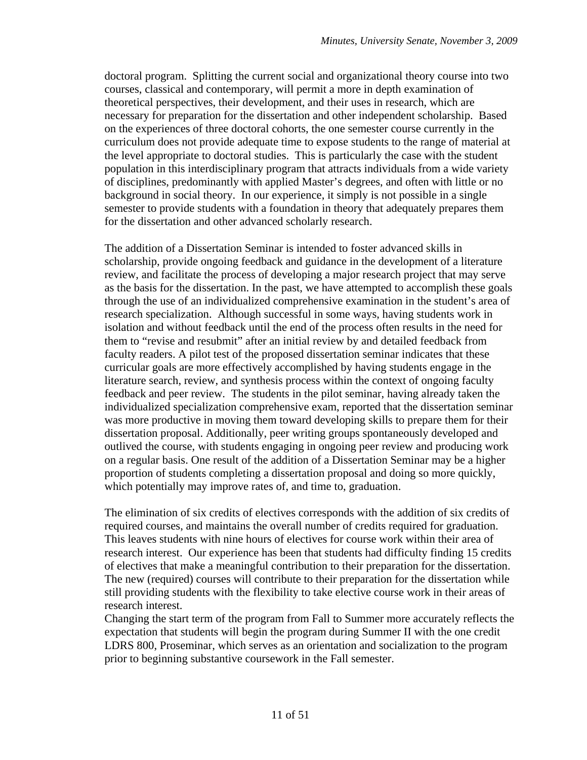doctoral program. Splitting the current social and organizational theory course into two courses, classical and contemporary, will permit a more in depth examination of theoretical perspectives, their development, and their uses in research, which are necessary for preparation for the dissertation and other independent scholarship. Based on the experiences of three doctoral cohorts, the one semester course currently in the curriculum does not provide adequate time to expose students to the range of material at the level appropriate to doctoral studies. This is particularly the case with the student population in this interdisciplinary program that attracts individuals from a wide variety of disciplines, predominantly with applied Master's degrees, and often with little or no background in social theory. In our experience, it simply is not possible in a single semester to provide students with a foundation in theory that adequately prepares them for the dissertation and other advanced scholarly research.

The addition of a Dissertation Seminar is intended to foster advanced skills in scholarship, provide ongoing feedback and guidance in the development of a literature review, and facilitate the process of developing a major research project that may serve as the basis for the dissertation. In the past, we have attempted to accomplish these goals through the use of an individualized comprehensive examination in the student's area of research specialization. Although successful in some ways, having students work in isolation and without feedback until the end of the process often results in the need for them to "revise and resubmit" after an initial review by and detailed feedback from faculty readers. A pilot test of the proposed dissertation seminar indicates that these curricular goals are more effectively accomplished by having students engage in the literature search, review, and synthesis process within the context of ongoing faculty feedback and peer review. The students in the pilot seminar, having already taken the individualized specialization comprehensive exam, reported that the dissertation seminar was more productive in moving them toward developing skills to prepare them for their dissertation proposal. Additionally, peer writing groups spontaneously developed and outlived the course, with students engaging in ongoing peer review and producing work on a regular basis. One result of the addition of a Dissertation Seminar may be a higher proportion of students completing a dissertation proposal and doing so more quickly, which potentially may improve rates of, and time to, graduation.

The elimination of six credits of electives corresponds with the addition of six credits of required courses, and maintains the overall number of credits required for graduation. This leaves students with nine hours of electives for course work within their area of research interest. Our experience has been that students had difficulty finding 15 credits of electives that make a meaningful contribution to their preparation for the dissertation. The new (required) courses will contribute to their preparation for the dissertation while still providing students with the flexibility to take elective course work in their areas of research interest.

Changing the start term of the program from Fall to Summer more accurately reflects the expectation that students will begin the program during Summer II with the one credit LDRS 800, Proseminar, which serves as an orientation and socialization to the program prior to beginning substantive coursework in the Fall semester.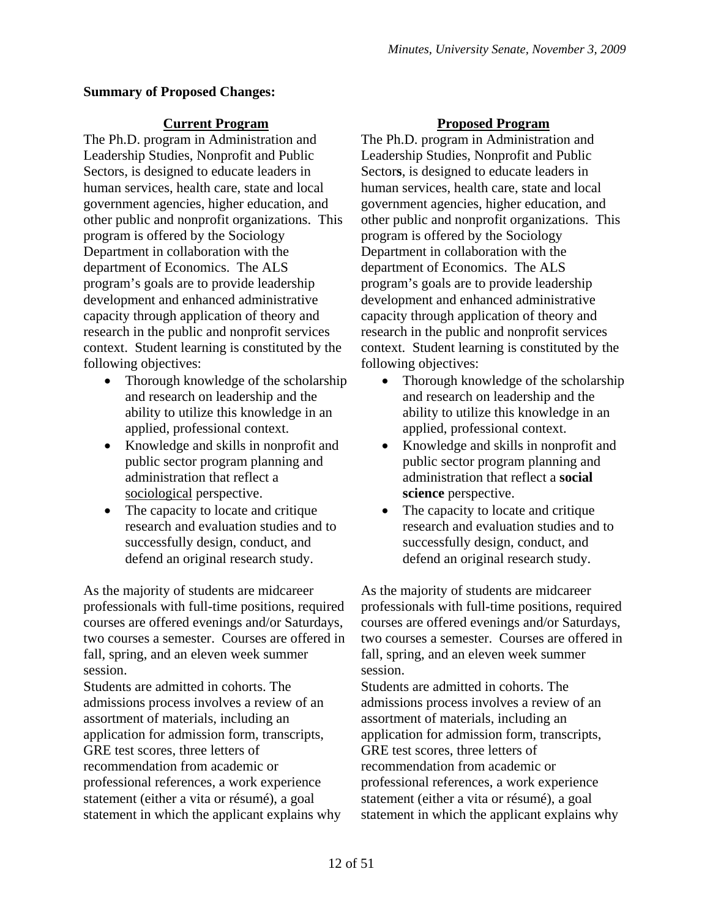**Summary of Proposed Changes:**

**Current Program**

The Ph.D. program in Administration and Leadership Studies, Nonprofit and Public Sectors, is designed to educate leaders in human services, health care, state and local government agencies, higher education, and other public and nonprofit organizations. This program is offered by the Sociology Department in collaboration with the department of Economics. The ALS program's goals are to provide leadership development and enhanced administrative capacity through application of theory and research in the public and nonprofit services context. Student learning is constituted by the following objectives:

- Thorough knowledge of the scholarship and research on leadership and the ability to utilize this knowledge in an applied, professional context.
- Knowledge and skills in nonprofit and public sector program planning and administration that reflect a <u>sociological</u> perspective.
- The capacity to locate and critique research and evaluation studies and to successfully design, conduct, and defend an original research study.

As the majority of students are midcareer professionals with full-time positions, required courses are offered evenings and/or Saturdays, two courses a semester. Courses are offered in fall, spring, and an eleven week summer session.

Students are admitted in cohorts. The admissions process involves a review of an assortment of materials, including an application for admission form, transcripts, GRE test scores, three letters of recommendation from academic or professional references, a work experience statement (either a vita or résumé), a goal statement in which the applicant explains why

**Proposed Program**

The Ph.D. program in Administration and Leadership Studies, Nonprofit and Public Sector**s**, is designed to educate leaders in human services, health care, state and local government agencies, higher education, and other public and nonprofit organizations. This program is offered by the Sociology Department in collaboration with the department of Economics. The ALS program's goals are to provide leadership development and enhanced administrative capacity through application of theory and research in the public and nonprofit services context. Student learning is constituted by the following objectives:

- Thorough knowledge of the scholarship and research on leadership and the ability to utilize this knowledge in an applied, professional context.
- Knowledge and skills in nonprofit and public sector program planning and administration that reflect a **social science** perspective.
- The capacity to locate and critique research and evaluation studies and to successfully design, conduct, and defend an original research study.

As the majority of students are midcareer professionals with full-time positions, required courses are offered evenings and/or Saturdays, two courses a semester. Courses are offered in fall, spring, and an eleven week summer session.

Students are admitted in cohorts. The admissions process involves a review of an assortment of materials, including an application for admission form, transcripts, GRE test scores, three letters of recommendation from academic or professional references, a work experience statement (either a vita or résumé), a goal statement in which the applicant explains why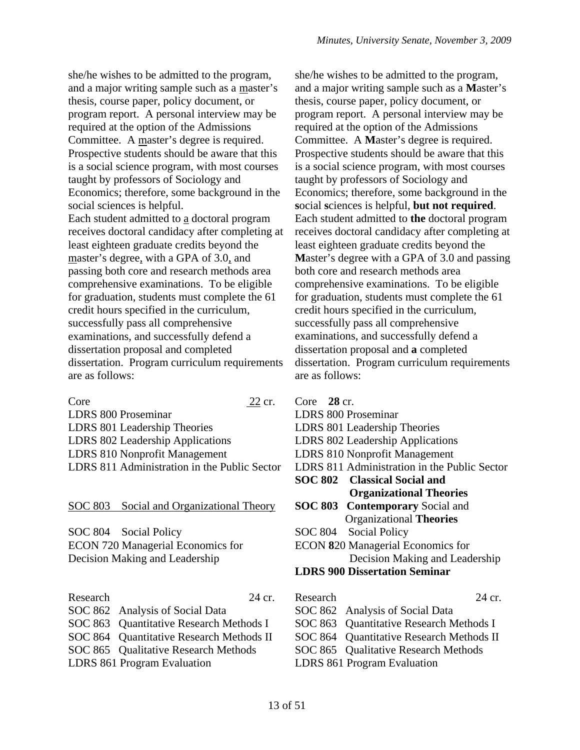she/he wishes to be admitted to the program, and a major writing sample such as a master's thesis, course paper, policy document, or program report. A personal interview may be required at the option of the Admissions Committee. A master's degree is required. Prospective students should be aware that this is a social science program, with most courses taught by professors of Sociology and Economics; therefore, some background in the social sciences is helpful.

Each student admitted to a doctoral program receives doctoral candidacy after completing at least eighteen graduate credits beyond the master's degree, with a GPA of 3.0, and passing both core and research methods area comprehensive examinations. To be eligible for graduation, students must complete the 61 credit hours specified in the curriculum, successfully pass all comprehensive examinations, and successfully defend a dissertation proposal and completed dissertation. Program curriculum requirements are as follows:

Core 22 cr.

LDRS 800 Proseminar
LDRS 801 Leadership Theories
LDRS 802 Leadership Applications
LDRS 810 Nonprofit Management
LDRS 811 Administration in the Public Sector

SOC 803 Social and Organizational Theory

SOC 804 Social Policy
ECON 720 Managerial Economics for Decision Making and Leadership

Research 24 cr.

SOC 862 Analysis of Social Data
SOC 863 Quantitative Research Methods I
SOC 864 Quantitative Research Methods II
SOC 865 Qualitative Research Methods
LDRS 861 Program Evaluation

she/he wishes to be admitted to the program, and a major writing sample such as a **M**aster's thesis, course paper, policy document, or program report. A personal interview may be required at the option of the Admissions Committee. A **M**aster's degree is required. Prospective students should be aware that this is a social science program, with most courses taught by professors of Sociology and Economics; therefore, some background in the **s**ocial **s**ciences is helpful, **but not required**.

Each student admitted to **the** doctoral program receives doctoral candidacy after completing at least eighteen graduate credits beyond the **M**aster's degree with a GPA of 3.0 and passing both core and research methods area comprehensive examinations. To be eligible for graduation, students must complete the 61 credit hours specified in the curriculum, successfully pass all comprehensive examinations, and successfully defend a dissertation proposal and **a** completed dissertation. Program curriculum requirements are as follows:

Core **28** cr.

LDRS 800 Proseminar
LDRS 801 Leadership Theories
LDRS 802 Leadership Applications
LDRS 810 Nonprofit Management
LDRS 811 Administration in the Public Sector
**SOC 802 Classical Social and Organizational Theories**
**SOC 803 Contemporary** Social and Organizational **Theories**
SOC 804 Social Policy
ECON **8**20 Managerial Economics for Decision Making and Leadership
**LDRS 900 Dissertation Seminar**

Research 24 cr.

SOC 862 Analysis of Social Data
SOC 863 Quantitative Research Methods I
SOC 864 Quantitative Research Methods II
SOC 865 Qualitative Research Methods
LDRS 861 Program Evaluation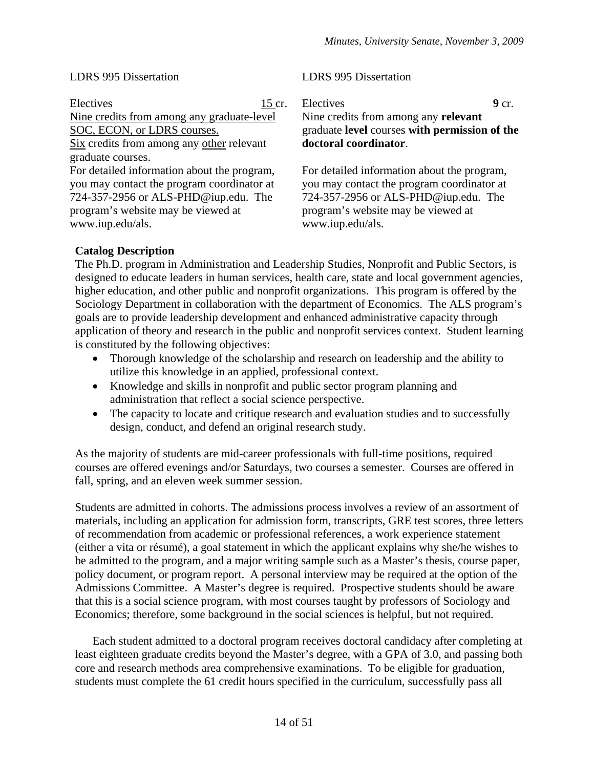| | |
|---|---|
| LDRS 995 Dissertation | LDRS 995 Dissertation |
| Electives 15 cr. | Electives **9** cr. |
| Nine credits from among any graduate-level SOC, ECON, or LDRS courses. Six credits from among any other relevant graduate courses. | Nine credits from among any **relevant** graduate **level** courses **with permission of the doctoral coordinator**. |
| For detailed information about the program, you may contact the program coordinator at 724-357-2956 or ALS-PHD@iup.edu. The program's website may be viewed at www.iup.edu/als. | For detailed information about the program, you may contact the program coordinator at 724-357-2956 or ALS-PHD@iup.edu. The program's website may be viewed at www.iup.edu/als. |

**Catalog Description**

The Ph.D. program in Administration and Leadership Studies, Nonprofit and Public Sectors, is designed to educate leaders in human services, health care, state and local government agencies, higher education, and other public and nonprofit organizations. This program is offered by the Sociology Department in collaboration with the department of Economics. The ALS program's goals are to provide leadership development and enhanced administrative capacity through application of theory and research in the public and nonprofit services context. Student learning is constituted by the following objectives:

- Thorough knowledge of the scholarship and research on leadership and the ability to utilize this knowledge in an applied, professional context.
- Knowledge and skills in nonprofit and public sector program planning and administration that reflect a social science perspective.
- The capacity to locate and critique research and evaluation studies and to successfully design, conduct, and defend an original research study.

As the majority of students are mid-career professionals with full-time positions, required courses are offered evenings and/or Saturdays, two courses a semester. Courses are offered in fall, spring, and an eleven week summer session.

Students are admitted in cohorts. The admissions process involves a review of an assortment of materials, including an application for admission form, transcripts, GRE test scores, three letters of recommendation from academic or professional references, a work experience statement (either a vita or résumé), a goal statement in which the applicant explains why she/he wishes to be admitted to the program, and a major writing sample such as a Master's thesis, course paper, policy document, or program report. A personal interview may be required at the option of the Admissions Committee. A Master's degree is required. Prospective students should be aware that this is a social science program, with most courses taught by professors of Sociology and Economics; therefore, some background in the social sciences is helpful, but not required.

Each student admitted to a doctoral program receives doctoral candidacy after completing at least eighteen graduate credits beyond the Master's degree, with a GPA of 3.0, and passing both core and research methods area comprehensive examinations. To be eligible for graduation, students must complete the 61 credit hours specified in the curriculum, successfully pass all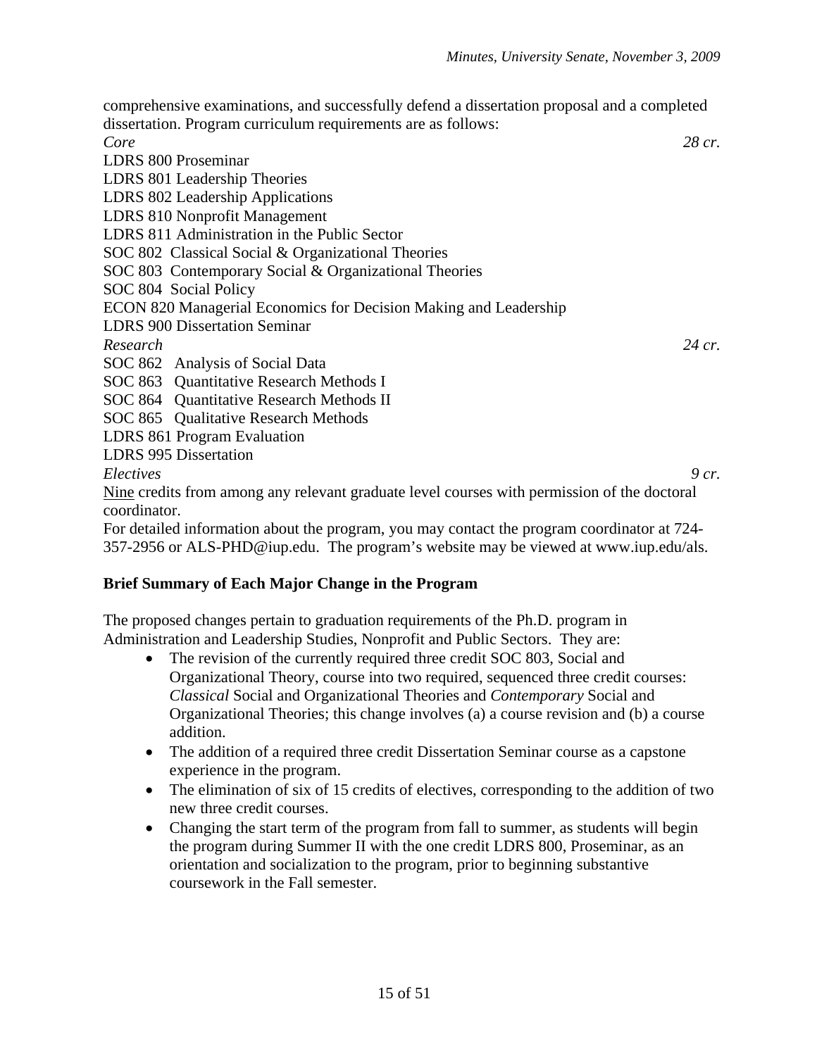comprehensive examinations, and successfully defend a dissertation proposal and a completed dissertation. Program curriculum requirements are as follows:

*Core* *28 cr.*

LDRS 800 Proseminar
LDRS 801 Leadership Theories
LDRS 802 Leadership Applications
LDRS 810 Nonprofit Management
LDRS 811 Administration in the Public Sector
SOC 802 Classical Social & Organizational Theories
SOC 803 Contemporary Social & Organizational Theories
SOC 804 Social Policy
ECON 820 Managerial Economics for Decision Making and Leadership
LDRS 900 Dissertation Seminar

*Research* *24 cr.*

SOC 862 Analysis of Social Data
SOC 863 Quantitative Research Methods I
SOC 864 Quantitative Research Methods II
SOC 865 Qualitative Research Methods
LDRS 861 Program Evaluation
LDRS 995 Dissertation

*Electives* *9 cr.*

<u>Nine</u> credits from among any relevant graduate level courses with permission of the doctoral coordinator.

For detailed information about the program, you may contact the program coordinator at 724-357-2956 or ALS-PHD@iup.edu. The program's website may be viewed at www.iup.edu/als.

**Brief Summary of Each Major Change in the Program**

The proposed changes pertain to graduation requirements of the Ph.D. program in Administration and Leadership Studies, Nonprofit and Public Sectors. They are:

- The revision of the currently required three credit SOC 803, Social and Organizational Theory, course into two required, sequenced three credit courses: *Classical* Social and Organizational Theories and *Contemporary* Social and Organizational Theories; this change involves (a) a course revision and (b) a course addition.
- The addition of a required three credit Dissertation Seminar course as a capstone experience in the program.
- The elimination of six of 15 credits of electives, corresponding to the addition of two new three credit courses.
- Changing the start term of the program from fall to summer, as students will begin the program during Summer II with the one credit LDRS 800, Proseminar, as an orientation and socialization to the program, prior to beginning substantive coursework in the Fall semester.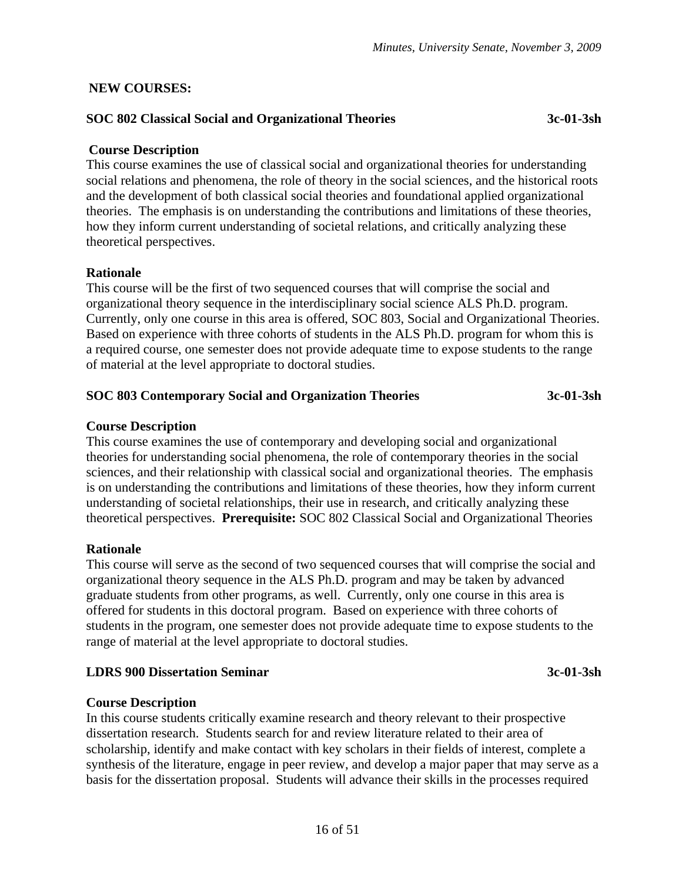## NEW COURSES:

### SOC 802 Classical Social and Organizational Theories 3c-01-3sh

**Course Description**

This course examines the use of classical social and organizational theories for understanding social relations and phenomena, the role of theory in the social sciences, and the historical roots and the development of both classical social theories and foundational applied organizational theories. The emphasis is on understanding the contributions and limitations of these theories, how they inform current understanding of societal relations, and critically analyzing these theoretical perspectives.

**Rationale**

This course will be the first of two sequenced courses that will comprise the social and organizational theory sequence in the interdisciplinary social science ALS Ph.D. program. Currently, only one course in this area is offered, SOC 803, Social and Organizational Theories. Based on experience with three cohorts of students in the ALS Ph.D. program for whom this is a required course, one semester does not provide adequate time to expose students to the range of material at the level appropriate to doctoral studies.

### SOC 803 Contemporary Social and Organization Theories 3c-01-3sh

**Course Description**

This course examines the use of contemporary and developing social and organizational theories for understanding social phenomena, the role of contemporary theories in the social sciences, and their relationship with classical social and organizational theories. The emphasis is on understanding the contributions and limitations of these theories, how they inform current understanding of societal relationships, their use in research, and critically analyzing these theoretical perspectives. **Prerequisite:** SOC 802 Classical Social and Organizational Theories

**Rationale**

This course will serve as the second of two sequenced courses that will comprise the social and organizational theory sequence in the ALS Ph.D. program and may be taken by advanced graduate students from other programs, as well. Currently, only one course in this area is offered for students in this doctoral program. Based on experience with three cohorts of students in the program, one semester does not provide adequate time to expose students to the range of material at the level appropriate to doctoral studies.

### LDRS 900 Dissertation Seminar 3c-01-3sh

**Course Description**

In this course students critically examine research and theory relevant to their prospective dissertation research. Students search for and review literature related to their area of scholarship, identify and make contact with key scholars in their fields of interest, complete a synthesis of the literature, engage in peer review, and develop a major paper that may serve as a basis for the dissertation proposal. Students will advance their skills in the processes required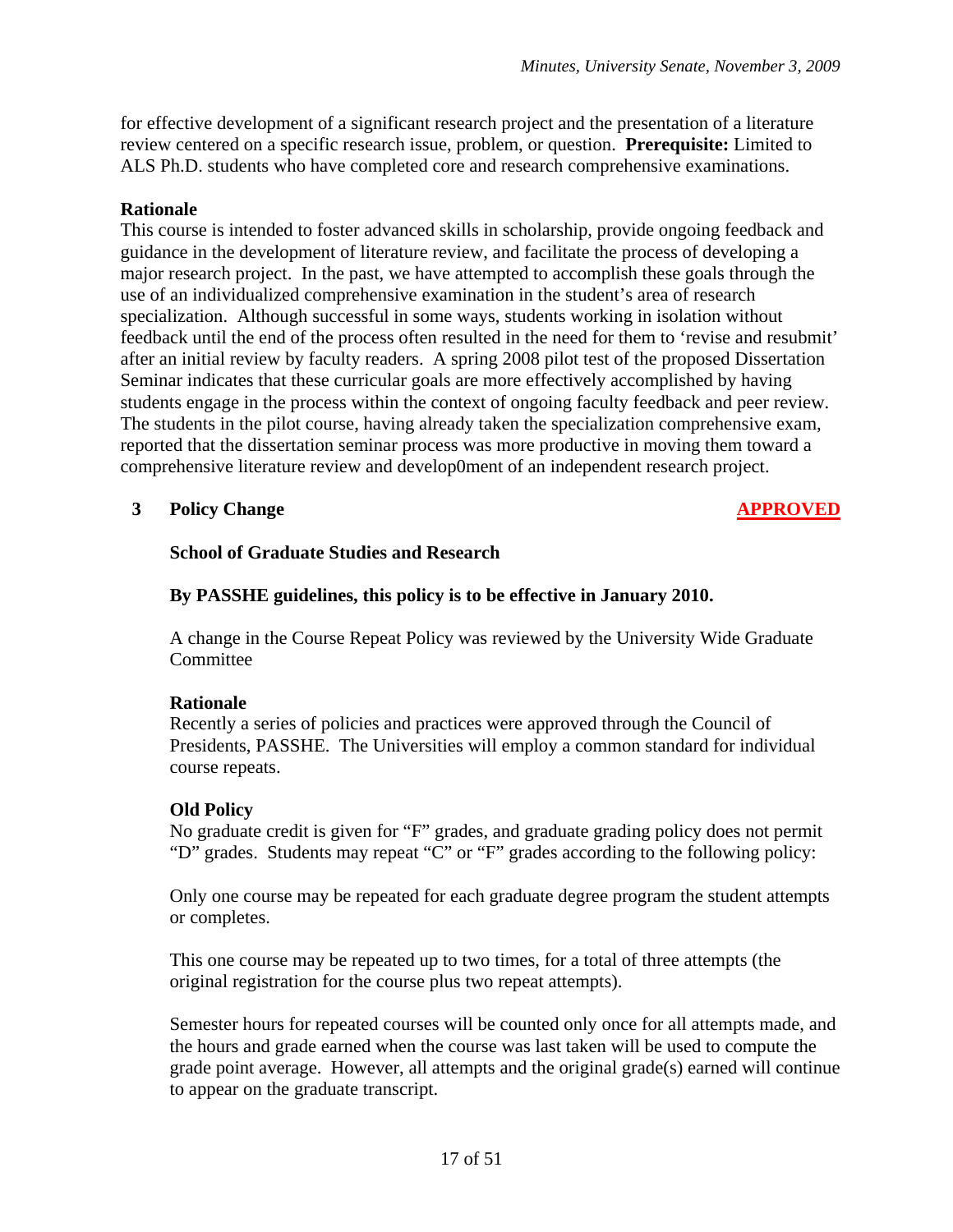for effective development of a significant research project and the presentation of a literature review centered on a specific research issue, problem, or question. **Prerequisite:** Limited to ALS Ph.D. students who have completed core and research comprehensive examinations.

**Rationale**

This course is intended to foster advanced skills in scholarship, provide ongoing feedback and guidance in the development of literature review, and facilitate the process of developing a major research project. In the past, we have attempted to accomplish these goals through the use of an individualized comprehensive examination in the student's area of research specialization. Although successful in some ways, students working in isolation without feedback until the end of the process often resulted in the need for them to 'revise and resubmit' after an initial review by faculty readers. A spring 2008 pilot test of the proposed Dissertation Seminar indicates that these curricular goals are more effectively accomplished by having students engage in the process within the context of ongoing faculty feedback and peer review. The students in the pilot course, having already taken the specialization comprehensive exam, reported that the dissertation seminar process was more productive in moving them toward a comprehensive literature review and develop0ment of an independent research project.

**3 Policy Change** **APPROVED**

**School of Graduate Studies and Research**

**By PASSHE guidelines, this policy is to be effective in January 2010.**

A change in the Course Repeat Policy was reviewed by the University Wide Graduate Committee

**Rationale**

Recently a series of policies and practices were approved through the Council of Presidents, PASSHE. The Universities will employ a common standard for individual course repeats.

**Old Policy**

No graduate credit is given for "F" grades, and graduate grading policy does not permit "D" grades. Students may repeat "C" or "F" grades according to the following policy:

Only one course may be repeated for each graduate degree program the student attempts or completes.

This one course may be repeated up to two times, for a total of three attempts (the original registration for the course plus two repeat attempts).

Semester hours for repeated courses will be counted only once for all attempts made, and the hours and grade earned when the course was last taken will be used to compute the grade point average. However, all attempts and the original grade(s) earned will continue to appear on the graduate transcript.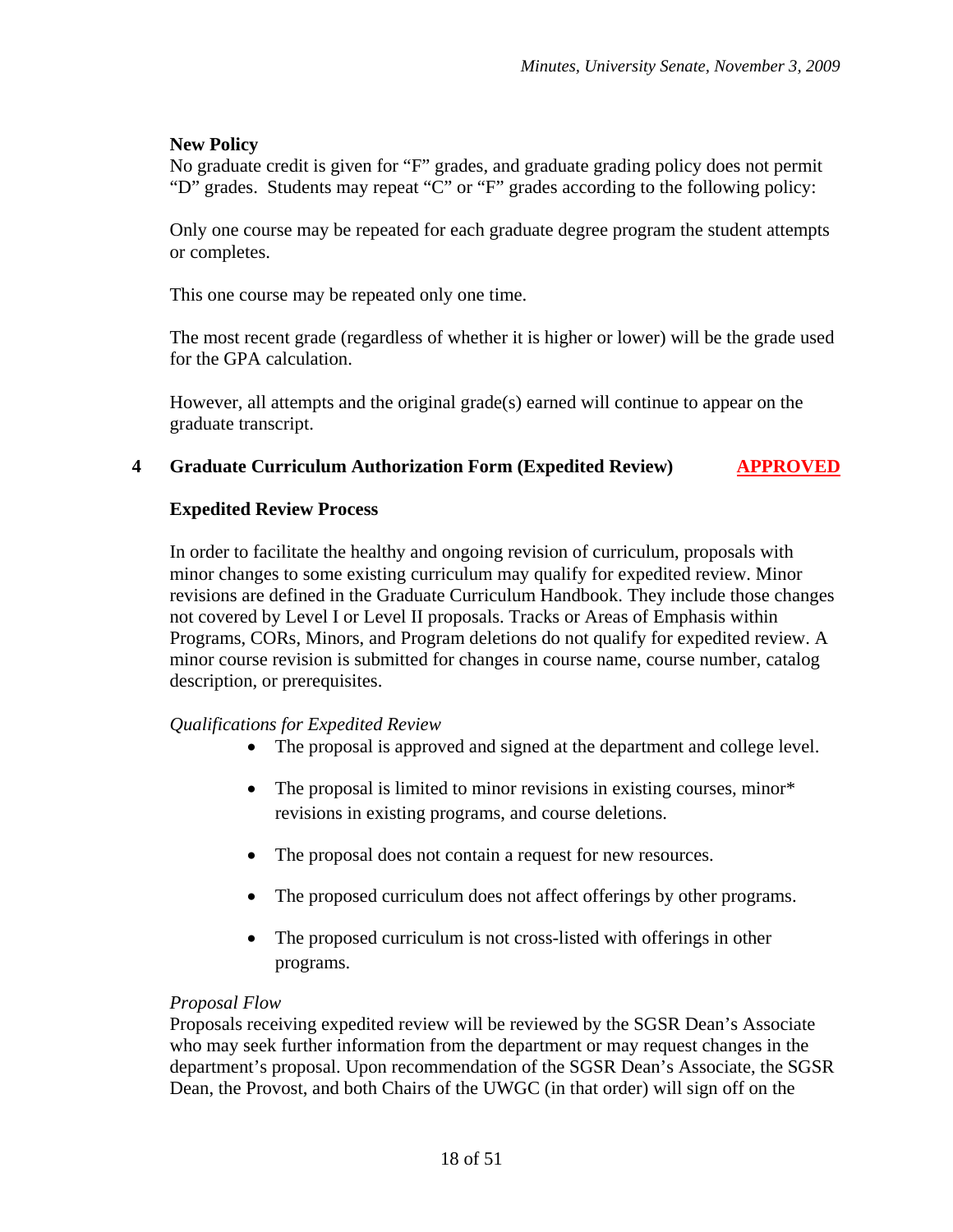**New Policy**

No graduate credit is given for "F" grades, and graduate grading policy does not permit "D" grades. Students may repeat "C" or "F" grades according to the following policy:

Only one course may be repeated for each graduate degree program the student attempts or completes.

This one course may be repeated only one time.

The most recent grade (regardless of whether it is higher or lower) will be the grade used for the GPA calculation.

However, all attempts and the original grade(s) earned will continue to appear on the graduate transcript.

**4 Graduate Curriculum Authorization Form (Expedited Review)** **APPROVED**

**Expedited Review Process**

In order to facilitate the healthy and ongoing revision of curriculum, proposals with minor changes to some existing curriculum may qualify for expedited review. Minor revisions are defined in the Graduate Curriculum Handbook. They include those changes not covered by Level I or Level II proposals. Tracks or Areas of Emphasis within Programs, CORs, Minors, and Program deletions do not qualify for expedited review. A minor course revision is submitted for changes in course name, course number, catalog description, or prerequisites.

*Qualifications for Expedited Review*

- The proposal is approved and signed at the department and college level.
- The proposal is limited to minor revisions in existing courses, minor* revisions in existing programs, and course deletions.
- The proposal does not contain a request for new resources.
- The proposed curriculum does not affect offerings by other programs.
- The proposed curriculum is not cross-listed with offerings in other programs.

*Proposal Flow*

Proposals receiving expedited review will be reviewed by the SGSR Dean's Associate who may seek further information from the department or may request changes in the department's proposal. Upon recommendation of the SGSR Dean's Associate, the SGSR Dean, the Provost, and both Chairs of the UWGC (in that order) will sign off on the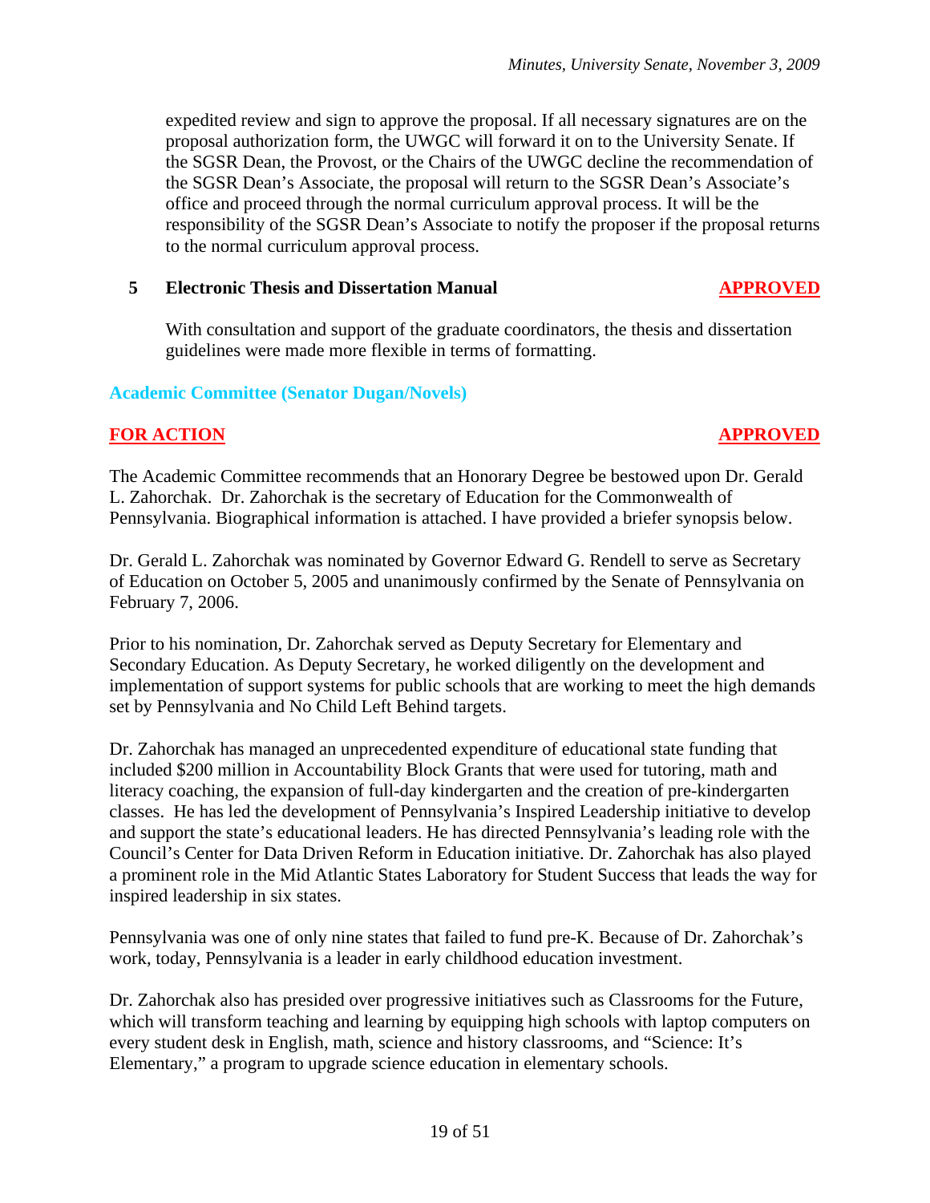expedited review and sign to approve the proposal. If all necessary signatures are on the proposal authorization form, the UWGC will forward it on to the University Senate. If the SGSR Dean, the Provost, or the Chairs of the UWGC decline the recommendation of the SGSR Dean's Associate, the proposal will return to the SGSR Dean's Associate's office and proceed through the normal curriculum approval process. It will be the responsibility of the SGSR Dean's Associate to notify the proposer if the proposal returns to the normal curriculum approval process.

**5 Electronic Thesis and Dissertation Manual** **APPROVED**

With consultation and support of the graduate coordinators, the thesis and dissertation guidelines were made more flexible in terms of formatting.

### Academic Committee (Senator Dugan/Novels)

**FOR ACTION** **APPROVED**

The Academic Committee recommends that an Honorary Degree be bestowed upon Dr. Gerald L. Zahorchak. Dr. Zahorchak is the secretary of Education for the Commonwealth of Pennsylvania. Biographical information is attached. I have provided a briefer synopsis below.

Dr. Gerald L. Zahorchak was nominated by Governor Edward G. Rendell to serve as Secretary of Education on October 5, 2005 and unanimously confirmed by the Senate of Pennsylvania on February 7, 2006.

Prior to his nomination, Dr. Zahorchak served as Deputy Secretary for Elementary and Secondary Education. As Deputy Secretary, he worked diligently on the development and implementation of support systems for public schools that are working to meet the high demands set by Pennsylvania and No Child Left Behind targets.

Dr. Zahorchak has managed an unprecedented expenditure of educational state funding that included $200 million in Accountability Block Grants that were used for tutoring, math and literacy coaching, the expansion of full-day kindergarten and the creation of pre-kindergarten classes. He has led the development of Pennsylvania's Inspired Leadership initiative to develop and support the state's educational leaders. He has directed Pennsylvania's leading role with the Council's Center for Data Driven Reform in Education initiative. Dr. Zahorchak has also played a prominent role in the Mid Atlantic States Laboratory for Student Success that leads the way for inspired leadership in six states.

Pennsylvania was one of only nine states that failed to fund pre-K. Because of Dr. Zahorchak's work, today, Pennsylvania is a leader in early childhood education investment.

Dr. Zahorchak also has presided over progressive initiatives such as Classrooms for the Future, which will transform teaching and learning by equipping high schools with laptop computers on every student desk in English, math, science and history classrooms, and "Science: It's Elementary," a program to upgrade science education in elementary schools.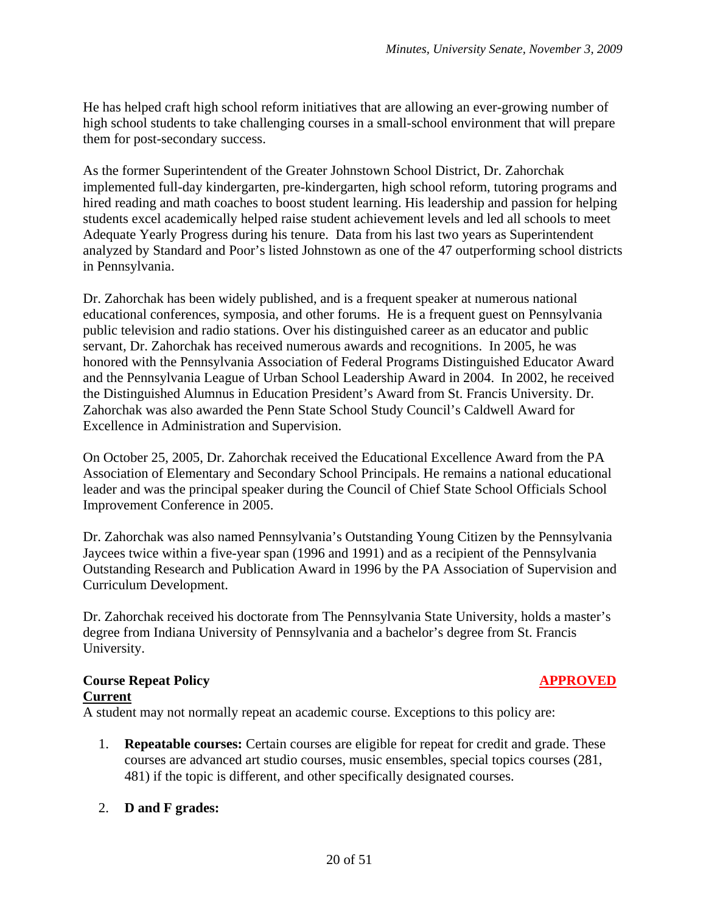He has helped craft high school reform initiatives that are allowing an ever-growing number of high school students to take challenging courses in a small-school environment that will prepare them for post-secondary success.

As the former Superintendent of the Greater Johnstown School District, Dr. Zahorchak implemented full-day kindergarten, pre-kindergarten, high school reform, tutoring programs and hired reading and math coaches to boost student learning. His leadership and passion for helping students excel academically helped raise student achievement levels and led all schools to meet Adequate Yearly Progress during his tenure. Data from his last two years as Superintendent analyzed by Standard and Poor's listed Johnstown as one of the 47 outperforming school districts in Pennsylvania.

Dr. Zahorchak has been widely published, and is a frequent speaker at numerous national educational conferences, symposia, and other forums. He is a frequent guest on Pennsylvania public television and radio stations. Over his distinguished career as an educator and public servant, Dr. Zahorchak has received numerous awards and recognitions. In 2005, he was honored with the Pennsylvania Association of Federal Programs Distinguished Educator Award and the Pennsylvania League of Urban School Leadership Award in 2004. In 2002, he received the Distinguished Alumnus in Education President's Award from St. Francis University. Dr. Zahorchak was also awarded the Penn State School Study Council's Caldwell Award for Excellence in Administration and Supervision.

On October 25, 2005, Dr. Zahorchak received the Educational Excellence Award from the PA Association of Elementary and Secondary School Principals. He remains a national educational leader and was the principal speaker during the Council of Chief State School Officials School Improvement Conference in 2005.

Dr. Zahorchak was also named Pennsylvania's Outstanding Young Citizen by the Pennsylvania Jaycees twice within a five-year span (1996 and 1991) and as a recipient of the Pennsylvania Outstanding Research and Publication Award in 1996 by the PA Association of Supervision and Curriculum Development.

Dr. Zahorchak received his doctorate from The Pennsylvania State University, holds a master's degree from Indiana University of Pennsylvania and a bachelor's degree from St. Francis University.

**Course Repeat Policy** **APPROVED**

**Current**

A student may not normally repeat an academic course. Exceptions to this policy are:

1. **Repeatable courses:** Certain courses are eligible for repeat for credit and grade. These courses are advanced art studio courses, music ensembles, special topics courses (281, 481) if the topic is different, and other specifically designated courses.

2. **D and F grades:**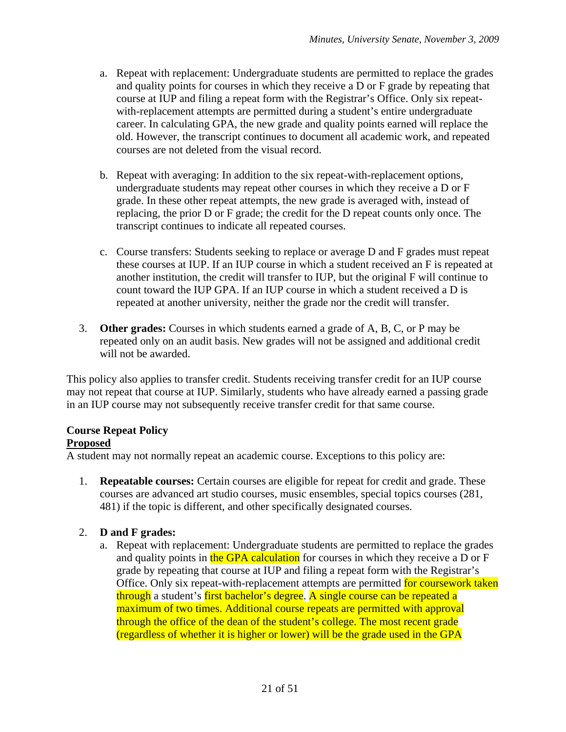a. Repeat with replacement: Undergraduate students are permitted to replace the grades and quality points for courses in which they receive a D or F grade by repeating that course at IUP and filing a repeat form with the Registrar's Office. Only six repeat-with-replacement attempts are permitted during a student's entire undergraduate career. In calculating GPA, the new grade and quality points earned will replace the old. However, the transcript continues to document all academic work, and repeated courses are not deleted from the visual record.

b. Repeat with averaging: In addition to the six repeat-with-replacement options, undergraduate students may repeat other courses in which they receive a D or F grade. In these other repeat attempts, the new grade is averaged with, instead of replacing, the prior D or F grade; the credit for the D repeat counts only once. The transcript continues to indicate all repeated courses.

c. Course transfers: Students seeking to replace or average D and F grades must repeat these courses at IUP. If an IUP course in which a student received an F is repeated at another institution, the credit will transfer to IUP, but the original F will continue to count toward the IUP GPA. If an IUP course in which a student received a D is repeated at another university, neither the grade nor the credit will transfer.

3. **Other grades:** Courses in which students earned a grade of A, B, C, or P may be repeated only on an audit basis. New grades will not be assigned and additional credit will not be awarded.

This policy also applies to transfer credit. Students receiving transfer credit for an IUP course may not repeat that course at IUP. Similarly, students who have already earned a passing grade in an IUP course may not subsequently receive transfer credit for that same course.

**Course Repeat Policy**
**Proposed**
A student may not normally repeat an academic course. Exceptions to this policy are:

1. **Repeatable courses:** Certain courses are eligible for repeat for credit and grade. These courses are advanced art studio courses, music ensembles, special topics courses (281, 481) if the topic is different, and other specifically designated courses.

2. **D and F grades:**
   a. Repeat with replacement: Undergraduate students are permitted to replace the grades and quality points in the GPA calculation for courses in which they receive a D or F grade by repeating that course at IUP and filing a repeat form with the Registrar's Office. Only six repeat-with-replacement attempts are permitted for coursework taken through a student's first bachelor's degree. A single course can be repeated a maximum of two times. Additional course repeats are permitted with approval through the office of the dean of the student's college. The most recent grade (regardless of whether it is higher or lower) will be the grade used in the GPA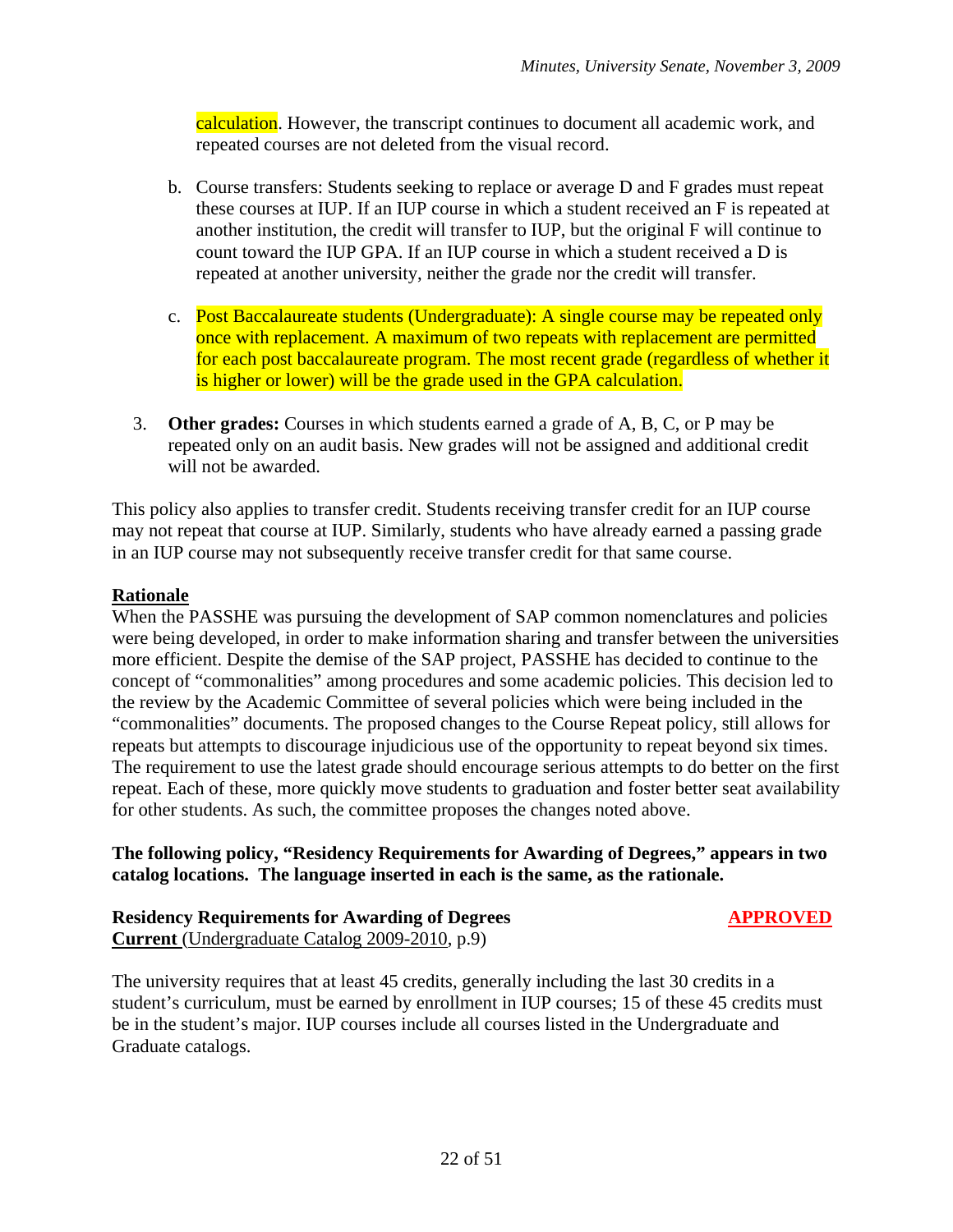calculation. However, the transcript continues to document all academic work, and repeated courses are not deleted from the visual record.

b. Course transfers: Students seeking to replace or average D and F grades must repeat these courses at IUP. If an IUP course in which a student received an F is repeated at another institution, the credit will transfer to IUP, but the original F will continue to count toward the IUP GPA. If an IUP course in which a student received a D is repeated at another university, neither the grade nor the credit will transfer.

c. Post Baccalaureate students (Undergraduate): A single course may be repeated only once with replacement. A maximum of two repeats with replacement are permitted for each post baccalaureate program. The most recent grade (regardless of whether it is higher or lower) will be the grade used in the GPA calculation.

3. **Other grades:** Courses in which students earned a grade of A, B, C, or P may be repeated only on an audit basis. New grades will not be assigned and additional credit will not be awarded.

This policy also applies to transfer credit. Students receiving transfer credit for an IUP course may not repeat that course at IUP. Similarly, students who have already earned a passing grade in an IUP course may not subsequently receive transfer credit for that same course.

**Rationale**

When the PASSHE was pursuing the development of SAP common nomenclatures and policies were being developed, in order to make information sharing and transfer between the universities more efficient. Despite the demise of the SAP project, PASSHE has decided to continue to the concept of "commonalities" among procedures and some academic policies. This decision led to the review by the Academic Committee of several policies which were being included in the "commonalities" documents. The proposed changes to the Course Repeat policy, still allows for repeats but attempts to discourage injudicious use of the opportunity to repeat beyond six times. The requirement to use the latest grade should encourage serious attempts to do better on the first repeat. Each of these, more quickly move students to graduation and foster better seat availability for other students. As such, the committee proposes the changes noted above.

**The following policy, "Residency Requirements for Awarding of Degrees," appears in two catalog locations. The language inserted in each is the same, as the rationale.**

**Residency Requirements for Awarding of Degrees** **APPROVED**

**Current** (Undergraduate Catalog 2009-2010, p.9)

The university requires that at least 45 credits, generally including the last 30 credits in a student's curriculum, must be earned by enrollment in IUP courses; 15 of these 45 credits must be in the student's major. IUP courses include all courses listed in the Undergraduate and Graduate catalogs.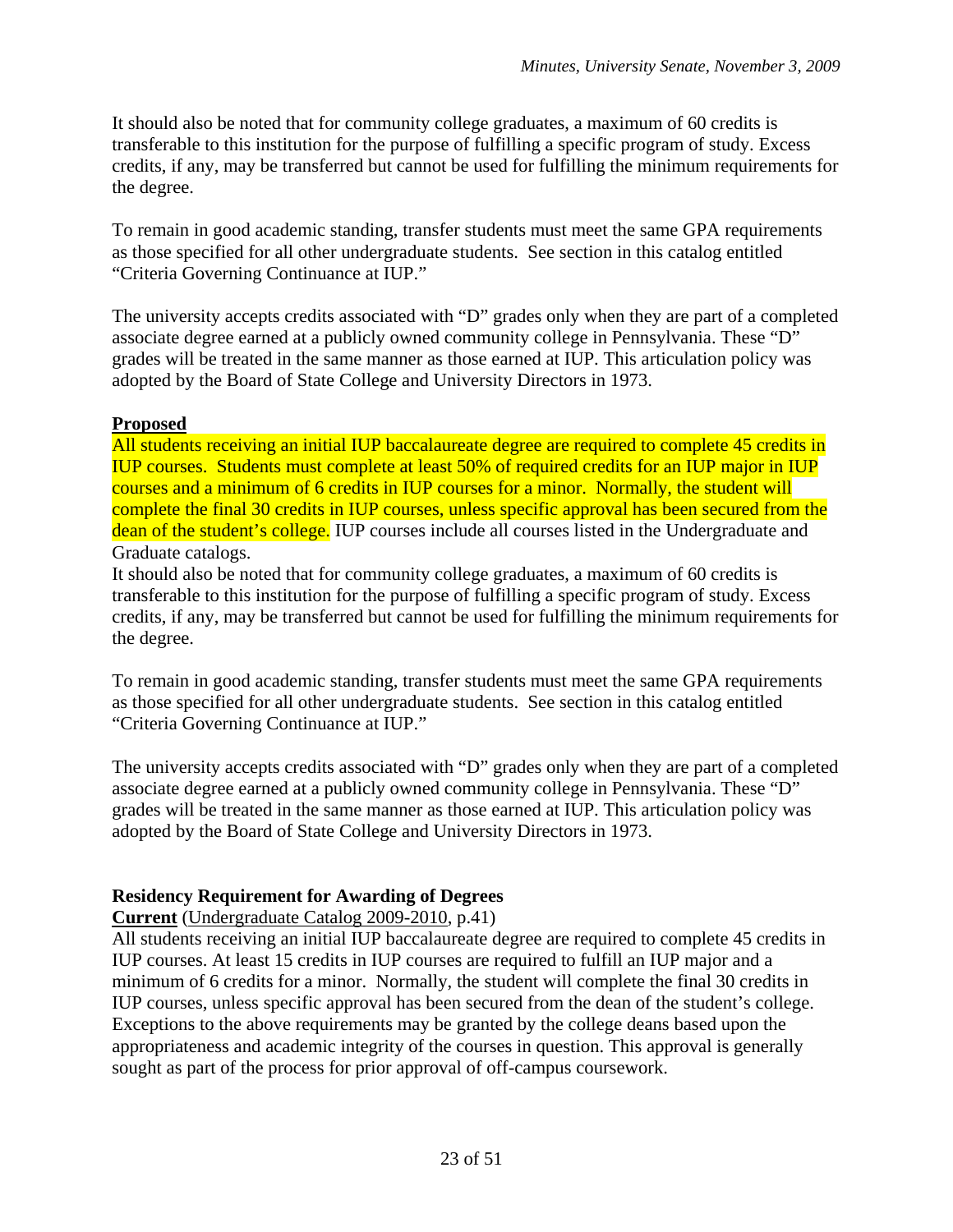It should also be noted that for community college graduates, a maximum of 60 credits is transferable to this institution for the purpose of fulfilling a specific program of study. Excess credits, if any, may be transferred but cannot be used for fulfilling the minimum requirements for the degree.

To remain in good academic standing, transfer students must meet the same GPA requirements as those specified for all other undergraduate students. See section in this catalog entitled "Criteria Governing Continuance at IUP."

The university accepts credits associated with "D" grades only when they are part of a completed associate degree earned at a publicly owned community college in Pennsylvania. These "D" grades will be treated in the same manner as those earned at IUP. This articulation policy was adopted by the Board of State College and University Directors in 1973.

**Proposed**

All students receiving an initial IUP baccalaureate degree are required to complete 45 credits in IUP courses. Students must complete at least 50% of required credits for an IUP major in IUP courses and a minimum of 6 credits in IUP courses for a minor. Normally, the student will complete the final 30 credits in IUP courses, unless specific approval has been secured from the dean of the student's college. IUP courses include all courses listed in the Undergraduate and Graduate catalogs.

It should also be noted that for community college graduates, a maximum of 60 credits is transferable to this institution for the purpose of fulfilling a specific program of study. Excess credits, if any, may be transferred but cannot be used for fulfilling the minimum requirements for the degree.

To remain in good academic standing, transfer students must meet the same GPA requirements as those specified for all other undergraduate students. See section in this catalog entitled "Criteria Governing Continuance at IUP."

The university accepts credits associated with "D" grades only when they are part of a completed associate degree earned at a publicly owned community college in Pennsylvania. These "D" grades will be treated in the same manner as those earned at IUP. This articulation policy was adopted by the Board of State College and University Directors in 1973.

**Residency Requirement for Awarding of Degrees**

**Current** (Undergraduate Catalog 2009-2010, p.41)

All students receiving an initial IUP baccalaureate degree are required to complete 45 credits in IUP courses. At least 15 credits in IUP courses are required to fulfill an IUP major and a minimum of 6 credits for a minor. Normally, the student will complete the final 30 credits in IUP courses, unless specific approval has been secured from the dean of the student's college. Exceptions to the above requirements may be granted by the college deans based upon the appropriateness and academic integrity of the courses in question. This approval is generally sought as part of the process for prior approval of off-campus coursework.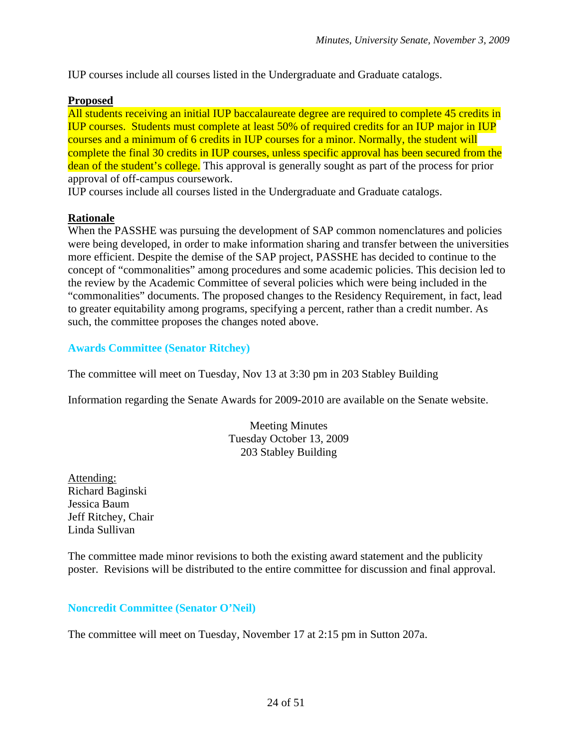IUP courses include all courses listed in the Undergraduate and Graduate catalogs.

**Proposed**

All students receiving an initial IUP baccalaureate degree are required to complete 45 credits in IUP courses. Students must complete at least 50% of required credits for an IUP major in IUP courses and a minimum of 6 credits in IUP courses for a minor. Normally, the student will complete the final 30 credits in IUP courses, unless specific approval has been secured from the dean of the student's college. This approval is generally sought as part of the process for prior approval of off-campus coursework.

IUP courses include all courses listed in the Undergraduate and Graduate catalogs.

**Rationale**

When the PASSHE was pursuing the development of SAP common nomenclatures and policies were being developed, in order to make information sharing and transfer between the universities more efficient. Despite the demise of the SAP project, PASSHE has decided to continue to the concept of "commonalities" among procedures and some academic policies. This decision led to the review by the Academic Committee of several policies which were being included in the "commonalities" documents. The proposed changes to the Residency Requirement, in fact, lead to greater equitability among programs, specifying a percent, rather than a credit number. As such, the committee proposes the changes noted above.

## Awards Committee (Senator Ritchey)

The committee will meet on Tuesday, Nov 13 at 3:30 pm in 203 Stabley Building

Information regarding the Senate Awards for 2009-2010 are available on the Senate website.

Meeting Minutes
Tuesday October 13, 2009
203 Stabley Building

Attending:
Richard Baginski
Jessica Baum
Jeff Ritchey, Chair
Linda Sullivan

The committee made minor revisions to both the existing award statement and the publicity poster. Revisions will be distributed to the entire committee for discussion and final approval.

## Noncredit Committee (Senator O'Neil)

The committee will meet on Tuesday, November 17 at 2:15 pm in Sutton 207a.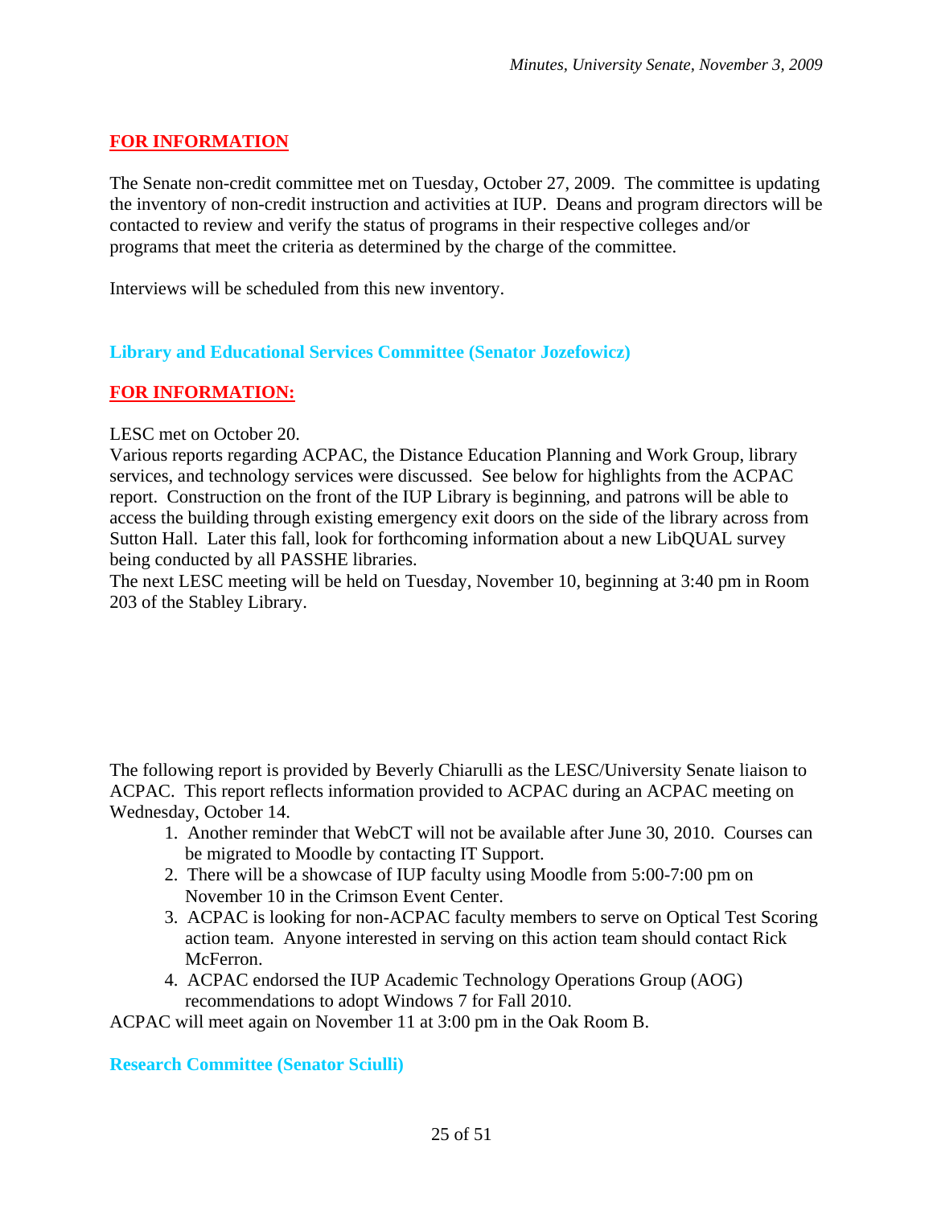**FOR INFORMATION**

The Senate non-credit committee met on Tuesday, October 27, 2009. The committee is updating the inventory of non-credit instruction and activities at IUP. Deans and program directors will be contacted to review and verify the status of programs in their respective colleges and/or programs that meet the criteria as determined by the charge of the committee.

Interviews will be scheduled from this new inventory.

### Library and Educational Services Committee (Senator Jozefowicz)

**FOR INFORMATION:**

LESC met on October 20.
Various reports regarding ACPAC, the Distance Education Planning and Work Group, library services, and technology services were discussed. See below for highlights from the ACPAC report. Construction on the front of the IUP Library is beginning, and patrons will be able to access the building through existing emergency exit doors on the side of the library across from Sutton Hall. Later this fall, look for forthcoming information about a new LibQUAL survey being conducted by all PASSHE libraries.
The next LESC meeting will be held on Tuesday, November 10, beginning at 3:40 pm in Room 203 of the Stabley Library.

The following report is provided by Beverly Chiarulli as the LESC/University Senate liaison to ACPAC. This report reflects information provided to ACPAC during an ACPAC meeting on Wednesday, October 14.

1. Another reminder that WebCT will not be available after June 30, 2010. Courses can be migrated to Moodle by contacting IT Support.
2. There will be a showcase of IUP faculty using Moodle from 5:00-7:00 pm on November 10 in the Crimson Event Center.
3. ACPAC is looking for non-ACPAC faculty members to serve on Optical Test Scoring action team. Anyone interested in serving on this action team should contact Rick McFerron.
4. ACPAC endorsed the IUP Academic Technology Operations Group (AOG) recommendations to adopt Windows 7 for Fall 2010.

ACPAC will meet again on November 11 at 3:00 pm in the Oak Room B.

### Research Committee (Senator Sciulli)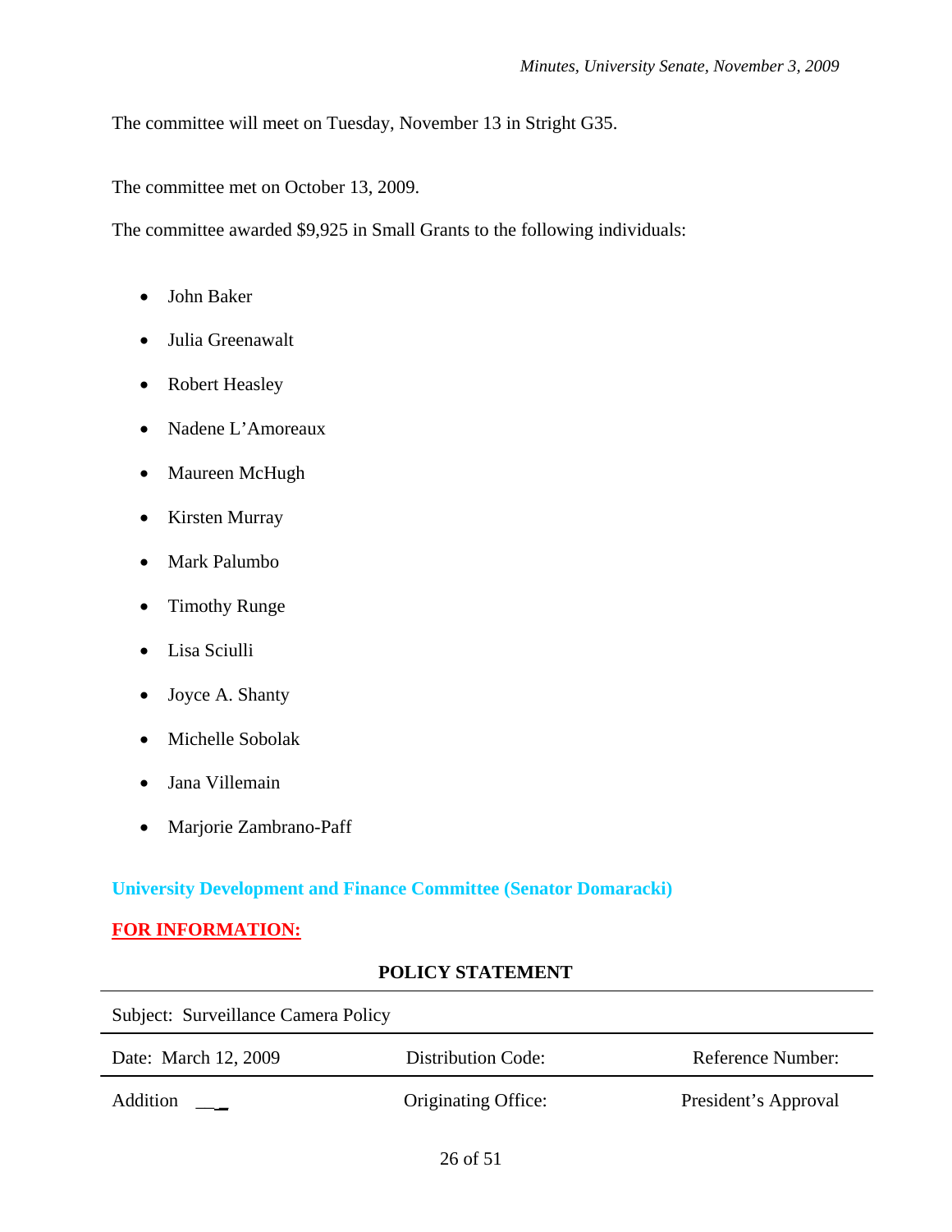The committee will meet on Tuesday, November 13 in Stright G35.

The committee met on October 13, 2009.

The committee awarded $9,925 in Small Grants to the following individuals:

- John Baker
- Julia Greenawalt
- Robert Heasley
- Nadene L'Amoreaux
- Maureen McHugh
- Kirsten Murray
- Mark Palumbo
- Timothy Runge
- Lisa Sciulli
- Joyce A. Shanty
- Michelle Sobolak
- Jana Villemain
- Marjorie Zambrano-Paff

**University Development and Finance Committee (Senator Domaracki)**

**FOR INFORMATION:**

**POLICY STATEMENT**

| Subject: Surveillance Camera Policy | | |
|---|---|---|
| Date: March 12, 2009 | Distribution Code: | Reference Number: |
| Addition ___ | Originating Office: | President's Approval |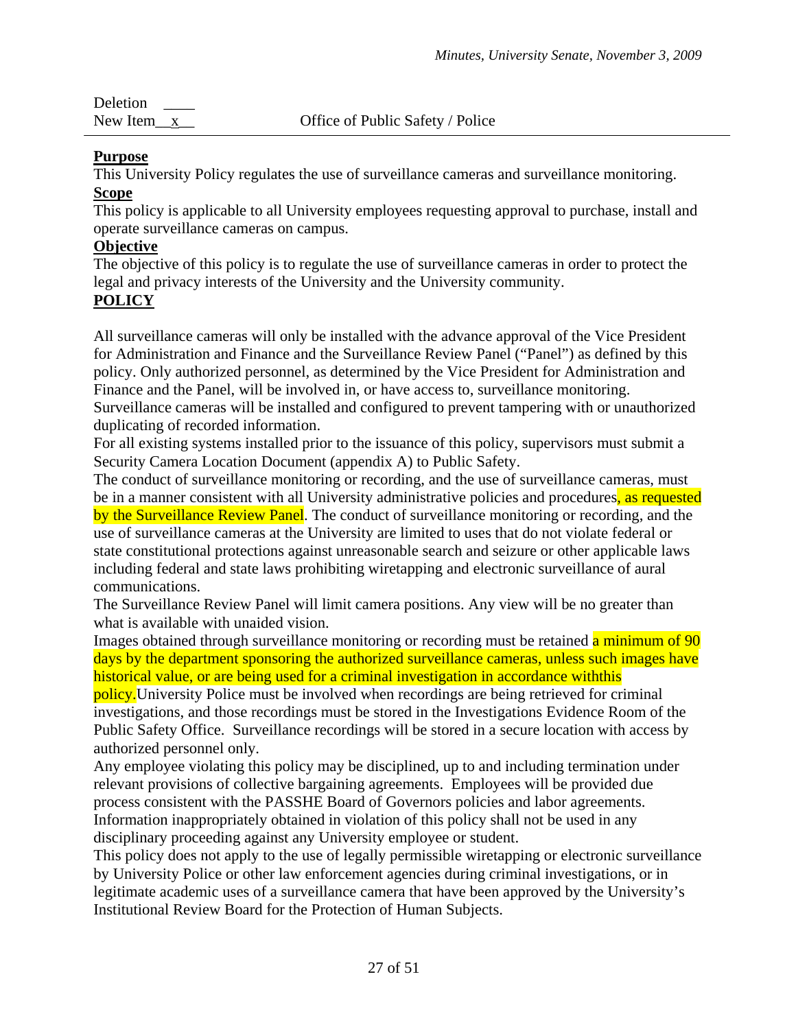Deletion ____
New Item__x__ Office of Public Safety / Police

**Purpose**
This University Policy regulates the use of surveillance cameras and surveillance monitoring.

**Scope**
This policy is applicable to all University employees requesting approval to purchase, install and operate surveillance cameras on campus.

**Objective**
The objective of this policy is to regulate the use of surveillance cameras in order to protect the legal and privacy interests of the University and the University community.

**POLICY**

All surveillance cameras will only be installed with the advance approval of the Vice President for Administration and Finance and the Surveillance Review Panel ("Panel") as defined by this policy. Only authorized personnel, as determined by the Vice President for Administration and Finance and the Panel, will be involved in, or have access to, surveillance monitoring.
Surveillance cameras will be installed and configured to prevent tampering with or unauthorized duplicating of recorded information.
For all existing systems installed prior to the issuance of this policy, supervisors must submit a Security Camera Location Document (appendix A) to Public Safety.
The conduct of surveillance monitoring or recording, and the use of surveillance cameras, must be in a manner consistent with all University administrative policies and procedures, as requested by the Surveillance Review Panel. The conduct of surveillance monitoring or recording, and the use of surveillance cameras at the University are limited to uses that do not violate federal or state constitutional protections against unreasonable search and seizure or other applicable laws including federal and state laws prohibiting wiretapping and electronic surveillance of aural communications.
The Surveillance Review Panel will limit camera positions. Any view will be no greater than what is available with unaided vision.
Images obtained through surveillance monitoring or recording must be retained a minimum of 90 days by the department sponsoring the authorized surveillance cameras, unless such images have historical value, or are being used for a criminal investigation in accordance withthis policy.University Police must be involved when recordings are being retrieved for criminal investigations, and those recordings must be stored in the Investigations Evidence Room of the Public Safety Office. Surveillance recordings will be stored in a secure location with access by authorized personnel only.
Any employee violating this policy may be disciplined, up to and including termination under relevant provisions of collective bargaining agreements. Employees will be provided due process consistent with the PASSHE Board of Governors policies and labor agreements.
Information inappropriately obtained in violation of this policy shall not be used in any disciplinary proceeding against any University employee or student.
This policy does not apply to the use of legally permissible wiretapping or electronic surveillance by University Police or other law enforcement agencies during criminal investigations, or in legitimate academic uses of a surveillance camera that have been approved by the University's Institutional Review Board for the Protection of Human Subjects.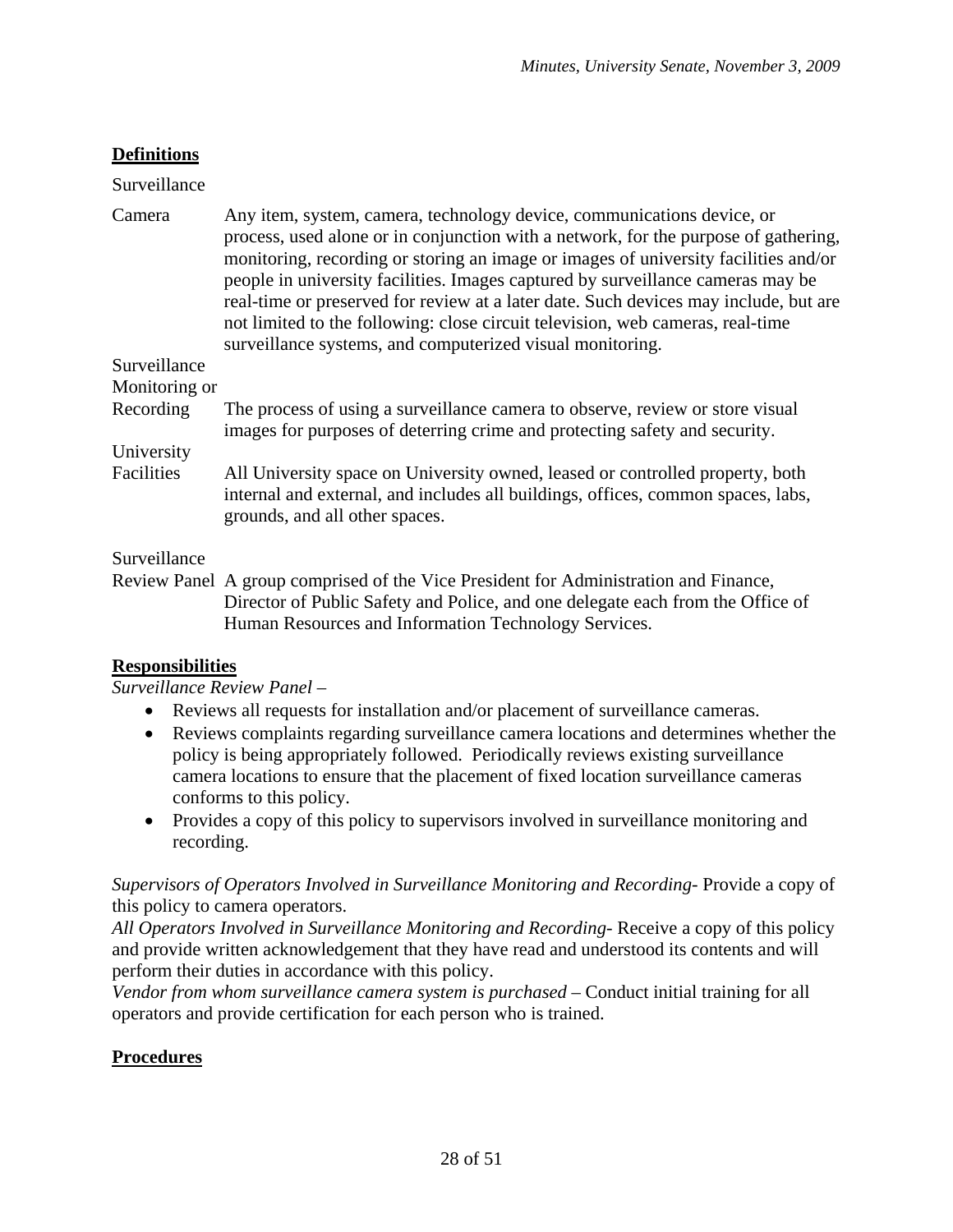**Definitions**

**Surveillance Camera** — Any item, system, camera, technology device, communications device, or process, used alone or in conjunction with a network, for the purpose of gathering, monitoring, recording or storing an image or images of university facilities and/or people in university facilities. Images captured by surveillance cameras may be real-time or preserved for review at a later date. Such devices may include, but are not limited to the following: close circuit television, web cameras, real-time surveillance systems, and computerized visual monitoring.

**Surveillance Monitoring or Recording** — The process of using a surveillance camera to observe, review or store visual images for purposes of deterring crime and protecting safety and security.

**University Facilities** — All University space on University owned, leased or controlled property, both internal and external, and includes all buildings, offices, common spaces, labs, grounds, and all other spaces.

**Surveillance Review Panel** — A group comprised of the Vice President for Administration and Finance, Director of Public Safety and Police, and one delegate each from the Office of Human Resources and Information Technology Services.

**Responsibilities**

*Surveillance Review Panel* –

- Reviews all requests for installation and/or placement of surveillance cameras.
- Reviews complaints regarding surveillance camera locations and determines whether the policy is being appropriately followed. Periodically reviews existing surveillance camera locations to ensure that the placement of fixed location surveillance cameras conforms to this policy.
- Provides a copy of this policy to supervisors involved in surveillance monitoring and recording.

*Supervisors of Operators Involved in Surveillance Monitoring and Recording*- Provide a copy of this policy to camera operators.

*All Operators Involved in Surveillance Monitoring and Recording*- Receive a copy of this policy and provide written acknowledgement that they have read and understood its contents and will perform their duties in accordance with this policy.

*Vendor from whom surveillance camera system is purchased* – Conduct initial training for all operators and provide certification for each person who is trained.

**Procedures**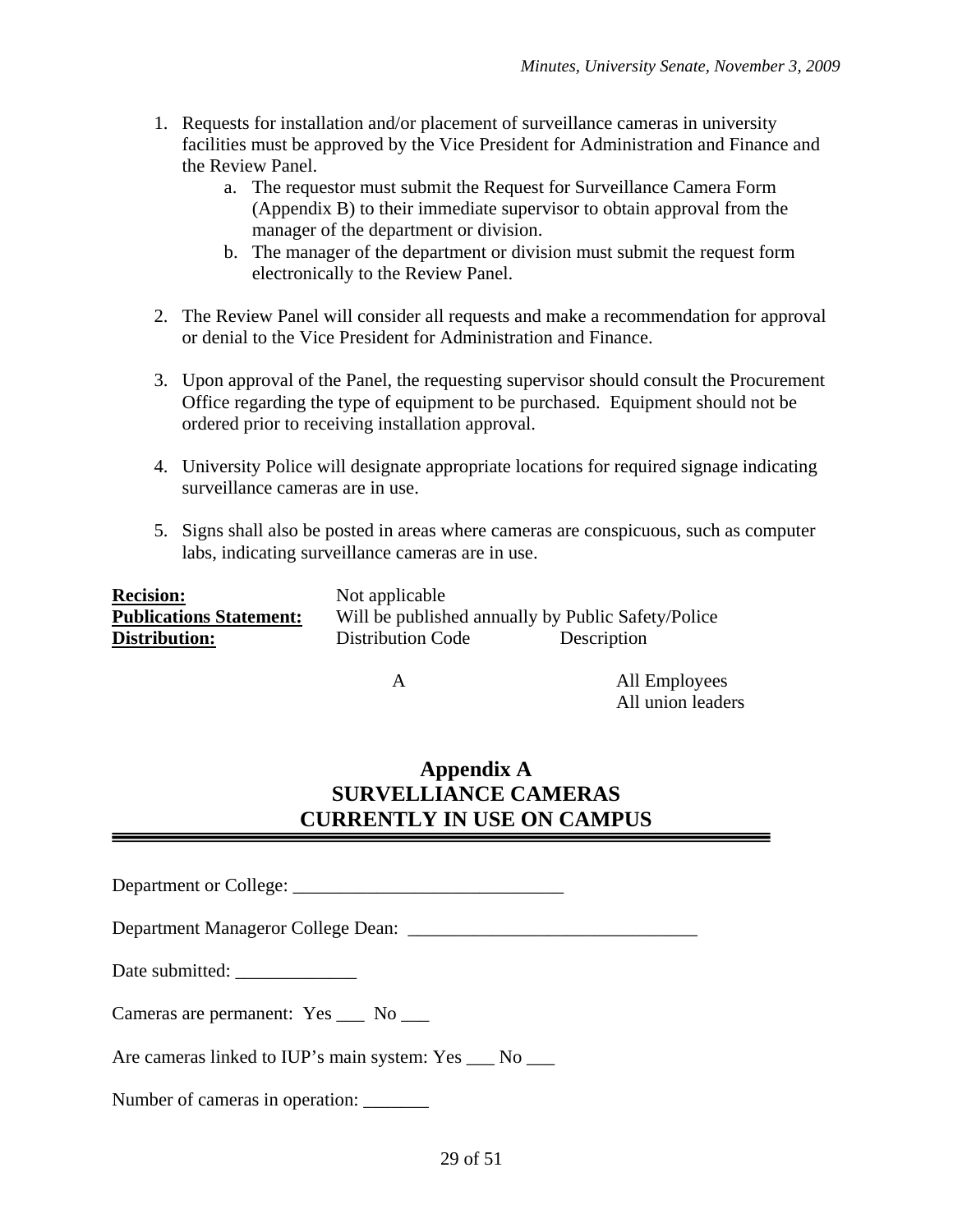1. Requests for installation and/or placement of surveillance cameras in university facilities must be approved by the Vice President for Administration and Finance and the Review Panel.
    a. The requestor must submit the Request for Surveillance Camera Form (Appendix B) to their immediate supervisor to obtain approval from the manager of the department or division.
    b. The manager of the department or division must submit the request form electronically to the Review Panel.

2. The Review Panel will consider all requests and make a recommendation for approval or denial to the Vice President for Administration and Finance.

3. Upon approval of the Panel, the requesting supervisor should consult the Procurement Office regarding the type of equipment to be purchased. Equipment should not be ordered prior to receiving installation approval.

4. University Police will designate appropriate locations for required signage indicating surveillance cameras are in use.

5. Signs shall also be posted in areas where cameras are conspicuous, such as computer labs, indicating surveillance cameras are in use.

**Recision:** Not applicable

**Publications Statement:** Will be published annually by Public Safety/Police

**Distribution:**

| Distribution Code | Description |
|---|---|
| A | All Employees<br>All union leaders |

## Appendix A
## SURVELLIANCE CAMERAS CURRENTLY IN USE ON CAMPUS

---

Department or College: _____________________________

Department Manageror College Dean: _______________________________

Date submitted: _____________

Cameras are permanent: Yes ___ No ___

Are cameras linked to IUP's main system: Yes ___ No ___

Number of cameras in operation: _______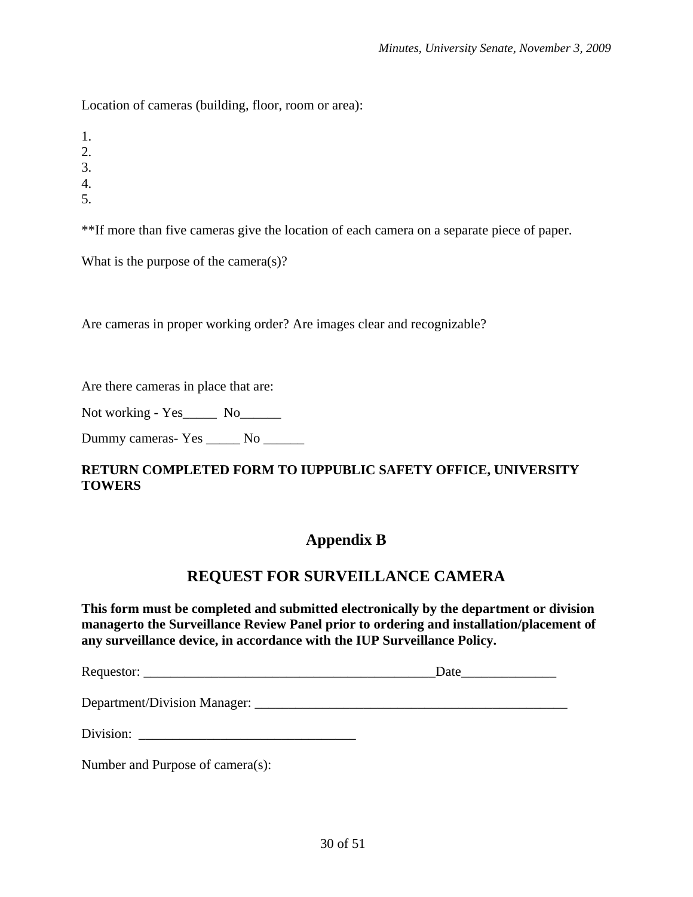Location of cameras (building, floor, room or area):

1.
2.
3.
4.
5.

**If more than five cameras give the location of each camera on a separate piece of paper.

What is the purpose of the camera(s)?

Are cameras in proper working order? Are images clear and recognizable?

Are there cameras in place that are:

Not working - Yes_____ No______

Dummy cameras- Yes _____ No ______

**RETURN COMPLETED FORM TO IUPPUBLIC SAFETY OFFICE, UNIVERSITY TOWERS**

## Appendix B

## REQUEST FOR SURVEILLANCE CAMERA

**This form must be completed and submitted electronically by the department or division managerto the Surveillance Review Panel prior to ordering and installation/placement of any surveillance device, in accordance with the IUP Surveillance Policy.**

Requestor: ___________________________________________Date______________

Department/Division Manager: _______________________________________________

Division: ________________________________

Number and Purpose of camera(s):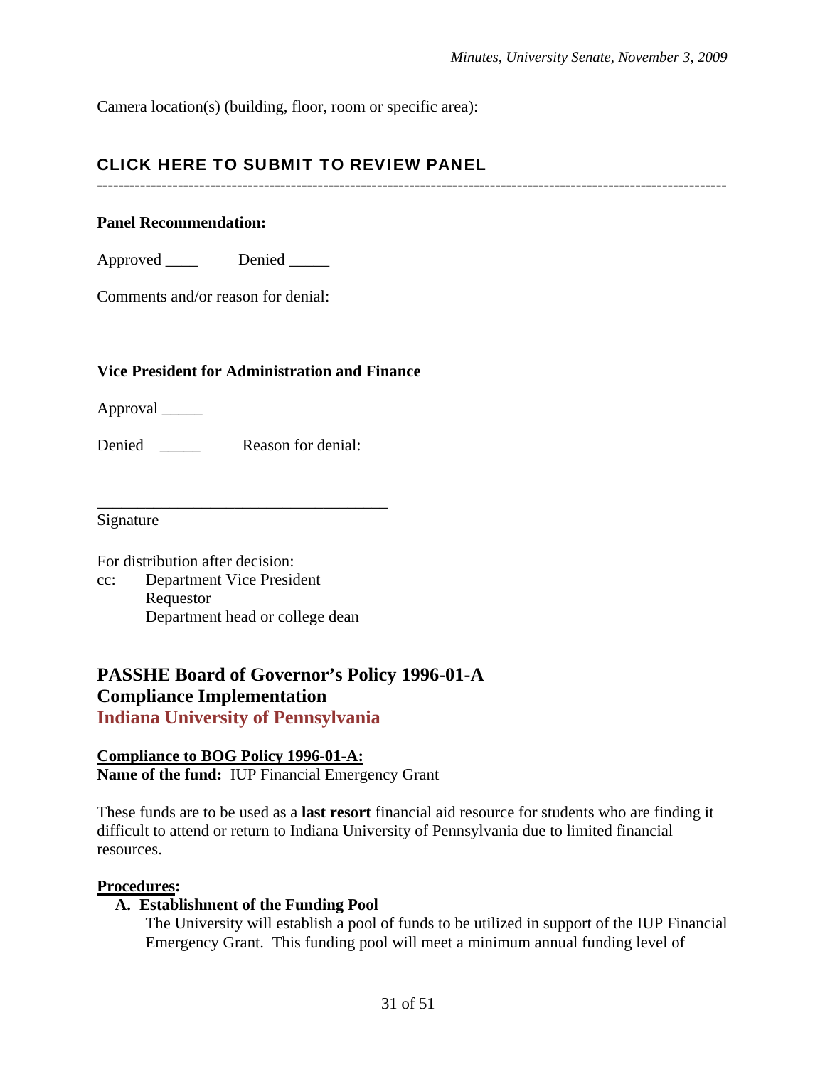Camera location(s) (building, floor, room or specific area):

**CLICK HERE TO SUBMIT TO REVIEW PANEL**

---

**Panel Recommendation:**

Approved ____ Denied _____

Comments and/or reason for denial:

**Vice President for Administration and Finance**

Approval _____

Denied _____ Reason for denial:

___________________________________

Signature

For distribution after decision:

cc: Department Vice President
Requestor
Department head or college dean

## PASSHE Board of Governor's Policy 1996-01-A Compliance Implementation

## Indiana University of Pennsylvania

**Compliance to BOG Policy 1996-01-A:**

**Name of the fund:** IUP Financial Emergency Grant

These funds are to be used as a **last resort** financial aid resource for students who are finding it difficult to attend or return to Indiana University of Pennsylvania due to limited financial resources.

**Procedures:**

**A. Establishment of the Funding Pool**

The University will establish a pool of funds to be utilized in support of the IUP Financial Emergency Grant. This funding pool will meet a minimum annual funding level of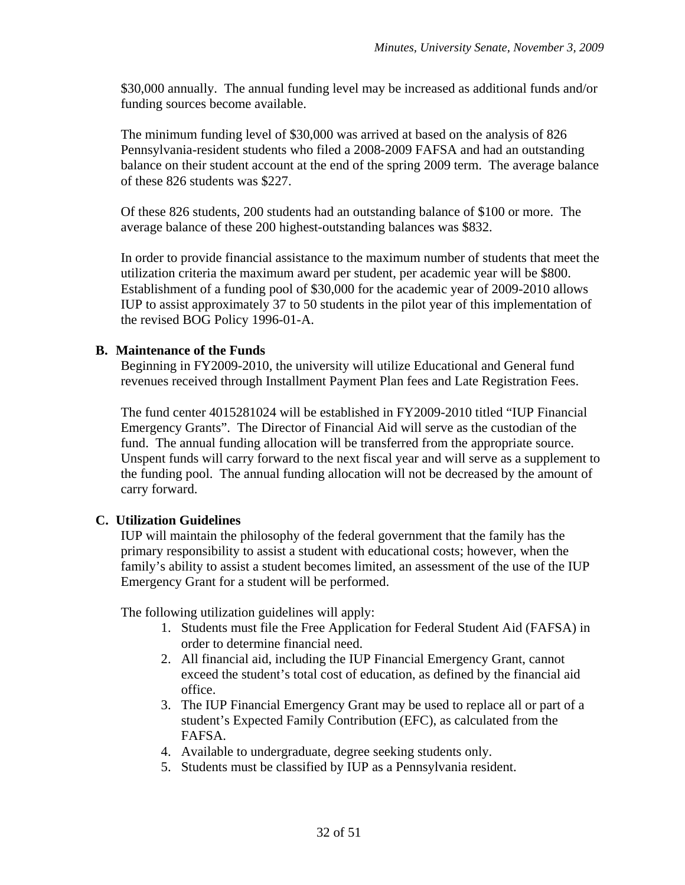$30,000 annually. The annual funding level may be increased as additional funds and/or funding sources become available.

The minimum funding level of $30,000 was arrived at based on the analysis of 826 Pennsylvania-resident students who filed a 2008-2009 FAFSA and had an outstanding balance on their student account at the end of the spring 2009 term. The average balance of these 826 students was $227.

Of these 826 students, 200 students had an outstanding balance of $100 or more. The average balance of these 200 highest-outstanding balances was $832.

In order to provide financial assistance to the maximum number of students that meet the utilization criteria the maximum award per student, per academic year will be $800. Establishment of a funding pool of $30,000 for the academic year of 2009-2010 allows IUP to assist approximately 37 to 50 students in the pilot year of this implementation of the revised BOG Policy 1996-01-A.

**B. Maintenance of the Funds**

Beginning in FY2009-2010, the university will utilize Educational and General fund revenues received through Installment Payment Plan fees and Late Registration Fees.

The fund center 4015281024 will be established in FY2009-2010 titled "IUP Financial Emergency Grants". The Director of Financial Aid will serve as the custodian of the fund. The annual funding allocation will be transferred from the appropriate source. Unspent funds will carry forward to the next fiscal year and will serve as a supplement to the funding pool. The annual funding allocation will not be decreased by the amount of carry forward.

**C. Utilization Guidelines**

IUP will maintain the philosophy of the federal government that the family has the primary responsibility to assist a student with educational costs; however, when the family's ability to assist a student becomes limited, an assessment of the use of the IUP Emergency Grant for a student will be performed.

The following utilization guidelines will apply:

1. Students must file the Free Application for Federal Student Aid (FAFSA) in order to determine financial need.
2. All financial aid, including the IUP Financial Emergency Grant, cannot exceed the student's total cost of education, as defined by the financial aid office.
3. The IUP Financial Emergency Grant may be used to replace all or part of a student's Expected Family Contribution (EFC), as calculated from the FAFSA.
4. Available to undergraduate, degree seeking students only.
5. Students must be classified by IUP as a Pennsylvania resident.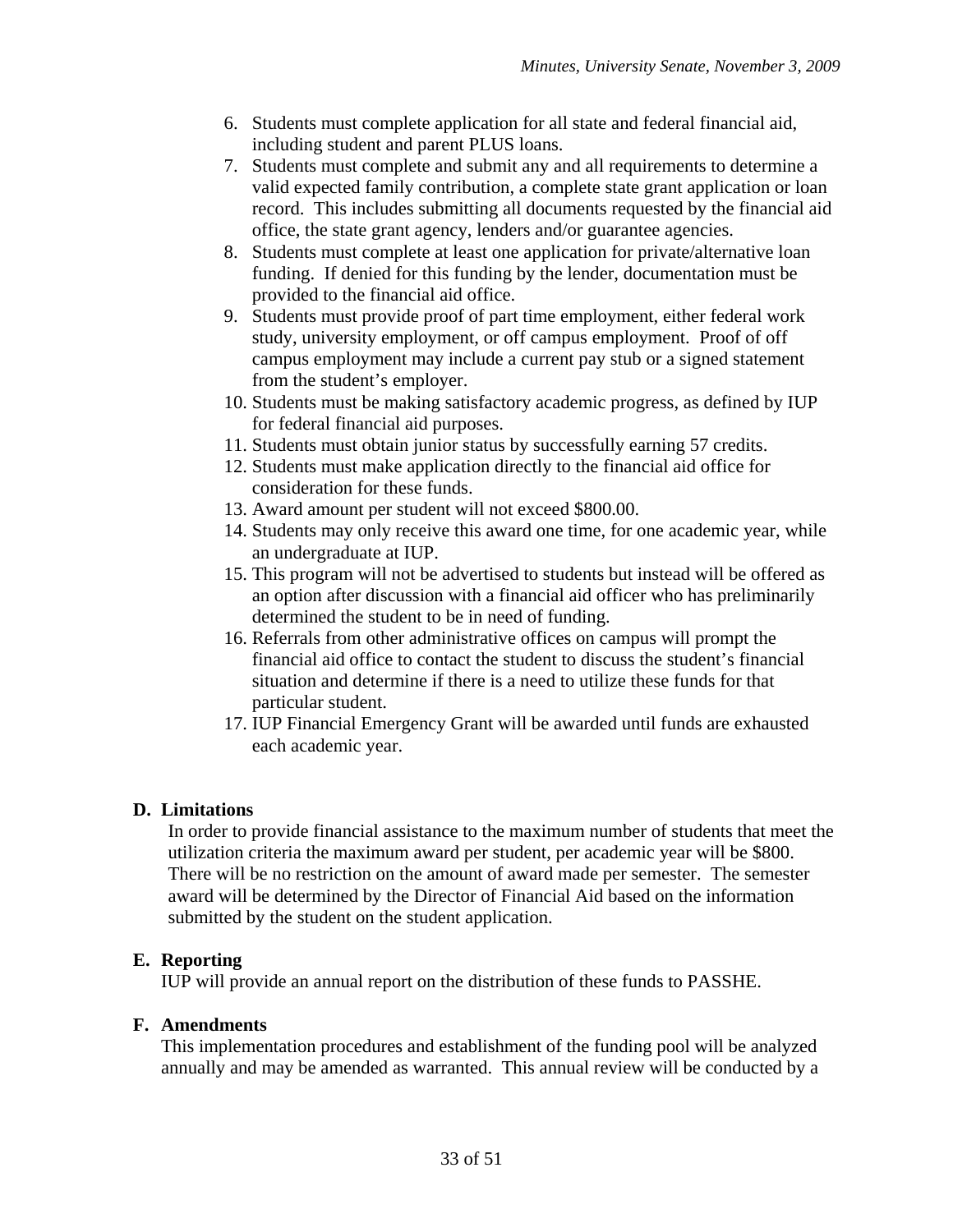6. Students must complete application for all state and federal financial aid, including student and parent PLUS loans.
7. Students must complete and submit any and all requirements to determine a valid expected family contribution, a complete state grant application or loan record. This includes submitting all documents requested by the financial aid office, the state grant agency, lenders and/or guarantee agencies.
8. Students must complete at least one application for private/alternative loan funding. If denied for this funding by the lender, documentation must be provided to the financial aid office.
9. Students must provide proof of part time employment, either federal work study, university employment, or off campus employment. Proof of off campus employment may include a current pay stub or a signed statement from the student's employer.
10. Students must be making satisfactory academic progress, as defined by IUP for federal financial aid purposes.
11. Students must obtain junior status by successfully earning 57 credits.
12. Students must make application directly to the financial aid office for consideration for these funds.
13. Award amount per student will not exceed $800.00.
14. Students may only receive this award one time, for one academic year, while an undergraduate at IUP.
15. This program will not be advertised to students but instead will be offered as an option after discussion with a financial aid officer who has preliminarily determined the student to be in need of funding.
16. Referrals from other administrative offices on campus will prompt the financial aid office to contact the student to discuss the student's financial situation and determine if there is a need to utilize these funds for that particular student.
17. IUP Financial Emergency Grant will be awarded until funds are exhausted each academic year.

**D. Limitations**

In order to provide financial assistance to the maximum number of students that meet the utilization criteria the maximum award per student, per academic year will be $800. There will be no restriction on the amount of award made per semester. The semester award will be determined by the Director of Financial Aid based on the information submitted by the student on the student application.

**E. Reporting**

IUP will provide an annual report on the distribution of these funds to PASSHE.

**F. Amendments**

This implementation procedures and establishment of the funding pool will be analyzed annually and may be amended as warranted. This annual review will be conducted by a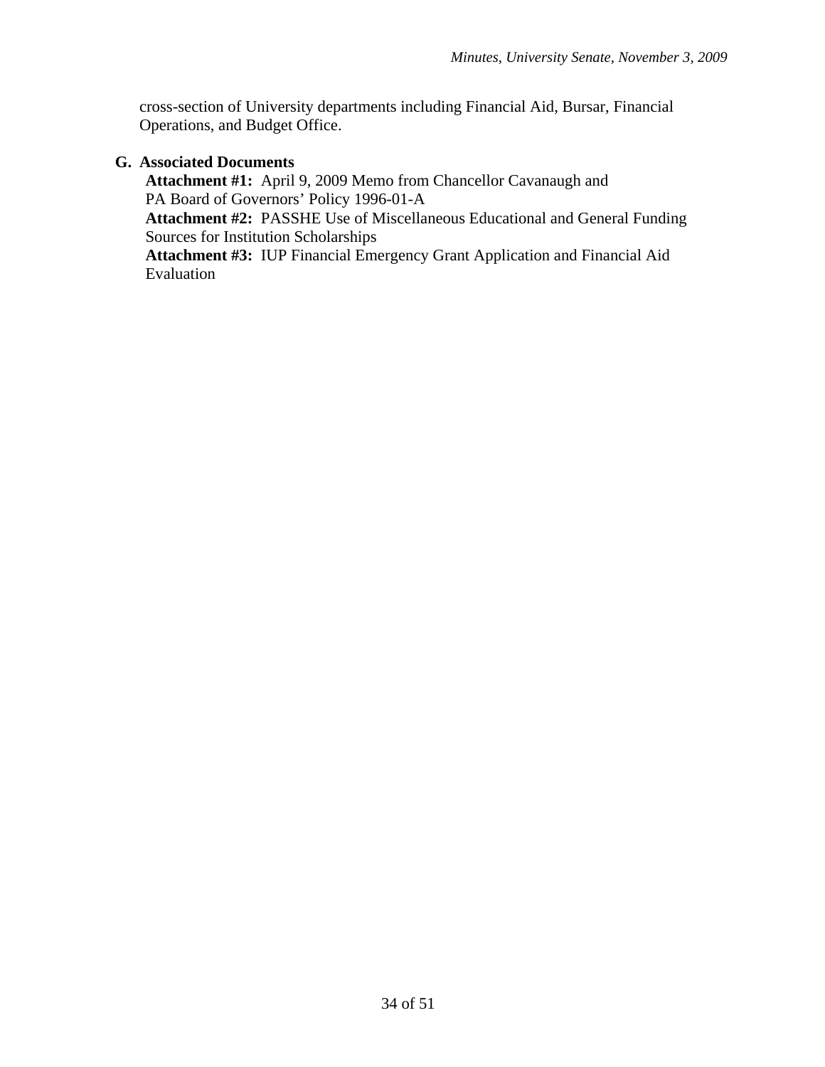cross-section of University departments including Financial Aid, Bursar, Financial Operations, and Budget Office.

**G. Associated Documents**

**Attachment #1:** April 9, 2009 Memo from Chancellor Cavanaugh and PA Board of Governors' Policy 1996-01-A

**Attachment #2:** PASSHE Use of Miscellaneous Educational and General Funding Sources for Institution Scholarships

**Attachment #3:** IUP Financial Emergency Grant Application and Financial Aid Evaluation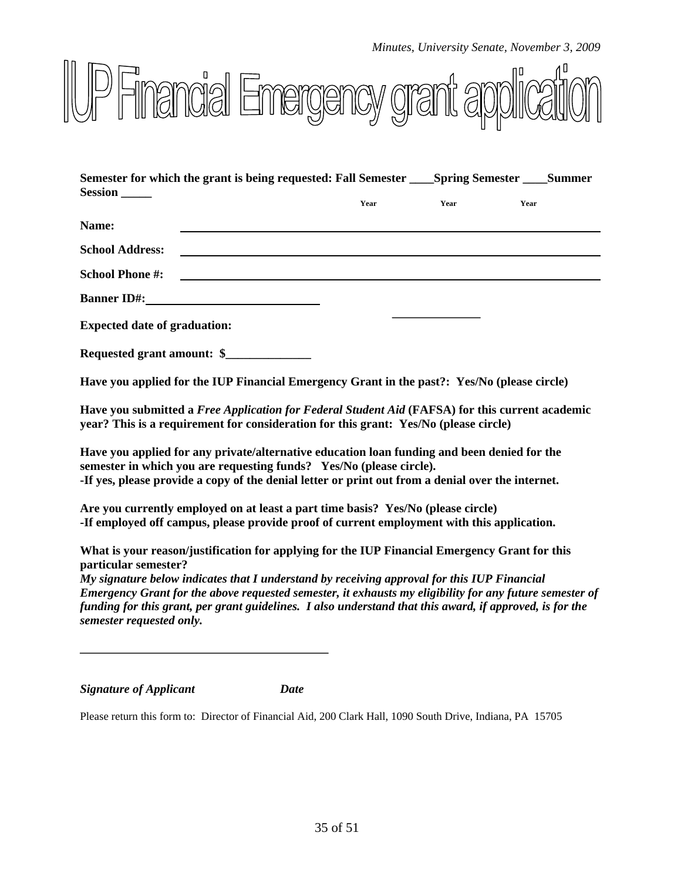# IUP Financial Emergency grant application

**Semester for which the grant is being requested: Fall Semester ____Spring Semester ____Summer Session _____**

Year Year Year

**Name:** ____________________________________________

**School Address:** ____________________________________________

**School Phone #:** ____________________________________________

**Banner ID#:** ____________________

**Expected date of graduation:** ______________

**Requested grant amount: $** ______________

**Have you applied for the IUP Financial Emergency Grant in the past?: Yes/No (please circle)**

**Have you submitted a *Free Application for Federal Student Aid* (FAFSA) for this current academic year? This is a requirement for consideration for this grant: Yes/No (please circle)**

**Have you applied for any private/alternative education loan funding and been denied for the semester in which you are requesting funds? Yes/No (please circle).**
**-If yes, please provide a copy of the denial letter or print out from a denial over the internet.**

**Are you currently employed on at least a part time basis? Yes/No (please circle)**
**-If employed off campus, please provide proof of current employment with this application.**

**What is your reason/justification for applying for the IUP Financial Emergency Grant for this particular semester?**

***My signature below indicates that I understand by receiving approval for this IUP Financial Emergency Grant for the above requested semester, it exhausts my eligibility for any future semester of funding for this grant, per grant guidelines. I also understand that this award, if approved, is for the semester requested only.***

________________________________________

***Signature of Applicant*** ***Date***

Please return this form to: Director of Financial Aid, 200 Clark Hall, 1090 South Drive, Indiana, PA 15705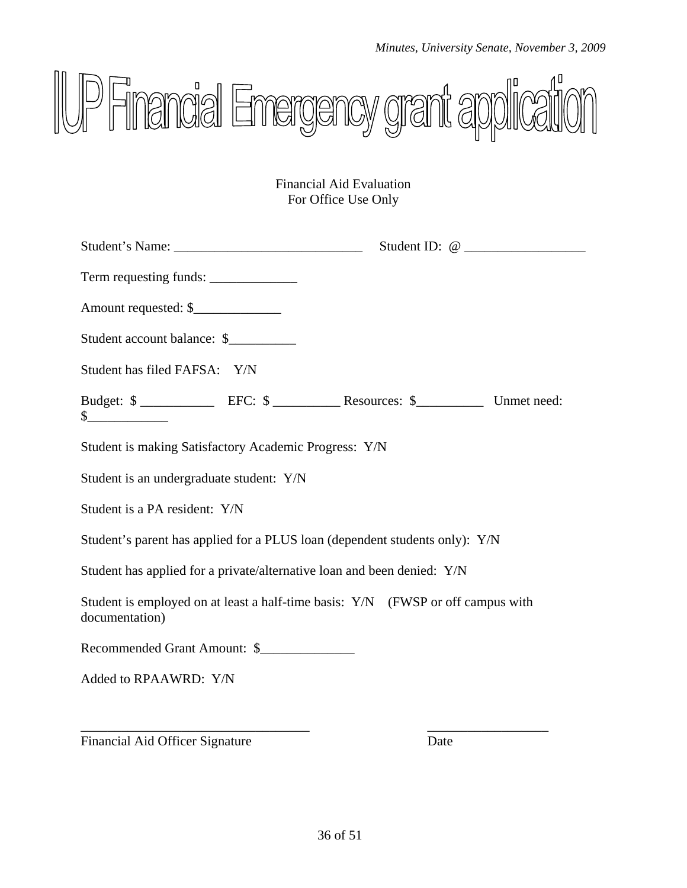# IUP Financial Emergency grant application

Financial Aid Evaluation
For Office Use Only

Student's Name: ____________________________ Student ID: @ __________________

Term requesting funds: _____________

Amount requested: $_____________

Student account balance: $__________

Student has filed FAFSA: Y/N

Budget: $ ___________ EFC: $ __________ Resources: $__________ Unmet need: $____________

Student is making Satisfactory Academic Progress: Y/N

Student is an undergraduate student: Y/N

Student is a PA resident: Y/N

Student's parent has applied for a PLUS loan (dependent students only): Y/N

Student has applied for a private/alternative loan and been denied: Y/N

Student is employed on at least a half-time basis: Y/N (FWSP or off campus with documentation)

Recommended Grant Amount: $______________

Added to RPAAWRD: Y/N

___________________________________ __________________

Financial Aid Officer Signature Date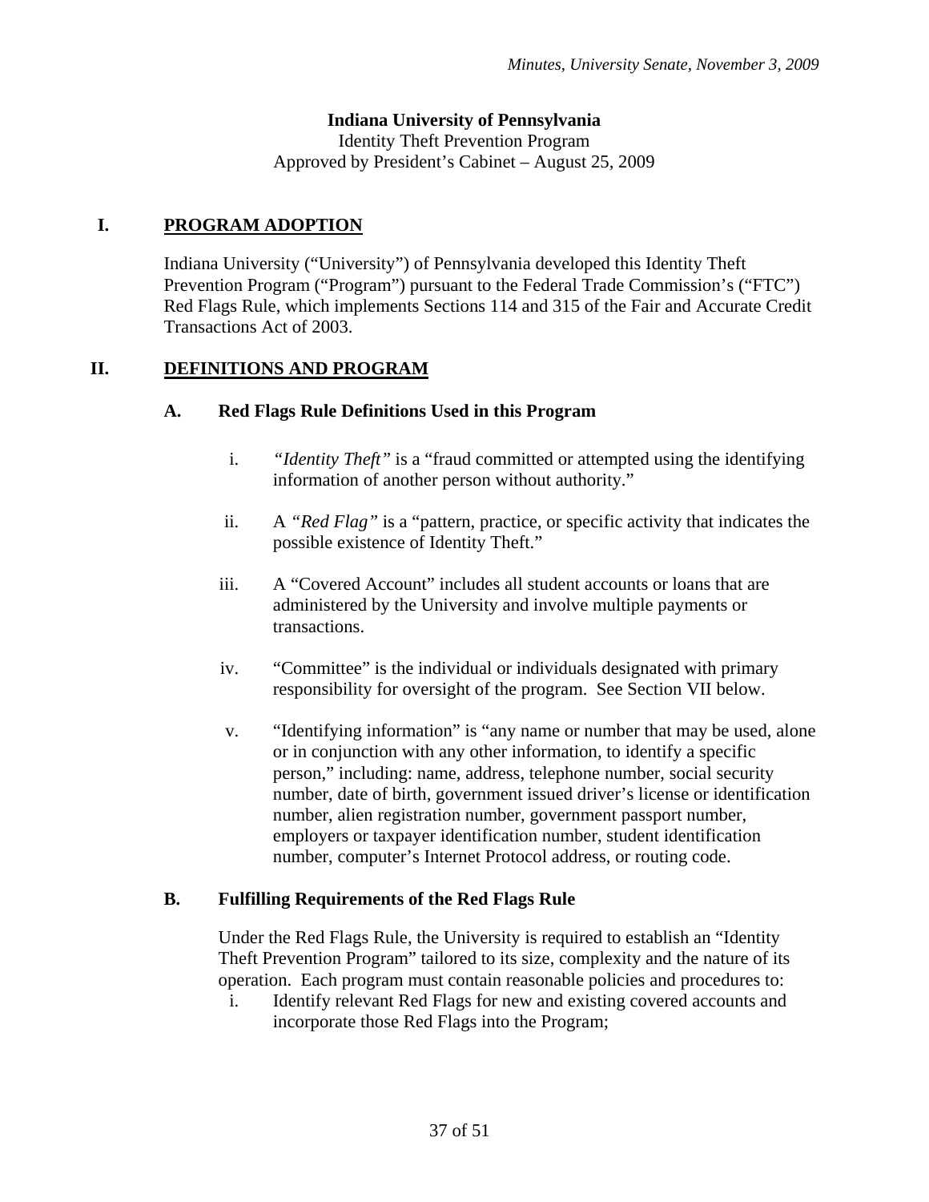**Indiana University of Pennsylvania**

Identity Theft Prevention Program

Approved by President's Cabinet – August 25, 2009

## I. PROGRAM ADOPTION

Indiana University ("University") of Pennsylvania developed this Identity Theft Prevention Program ("Program") pursuant to the Federal Trade Commission's ("FTC") Red Flags Rule, which implements Sections 114 and 315 of the Fair and Accurate Credit Transactions Act of 2003.

## II. DEFINITIONS AND PROGRAM

### A. Red Flags Rule Definitions Used in this Program

i. *"Identity Theft"* is a "fraud committed or attempted using the identifying information of another person without authority."

ii. A *"Red Flag"* is a "pattern, practice, or specific activity that indicates the possible existence of Identity Theft."

iii. A "Covered Account" includes all student accounts or loans that are administered by the University and involve multiple payments or transactions.

iv. "Committee" is the individual or individuals designated with primary responsibility for oversight of the program. See Section VII below.

v. "Identifying information" is "any name or number that may be used, alone or in conjunction with any other information, to identify a specific person," including: name, address, telephone number, social security number, date of birth, government issued driver's license or identification number, alien registration number, government passport number, employers or taxpayer identification number, student identification number, computer's Internet Protocol address, or routing code.

### B. Fulfilling Requirements of the Red Flags Rule

Under the Red Flags Rule, the University is required to establish an "Identity Theft Prevention Program" tailored to its size, complexity and the nature of its operation. Each program must contain reasonable policies and procedures to:

i. Identify relevant Red Flags for new and existing covered accounts and incorporate those Red Flags into the Program;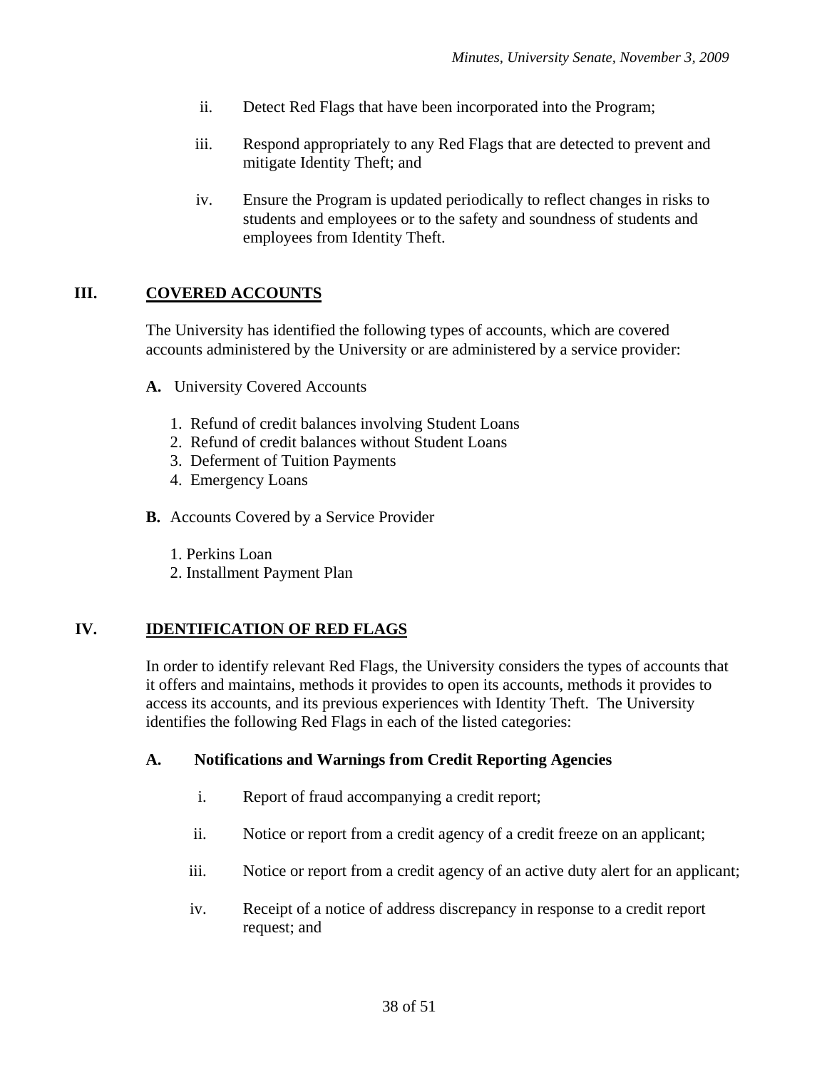ii. Detect Red Flags that have been incorporated into the Program;

iii. Respond appropriately to any Red Flags that are detected to prevent and mitigate Identity Theft; and

iv. Ensure the Program is updated periodically to reflect changes in risks to students and employees or to the safety and soundness of students and employees from Identity Theft.

## III. <u>COVERED ACCOUNTS</u>

The University has identified the following types of accounts, which are covered accounts administered by the University or are administered by a service provider:

**A.** University Covered Accounts

1. Refund of credit balances involving Student Loans
2. Refund of credit balances without Student Loans
3. Deferment of Tuition Payments
4. Emergency Loans

**B.** Accounts Covered by a Service Provider

1. Perkins Loan
2. Installment Payment Plan

## IV. <u>IDENTIFICATION OF RED FLAGS</u>

In order to identify relevant Red Flags, the University considers the types of accounts that it offers and maintains, methods it provides to open its accounts, methods it provides to access its accounts, and its previous experiences with Identity Theft. The University identifies the following Red Flags in each of the listed categories:

### A. Notifications and Warnings from Credit Reporting Agencies

i. Report of fraud accompanying a credit report;

ii. Notice or report from a credit agency of a credit freeze on an applicant;

iii. Notice or report from a credit agency of an active duty alert for an applicant;

iv. Receipt of a notice of address discrepancy in response to a credit report request; and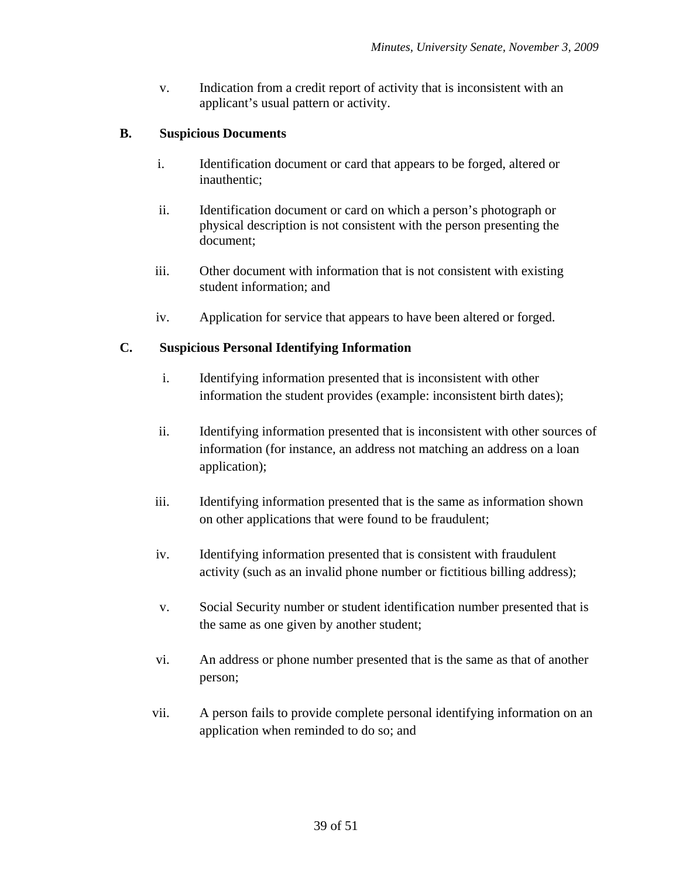v. Indication from a credit report of activity that is inconsistent with an applicant's usual pattern or activity.

**B. Suspicious Documents**

i. Identification document or card that appears to be forged, altered or inauthentic;

ii. Identification document or card on which a person's photograph or physical description is not consistent with the person presenting the document;

iii. Other document with information that is not consistent with existing student information; and

iv. Application for service that appears to have been altered or forged.

**C. Suspicious Personal Identifying Information**

i. Identifying information presented that is inconsistent with other information the student provides (example: inconsistent birth dates);

ii. Identifying information presented that is inconsistent with other sources of information (for instance, an address not matching an address on a loan application);

iii. Identifying information presented that is the same as information shown on other applications that were found to be fraudulent;

iv. Identifying information presented that is consistent with fraudulent activity (such as an invalid phone number or fictitious billing address);

v. Social Security number or student identification number presented that is the same as one given by another student;

vi. An address or phone number presented that is the same as that of another person;

vii. A person fails to provide complete personal identifying information on an application when reminded to do so; and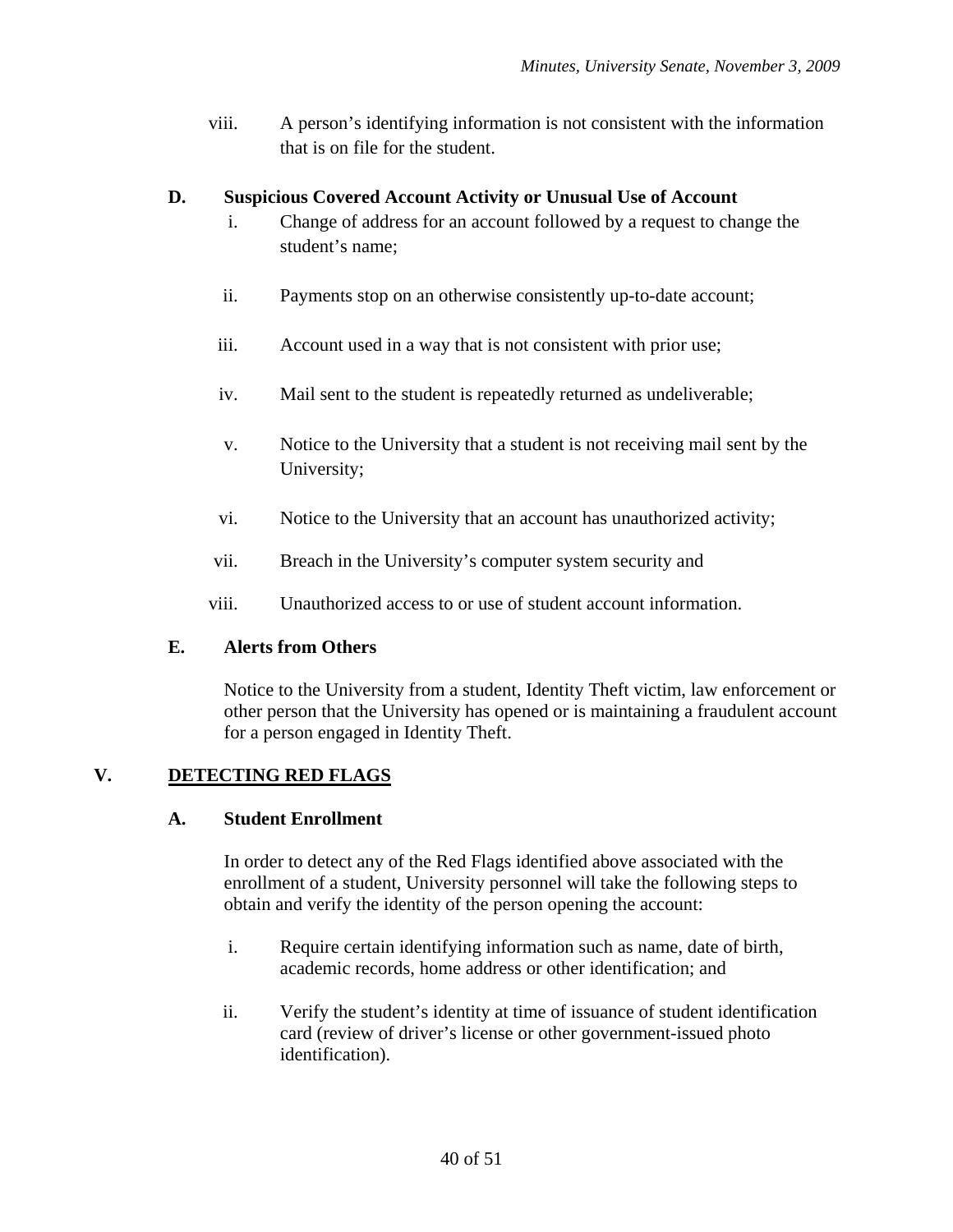viii. A person's identifying information is not consistent with the information that is on file for the student.

### D. Suspicious Covered Account Activity or Unusual Use of Account

i. Change of address for an account followed by a request to change the student's name;

ii. Payments stop on an otherwise consistently up-to-date account;

iii. Account used in a way that is not consistent with prior use;

iv. Mail sent to the student is repeatedly returned as undeliverable;

v. Notice to the University that a student is not receiving mail sent by the University;

vi. Notice to the University that an account has unauthorized activity;

vii. Breach in the University's computer system security and

viii. Unauthorized access to or use of student account information.

### E. Alerts from Others

Notice to the University from a student, Identity Theft victim, law enforcement or other person that the University has opened or is maintaining a fraudulent account for a person engaged in Identity Theft.

## V. DETECTING RED FLAGS

### A. Student Enrollment

In order to detect any of the Red Flags identified above associated with the enrollment of a student, University personnel will take the following steps to obtain and verify the identity of the person opening the account:

i. Require certain identifying information such as name, date of birth, academic records, home address or other identification; and

ii. Verify the student's identity at time of issuance of student identification card (review of driver's license or other government-issued photo identification).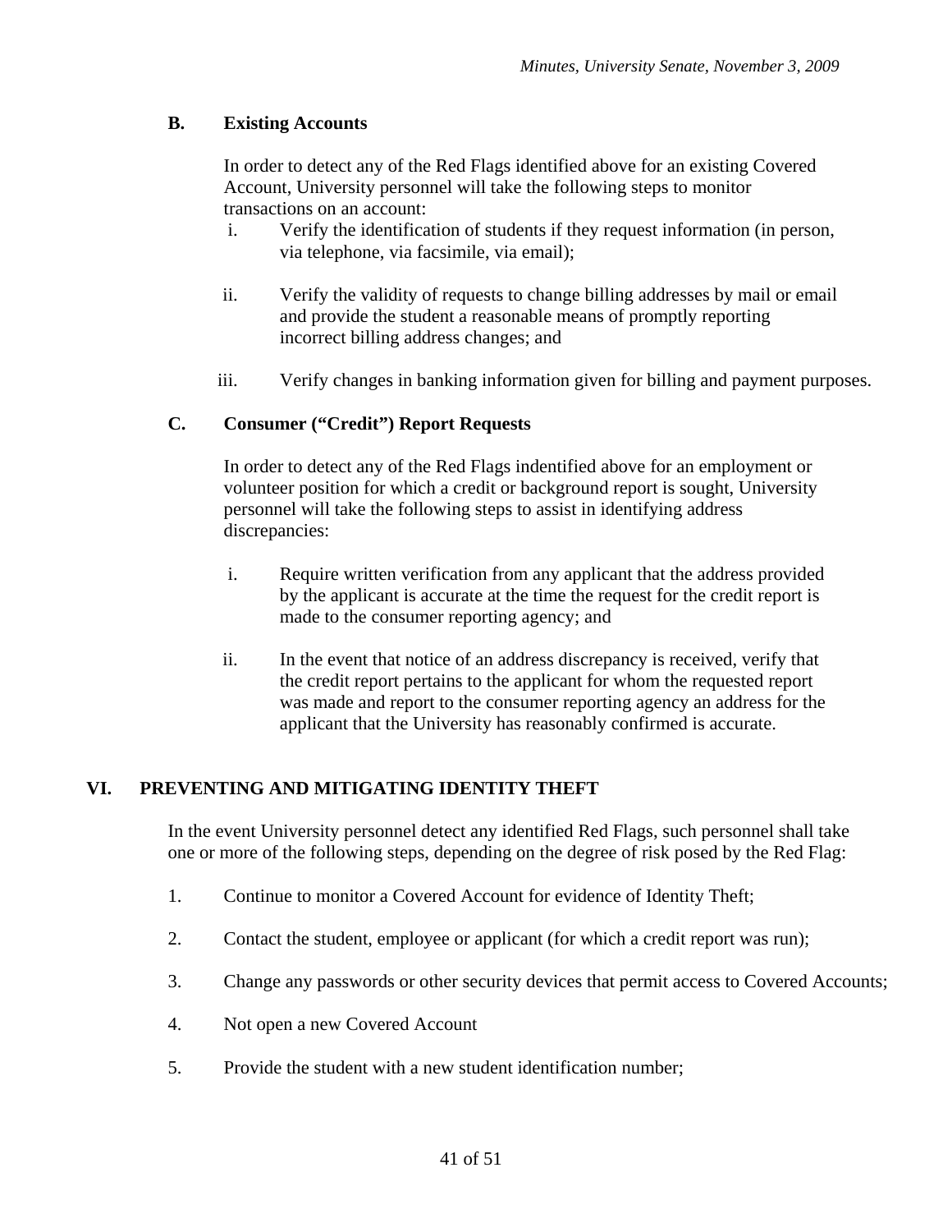### B. Existing Accounts

In order to detect any of the Red Flags identified above for an existing Covered Account, University personnel will take the following steps to monitor transactions on an account:

i. Verify the identification of students if they request information (in person, via telephone, via facsimile, via email);

ii. Verify the validity of requests to change billing addresses by mail or email and provide the student a reasonable means of promptly reporting incorrect billing address changes; and

iii. Verify changes in banking information given for billing and payment purposes.

### C. Consumer ("Credit") Report Requests

In order to detect any of the Red Flags indentified above for an employment or volunteer position for which a credit or background report is sought, University personnel will take the following steps to assist in identifying address discrepancies:

i. Require written verification from any applicant that the address provided by the applicant is accurate at the time the request for the credit report is made to the consumer reporting agency; and

ii. In the event that notice of an address discrepancy is received, verify that the credit report pertains to the applicant for whom the requested report was made and report to the consumer reporting agency an address for the applicant that the University has reasonably confirmed is accurate.

## VI. PREVENTING AND MITIGATING IDENTITY THEFT

In the event University personnel detect any identified Red Flags, such personnel shall take one or more of the following steps, depending on the degree of risk posed by the Red Flag:

1. Continue to monitor a Covered Account for evidence of Identity Theft;

2. Contact the student, employee or applicant (for which a credit report was run);

3. Change any passwords or other security devices that permit access to Covered Accounts;

4. Not open a new Covered Account

5. Provide the student with a new student identification number;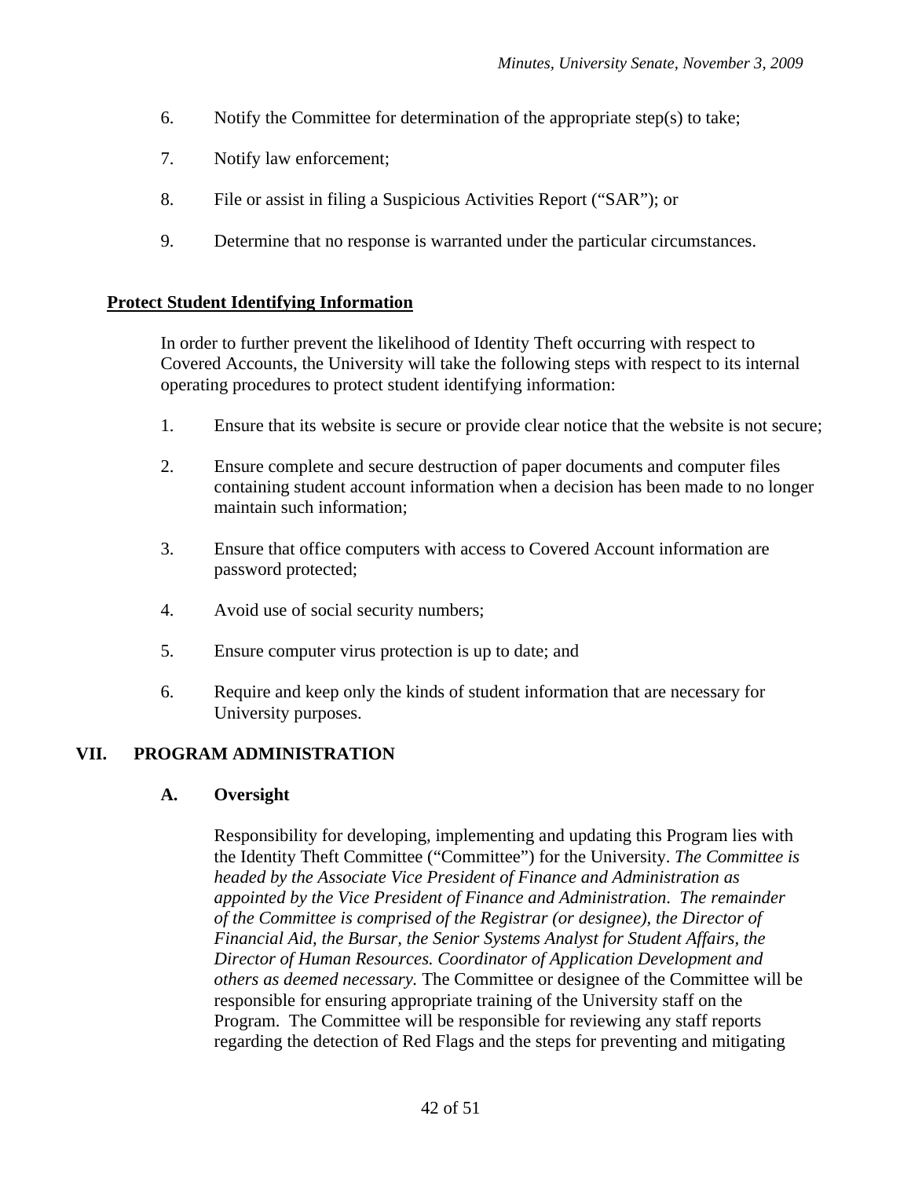6. Notify the Committee for determination of the appropriate step(s) to take;

7. Notify law enforcement;

8. File or assist in filing a Suspicious Activities Report ("SAR"); or

9. Determine that no response is warranted under the particular circumstances.

**Protect Student Identifying Information**

In order to further prevent the likelihood of Identity Theft occurring with respect to Covered Accounts, the University will take the following steps with respect to its internal operating procedures to protect student identifying information:

1. Ensure that its website is secure or provide clear notice that the website is not secure;

2. Ensure complete and secure destruction of paper documents and computer files containing student account information when a decision has been made to no longer maintain such information;

3. Ensure that office computers with access to Covered Account information are password protected;

4. Avoid use of social security numbers;

5. Ensure computer virus protection is up to date; and

6. Require and keep only the kinds of student information that are necessary for University purposes.

## VII. PROGRAM ADMINISTRATION

### A. Oversight

Responsibility for developing, implementing and updating this Program lies with the Identity Theft Committee ("Committee") for the University. *The Committee is headed by the Associate Vice President of Finance and Administration as appointed by the Vice President of Finance and Administration. The remainder of the Committee is comprised of the Registrar (or designee), the Director of Financial Aid, the Bursar, the Senior Systems Analyst for Student Affairs, the Director of Human Resources. Coordinator of Application Development and others as deemed necessary.* The Committee or designee of the Committee will be responsible for ensuring appropriate training of the University staff on the Program. The Committee will be responsible for reviewing any staff reports regarding the detection of Red Flags and the steps for preventing and mitigating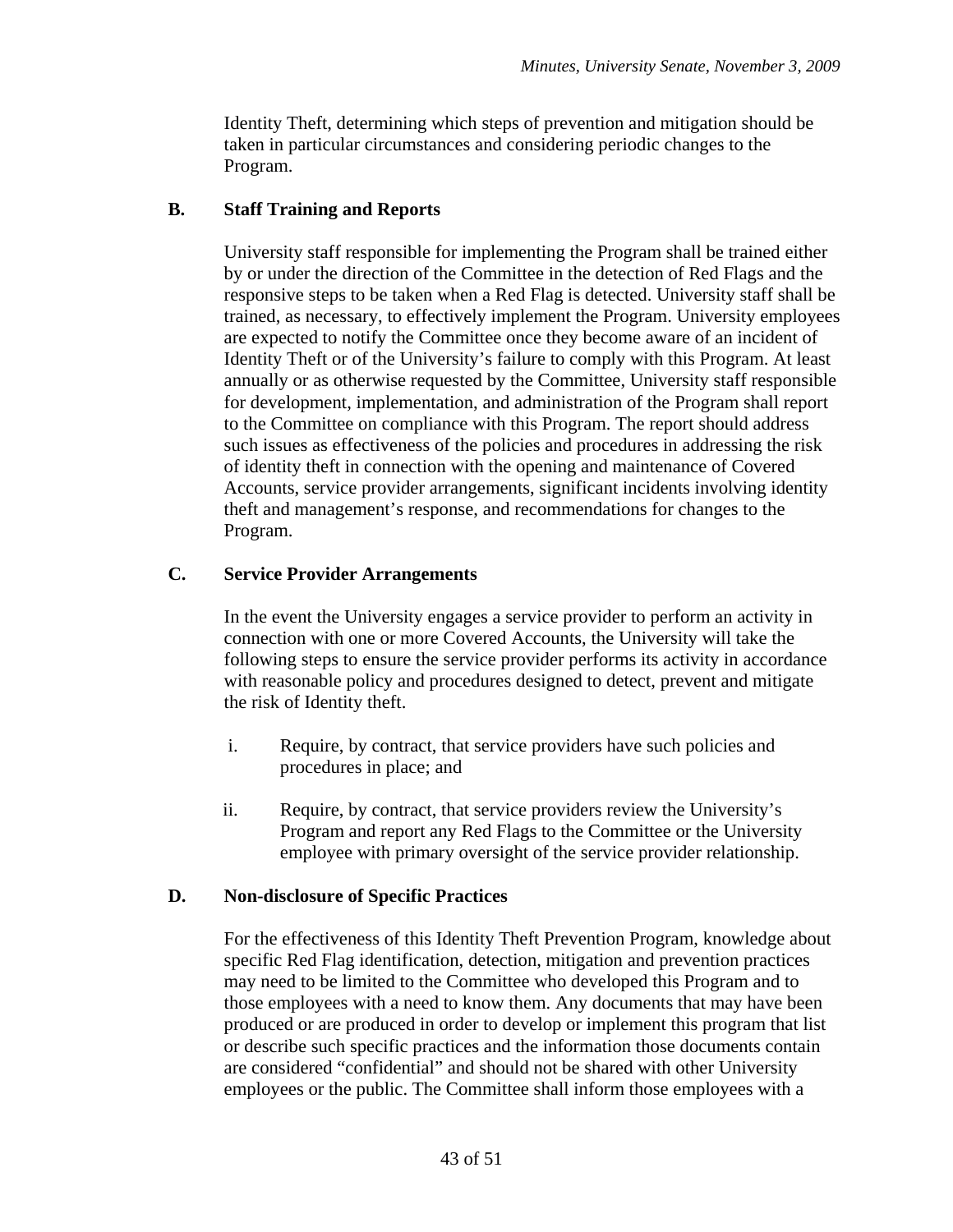Identity Theft, determining which steps of prevention and mitigation should be taken in particular circumstances and considering periodic changes to the Program.

### B. Staff Training and Reports

University staff responsible for implementing the Program shall be trained either by or under the direction of the Committee in the detection of Red Flags and the responsive steps to be taken when a Red Flag is detected. University staff shall be trained, as necessary, to effectively implement the Program. University employees are expected to notify the Committee once they become aware of an incident of Identity Theft or of the University's failure to comply with this Program. At least annually or as otherwise requested by the Committee, University staff responsible for development, implementation, and administration of the Program shall report to the Committee on compliance with this Program. The report should address such issues as effectiveness of the policies and procedures in addressing the risk of identity theft in connection with the opening and maintenance of Covered Accounts, service provider arrangements, significant incidents involving identity theft and management's response, and recommendations for changes to the Program.

### C. Service Provider Arrangements

In the event the University engages a service provider to perform an activity in connection with one or more Covered Accounts, the University will take the following steps to ensure the service provider performs its activity in accordance with reasonable policy and procedures designed to detect, prevent and mitigate the risk of Identity theft.

i. Require, by contract, that service providers have such policies and procedures in place; and

ii. Require, by contract, that service providers review the University's Program and report any Red Flags to the Committee or the University employee with primary oversight of the service provider relationship.

### D. Non-disclosure of Specific Practices

For the effectiveness of this Identity Theft Prevention Program, knowledge about specific Red Flag identification, detection, mitigation and prevention practices may need to be limited to the Committee who developed this Program and to those employees with a need to know them. Any documents that may have been produced or are produced in order to develop or implement this program that list or describe such specific practices and the information those documents contain are considered "confidential" and should not be shared with other University employees or the public. The Committee shall inform those employees with a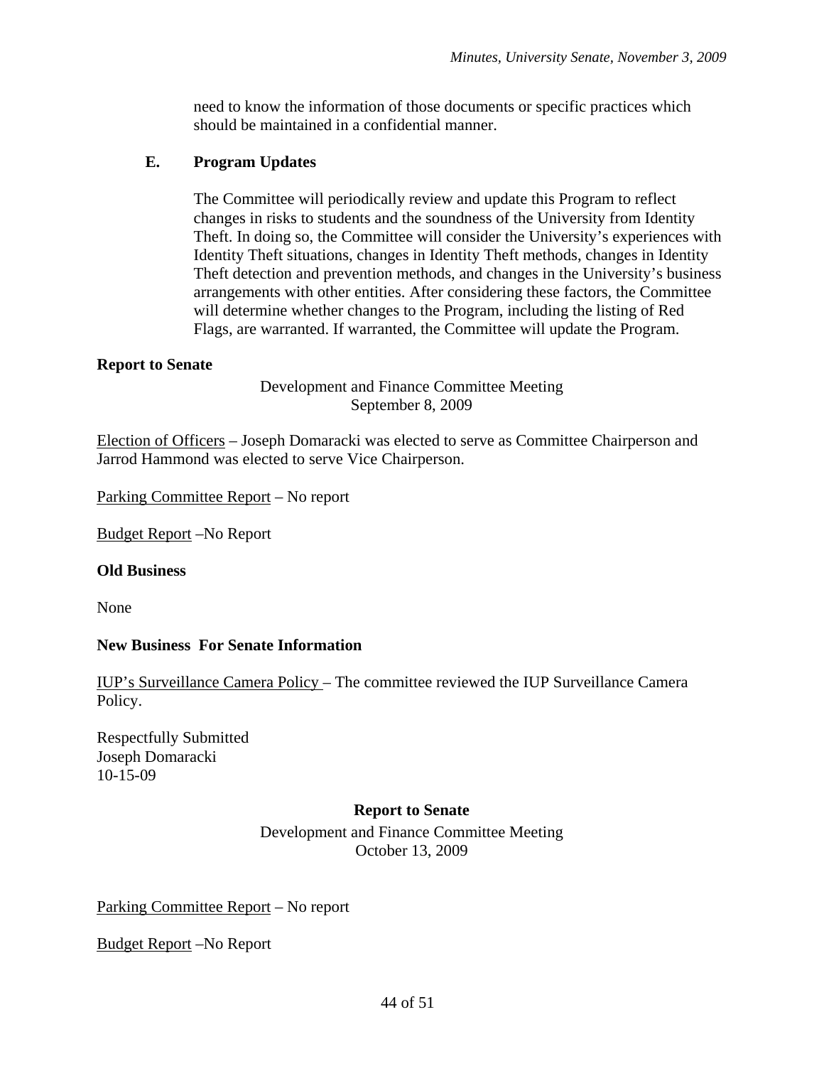need to know the information of those documents or specific practices which should be maintained in a confidential manner.

**E. Program Updates**

The Committee will periodically review and update this Program to reflect changes in risks to students and the soundness of the University from Identity Theft. In doing so, the Committee will consider the University's experiences with Identity Theft situations, changes in Identity Theft methods, changes in Identity Theft detection and prevention methods, and changes in the University's business arrangements with other entities. After considering these factors, the Committee will determine whether changes to the Program, including the listing of Red Flags, are warranted. If warranted, the Committee will update the Program.

**Report to Senate**

Development and Finance Committee Meeting
September 8, 2009

Election of Officers – Joseph Domaracki was elected to serve as Committee Chairperson and Jarrod Hammond was elected to serve Vice Chairperson.

Parking Committee Report – No report

Budget Report –No Report

**Old Business**

None

**New Business For Senate Information**

IUP's Surveillance Camera Policy – The committee reviewed the IUP Surveillance Camera Policy.

Respectfully Submitted
Joseph Domaracki
10-15-09

**Report to Senate**

Development and Finance Committee Meeting
October 13, 2009

Parking Committee Report – No report

Budget Report –No Report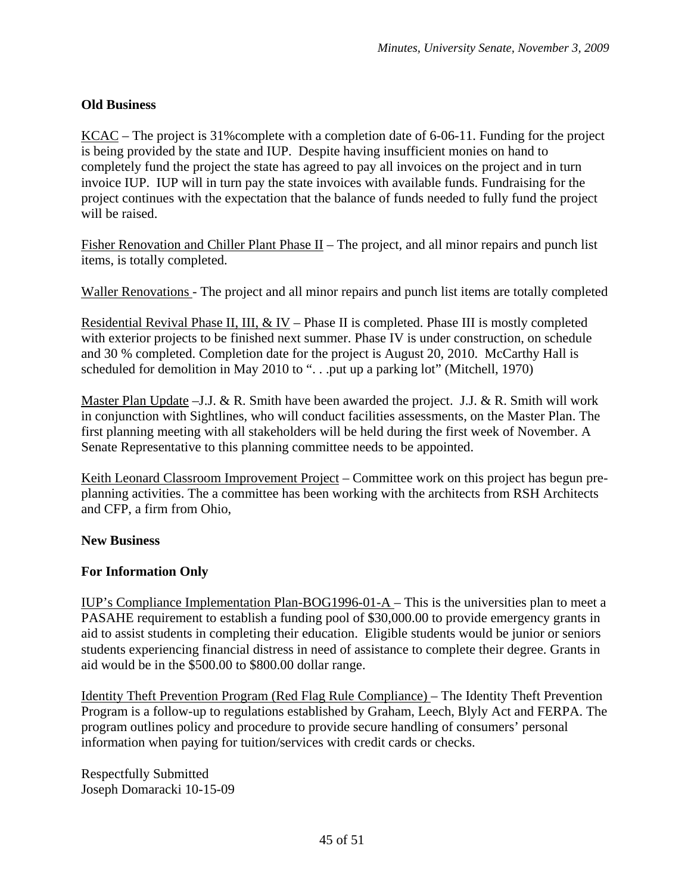**Old Business**

KCAC – The project is 31%complete with a completion date of 6-06-11. Funding for the project is being provided by the state and IUP. Despite having insufficient monies on hand to completely fund the project the state has agreed to pay all invoices on the project and in turn invoice IUP. IUP will in turn pay the state invoices with available funds. Fundraising for the project continues with the expectation that the balance of funds needed to fully fund the project will be raised.

Fisher Renovation and Chiller Plant Phase II – The project, and all minor repairs and punch list items, is totally completed.

Waller Renovations - The project and all minor repairs and punch list items are totally completed

Residential Revival Phase II, III, & IV – Phase II is completed. Phase III is mostly completed with exterior projects to be finished next summer. Phase IV is under construction, on schedule and 30 % completed. Completion date for the project is August 20, 2010. McCarthy Hall is scheduled for demolition in May 2010 to ". . .put up a parking lot" (Mitchell, 1970)

Master Plan Update –J.J. & R. Smith have been awarded the project. J.J. & R. Smith will work in conjunction with Sightlines, who will conduct facilities assessments, on the Master Plan. The first planning meeting with all stakeholders will be held during the first week of November. A Senate Representative to this planning committee needs to be appointed.

Keith Leonard Classroom Improvement Project – Committee work on this project has begun pre-planning activities. The a committee has been working with the architects from RSH Architects and CFP, a firm from Ohio,

**New Business**

**For Information Only**

IUP's Compliance Implementation Plan-BOG1996-01-A – This is the universities plan to meet a PASAHE requirement to establish a funding pool of $30,000.00 to provide emergency grants in aid to assist students in completing their education. Eligible students would be junior or seniors students experiencing financial distress in need of assistance to complete their degree. Grants in aid would be in the $500.00 to $800.00 dollar range.

Identity Theft Prevention Program (Red Flag Rule Compliance) – The Identity Theft Prevention Program is a follow-up to regulations established by Graham, Leech, Blyly Act and FERPA. The program outlines policy and procedure to provide secure handling of consumers' personal information when paying for tuition/services with credit cards or checks.

Respectfully Submitted
Joseph Domaracki 10-15-09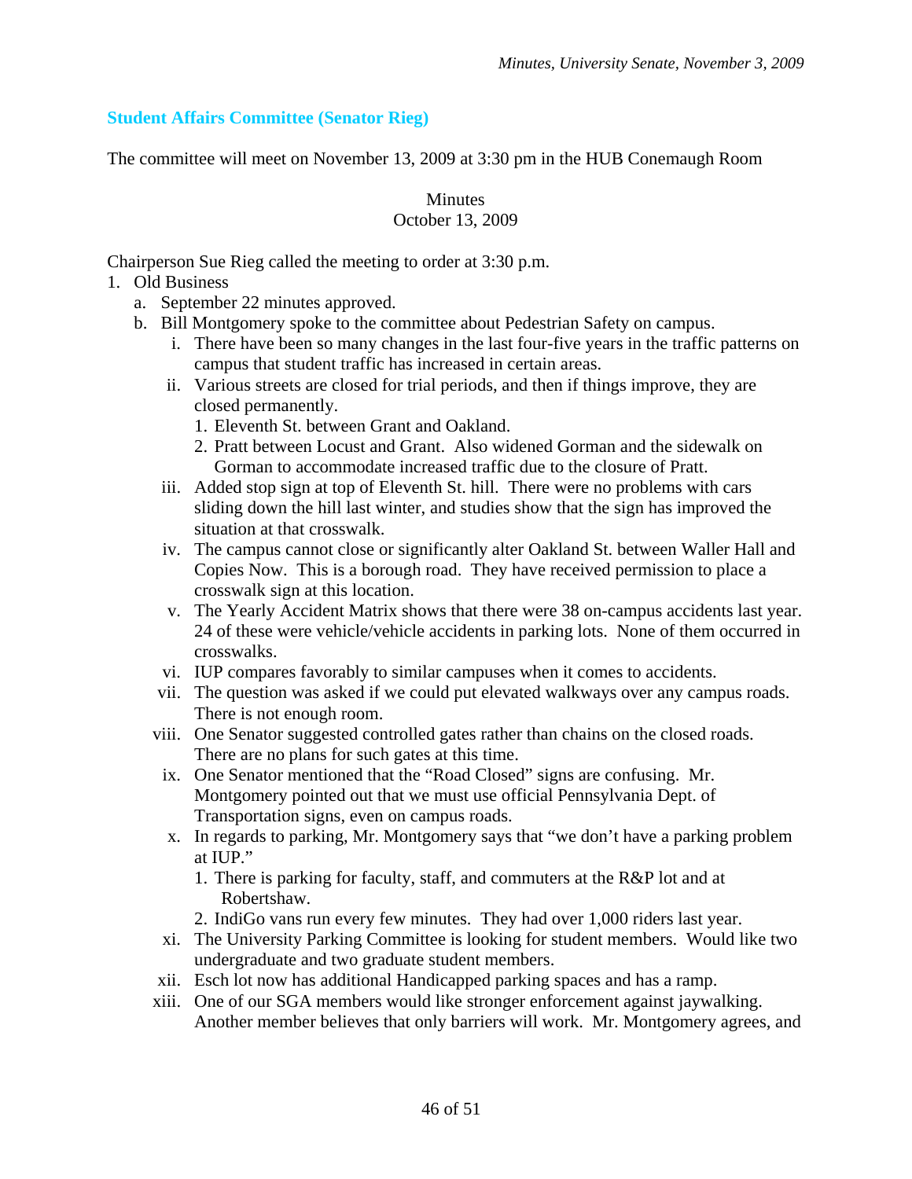### Student Affairs Committee (Senator Rieg)

The committee will meet on November 13, 2009 at 3:30 pm in the HUB Conemaugh Room

Minutes
October 13, 2009

Chairperson Sue Rieg called the meeting to order at 3:30 p.m.

1. Old Business
   a. September 22 minutes approved.
   b. Bill Montgomery spoke to the committee about Pedestrian Safety on campus.
      i. There have been so many changes in the last four-five years in the traffic patterns on campus that student traffic has increased in certain areas.
      ii. Various streets are closed for trial periods, and then if things improve, they are closed permanently.
         1. Eleventh St. between Grant and Oakland.
         2. Pratt between Locust and Grant. Also widened Gorman and the sidewalk on Gorman to accommodate increased traffic due to the closure of Pratt.
      iii. Added stop sign at top of Eleventh St. hill. There were no problems with cars sliding down the hill last winter, and studies show that the sign has improved the situation at that crosswalk.
      iv. The campus cannot close or significantly alter Oakland St. between Waller Hall and Copies Now. This is a borough road. They have received permission to place a crosswalk sign at this location.
      v. The Yearly Accident Matrix shows that there were 38 on-campus accidents last year. 24 of these were vehicle/vehicle accidents in parking lots. None of them occurred in crosswalks.
      vi. IUP compares favorably to similar campuses when it comes to accidents.
      vii. The question was asked if we could put elevated walkways over any campus roads. There is not enough room.
      viii. One Senator suggested controlled gates rather than chains on the closed roads. There are no plans for such gates at this time.
      ix. One Senator mentioned that the "Road Closed" signs are confusing. Mr. Montgomery pointed out that we must use official Pennsylvania Dept. of Transportation signs, even on campus roads.
      x. In regards to parking, Mr. Montgomery says that "we don't have a parking problem at IUP."
         1. There is parking for faculty, staff, and commuters at the R&P lot and at Robertshaw.
         2. IndiGo vans run every few minutes. They had over 1,000 riders last year.
      xi. The University Parking Committee is looking for student members. Would like two undergraduate and two graduate student members.
      xii. Esch lot now has additional Handicapped parking spaces and has a ramp.
      xiii. One of our SGA members would like stronger enforcement against jaywalking. Another member believes that only barriers will work. Mr. Montgomery agrees, and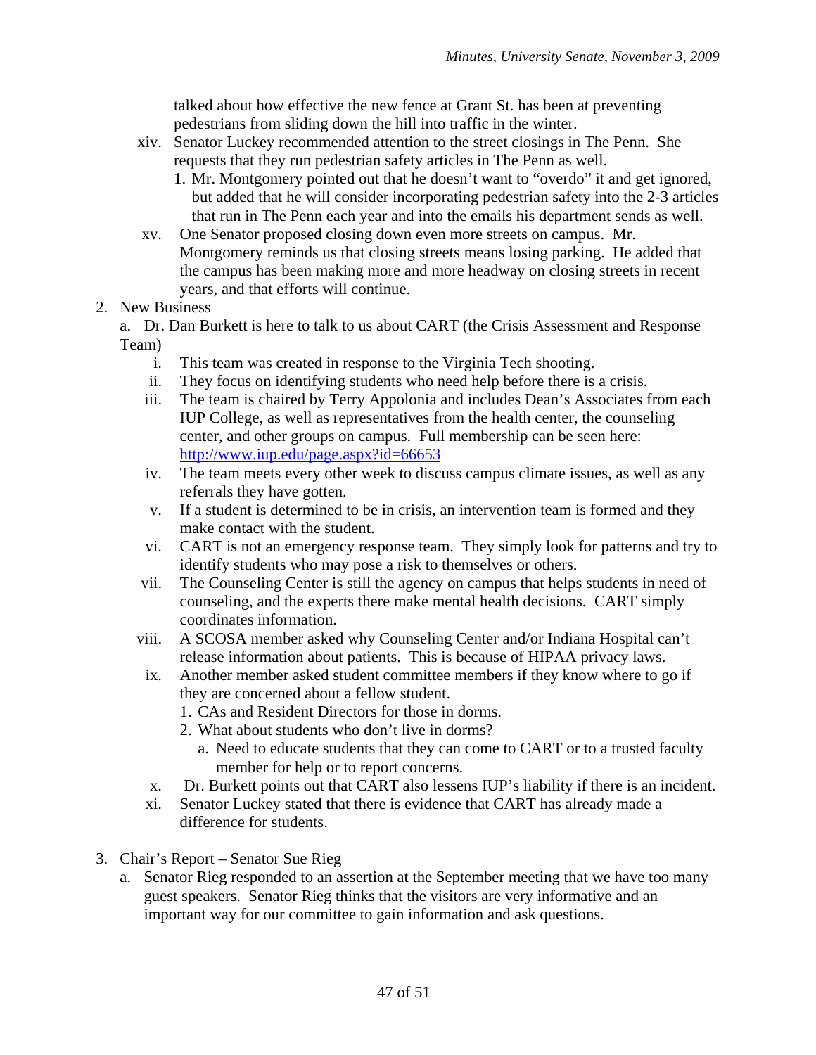talked about how effective the new fence at Grant St. has been at preventing pedestrians from sliding down the hill into traffic in the winter.

xiv. Senator Luckey recommended attention to the street closings in The Penn. She requests that they run pedestrian safety articles in The Penn as well.
   1. Mr. Montgomery pointed out that he doesn't want to "overdo" it and get ignored, but added that he will consider incorporating pedestrian safety into the 2-3 articles that run in The Penn each year and into the emails his department sends as well.

xv. One Senator proposed closing down even more streets on campus. Mr. Montgomery reminds us that closing streets means losing parking. He added that the campus has been making more and more headway on closing streets in recent years, and that efforts will continue.

2. New Business
   a. Dr. Dan Burkett is here to talk to us about CART (the Crisis Assessment and Response Team)
      i. This team was created in response to the Virginia Tech shooting.
      ii. They focus on identifying students who need help before there is a crisis.
      iii. The team is chaired by Terry Appolonia and includes Dean's Associates from each IUP College, as well as representatives from the health center, the counseling center, and other groups on campus. Full membership can be seen here: http://www.iup.edu/page.aspx?id=66653
      iv. The team meets every other week to discuss campus climate issues, as well as any referrals they have gotten.
      v. If a student is determined to be in crisis, an intervention team is formed and they make contact with the student.
      vi. CART is not an emergency response team. They simply look for patterns and try to identify students who may pose a risk to themselves or others.
      vii. The Counseling Center is still the agency on campus that helps students in need of counseling, and the experts there make mental health decisions. CART simply coordinates information.
      viii. A SCOSA member asked why Counseling Center and/or Indiana Hospital can't release information about patients. This is because of HIPAA privacy laws.
      ix. Another member asked student committee members if they know where to go if they are concerned about a fellow student.
         1. CAs and Resident Directors for those in dorms.
         2. What about students who don't live in dorms?
            a. Need to educate students that they can come to CART or to a trusted faculty member for help or to report concerns.
      x. Dr. Burkett points out that CART also lessens IUP's liability if there is an incident.
      xi. Senator Luckey stated that there is evidence that CART has already made a difference for students.

3. Chair's Report – Senator Sue Rieg
   a. Senator Rieg responded to an assertion at the September meeting that we have too many guest speakers. Senator Rieg thinks that the visitors are very informative and an important way for our committee to gain information and ask questions.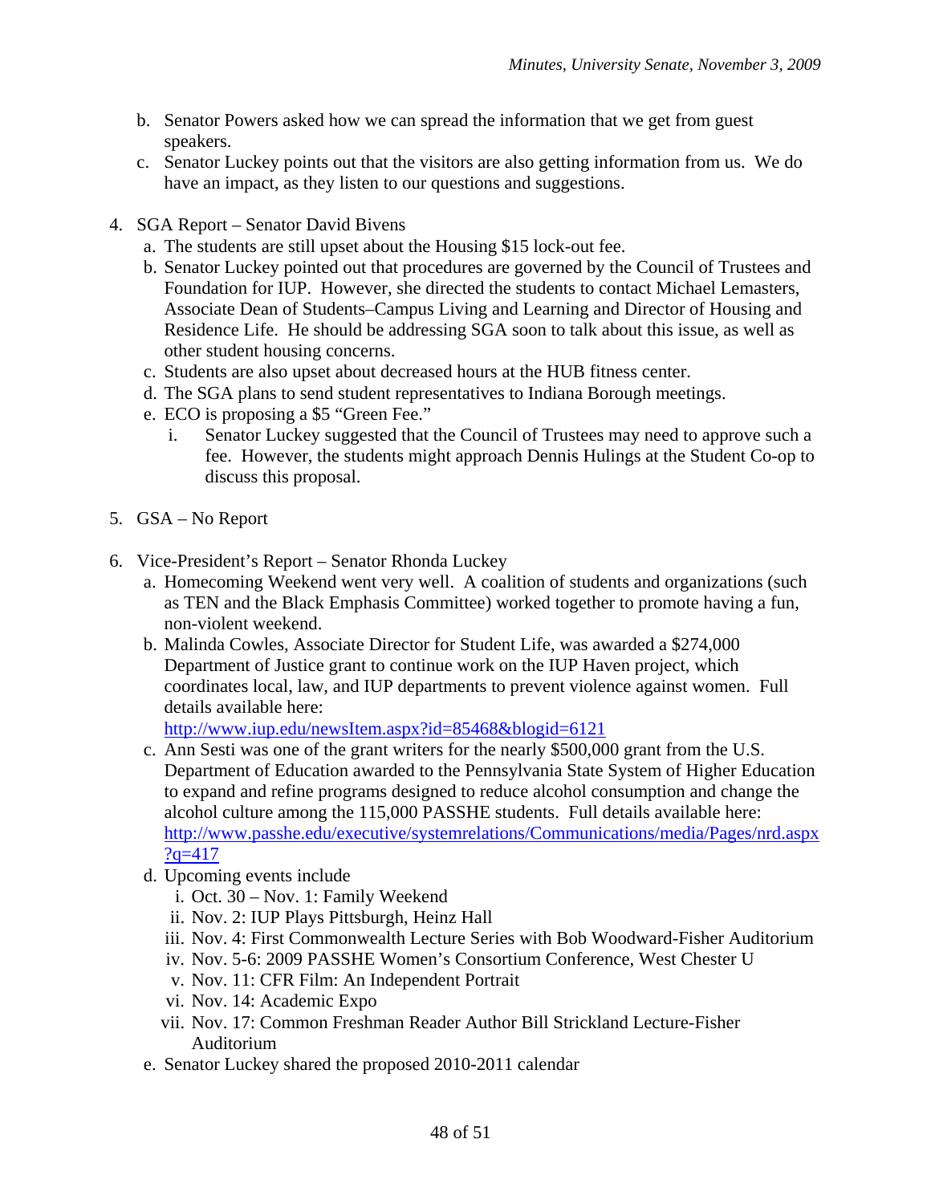b. Senator Powers asked how we can spread the information that we get from guest speakers.
   c. Senator Luckey points out that the visitors are also getting information from us. We do have an impact, as they listen to our questions and suggestions.

4. SGA Report – Senator David Bivens
   a. The students are still upset about the Housing $15 lock-out fee.
   b. Senator Luckey pointed out that procedures are governed by the Council of Trustees and Foundation for IUP. However, she directed the students to contact Michael Lemasters, Associate Dean of Students–Campus Living and Learning and Director of Housing and Residence Life. He should be addressing SGA soon to talk about this issue, as well as other student housing concerns.
   c. Students are also upset about decreased hours at the HUB fitness center.
   d. The SGA plans to send student representatives to Indiana Borough meetings.
   e. ECO is proposing a $5 "Green Fee."
      i. Senator Luckey suggested that the Council of Trustees may need to approve such a fee. However, the students might approach Dennis Hulings at the Student Co-op to discuss this proposal.

5. GSA – No Report

6. Vice-President's Report – Senator Rhonda Luckey
   a. Homecoming Weekend went very well. A coalition of students and organizations (such as TEN and the Black Emphasis Committee) worked together to promote having a fun, non-violent weekend.
   b. Malinda Cowles, Associate Director for Student Life, was awarded a $274,000 Department of Justice grant to continue work on the IUP Haven project, which coordinates local, law, and IUP departments to prevent violence against women. Full details available here: http://www.iup.edu/newsItem.aspx?id=85468&blogid=6121
   c. Ann Sesti was one of the grant writers for the nearly $500,000 grant from the U.S. Department of Education awarded to the Pennsylvania State System of Higher Education to expand and refine programs designed to reduce alcohol consumption and change the alcohol culture among the 115,000 PASSHE students. Full details available here: http://www.passhe.edu/executive/systemrelations/Communications/media/Pages/nrd.aspx?q=417
   d. Upcoming events include
      i. Oct. 30 – Nov. 1: Family Weekend
      ii. Nov. 2: IUP Plays Pittsburgh, Heinz Hall
      iii. Nov. 4: First Commonwealth Lecture Series with Bob Woodward-Fisher Auditorium
      iv. Nov. 5-6: 2009 PASSHE Women's Consortium Conference, West Chester U
      v. Nov. 11: CFR Film: An Independent Portrait
      vi. Nov. 14: Academic Expo
      vii. Nov. 17: Common Freshman Reader Author Bill Strickland Lecture-Fisher Auditorium
   e. Senator Luckey shared the proposed 2010-2011 calendar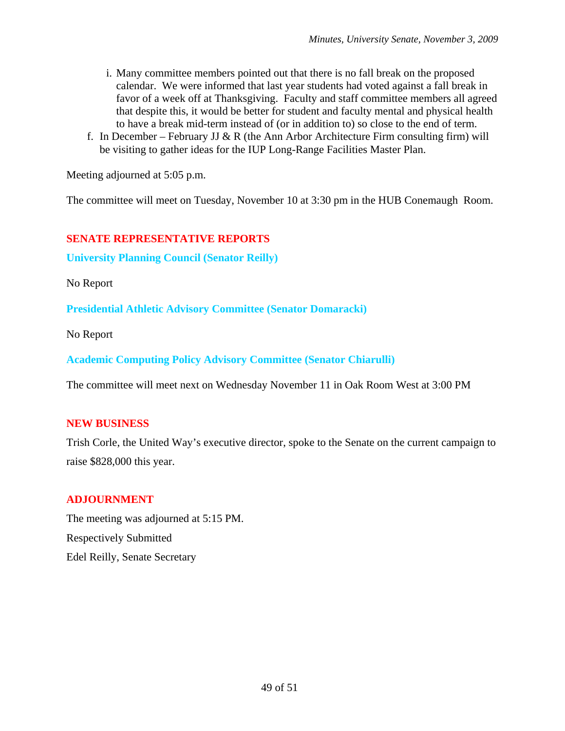i. Many committee members pointed out that there is no fall break on the proposed calendar. We were informed that last year students had voted against a fall break in favor of a week off at Thanksgiving. Faculty and staff committee members all agreed that despite this, it would be better for student and faculty mental and physical health to have a break mid-term instead of (or in addition to) so close to the end of term.

f. In December – February JJ & R (the Ann Arbor Architecture Firm consulting firm) will be visiting to gather ideas for the IUP Long-Range Facilities Master Plan.

Meeting adjourned at 5:05 p.m.

The committee will meet on Tuesday, November 10 at 3:30 pm in the HUB Conemaugh Room.

## SENATE REPRESENTATIVE REPORTS

### University Planning Council (Senator Reilly)

No Report

### Presidential Athletic Advisory Committee (Senator Domaracki)

No Report

### Academic Computing Policy Advisory Committee (Senator Chiarulli)

The committee will meet next on Wednesday November 11 in Oak Room West at 3:00 PM

## NEW BUSINESS

Trish Corle, the United Way's executive director, spoke to the Senate on the current campaign to raise $828,000 this year.

## ADJOURNMENT

The meeting was adjourned at 5:15 PM.

Respectively Submitted

Edel Reilly, Senate Secretary